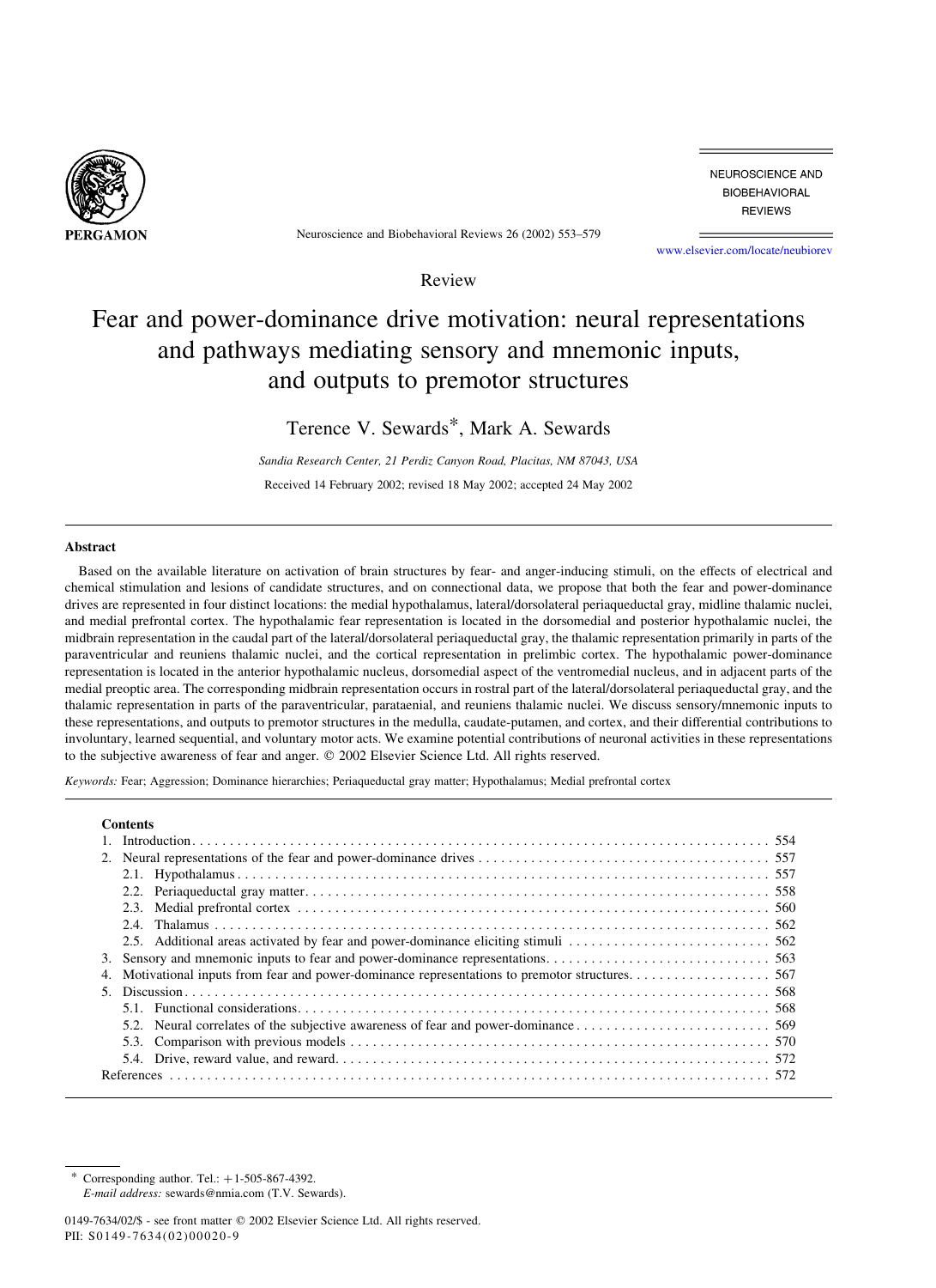Review

# Fear and power-dominance drive motivation: neural representations and pathways mediating sensory and mnemonic inputs, and outputs to premotor structures

Terence V. Sewards*, Mark A. Sewards

*Sandia Research Center, 21 Perdiz Canyon Road, Placitas, NM 87043, USA*

Received 14 February 2002; revised 18 May 2002; accepted 24 May 2002

## Abstract

Based on the available literature on activation of brain structures by fear- and anger-inducing stimuli, on the effects of electrical and chemical stimulation and lesions of candidate structures, and on connectional data, we propose that both the fear and power-dominance drives are represented in four distinct locations: the medial hypothalamus, lateral/dorsolateral periaqueductal gray, midline thalamic nuclei, and medial prefrontal cortex. The hypothalamic fear representation is located in the dorsomedial and posterior hypothalamic nuclei, the midbrain representation in the caudal part of the lateral/dorsolateral periaqueductal gray, the thalamic representation primarily in parts of the paraventricular and reuniens thalamic nuclei, and the cortical representation in prelimbic cortex. The hypothalamic power-dominance representation is located in the anterior hypothalamic nucleus, dorsomedial aspect of the ventromedial nucleus, and in adjacent parts of the medial preoptic area. The corresponding midbrain representation occurs in rostral part of the lateral/dorsolateral periaqueductal gray, and the thalamic representation in parts of the paraventricular, parataenial, and reuniens thalamic nuclei. We discuss sensory/mnemonic inputs to these representations, and outputs to premotor structures in the medulla, caudate-putamen, and cortex, and their differential contributions to involuntary, learned sequential, and voluntary motor acts. We examine potential contributions of neuronal activities in these representations to the subjective awareness of fear and anger. © 2002 Elsevier Science Ltd. All rights reserved.

*Keywords:* Fear; Aggression; Dominance hierarchies; Periaqueductal gray matter; Hypothalamus; Medial prefrontal cortex

## Contents

1. Introduction . . . . . 554
2. Neural representations of the fear and power-dominance drives . . . . . 557
   - 2.1. Hypothalamus . . . . . 557
   - 2.2. Periaqueductal gray matter . . . . . 558
   - 2.3. Medial prefrontal cortex . . . . . 560
   - 2.4. Thalamus . . . . . 562
   - 2.5. Additional areas activated by fear and power-dominance eliciting stimuli . . . . . 562
3. Sensory and mnemonic inputs to fear and power-dominance representations . . . . . 563
4. Motivational inputs from fear and power-dominance representations to premotor structures . . . . . 567
5. Discussion . . . . . 568
   - 5.1. Functional considerations . . . . . 568
   - 5.2. Neural correlates of the subjective awareness of fear and power-dominance . . . . . 569
   - 5.3. Comparison with previous models . . . . . 570
   - 5.4. Drive, reward value, and reward . . . . . 572

References . . . . . 572

---

* Corresponding author. Tel.: +1-505-867-4392.
*E-mail address:* sewards@nmia.com (T.V. Sewards).

0149-7634/02/$ - see front matter © 2002 Elsevier Science Ltd. All rights reserved.
PII: S0149-7634(02)00020-9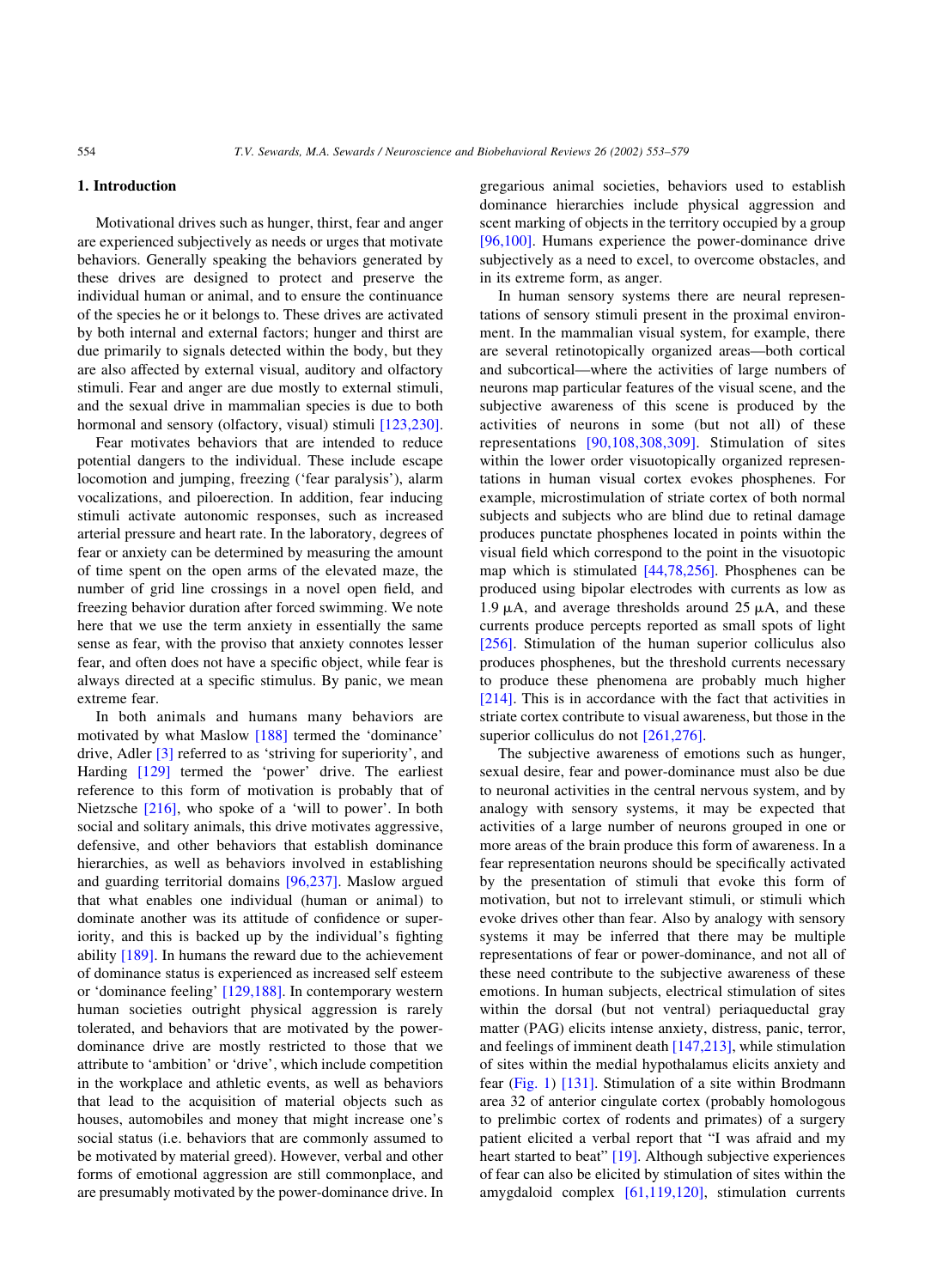## 1. Introduction

Motivational drives such as hunger, thirst, fear and anger are experienced subjectively as needs or urges that motivate behaviors. Generally speaking the behaviors generated by these drives are designed to protect and preserve the individual human or animal, and to ensure the continuance of the species he or it belongs to. These drives are activated by both internal and external factors; hunger and thirst are due primarily to signals detected within the body, but they are also affected by external visual, auditory and olfactory stimuli. Fear and anger are due mostly to external stimuli, and the sexual drive in mammalian species is due to both hormonal and sensory (olfactory, visual) stimuli [123,230].

Fear motivates behaviors that are intended to reduce potential dangers to the individual. These include escape locomotion and jumping, freezing ('fear paralysis'), alarm vocalizations, and piloerection. In addition, fear inducing stimuli activate autonomic responses, such as increased arterial pressure and heart rate. In the laboratory, degrees of fear or anxiety can be determined by measuring the amount of time spent on the open arms of the elevated maze, the number of grid line crossings in a novel open field, and freezing behavior duration after forced swimming. We note here that we use the term anxiety in essentially the same sense as fear, with the proviso that anxiety connotes lesser fear, and often does not have a specific object, while fear is always directed at a specific stimulus. By panic, we mean extreme fear.

In both animals and humans many behaviors are motivated by what Maslow [188] termed the 'dominance' drive, Adler [3] referred to as 'striving for superiority', and Harding [129] termed the 'power' drive. The earliest reference to this form of motivation is probably that of Nietzsche [216], who spoke of a 'will to power'. In both social and solitary animals, this drive motivates aggressive, defensive, and other behaviors that establish dominance hierarchies, as well as behaviors involved in establishing and guarding territorial domains [96,237]. Maslow argued that what enables one individual (human or animal) to dominate another was its attitude of confidence or superiority, and this is backed up by the individual's fighting ability [189]. In humans the reward due to the achievement of dominance status is experienced as increased self esteem or 'dominance feeling' [129,188]. In contemporary western human societies outright physical aggression is rarely tolerated, and behaviors that are motivated by the power-dominance drive are mostly restricted to those that we attribute to 'ambition' or 'drive', which include competition in the workplace and athletic events, as well as behaviors that lead to the acquisition of material objects such as houses, automobiles and money that might increase one's social status (i.e. behaviors that are commonly assumed to be motivated by material greed). However, verbal and other forms of emotional aggression are still commonplace, and are presumably motivated by the power-dominance drive. In gregarious animal societies, behaviors used to establish dominance hierarchies include physical aggression and scent marking of objects in the territory occupied by a group [96,100]. Humans experience the power-dominance drive subjectively as a need to excel, to overcome obstacles, and in its extreme form, as anger.

In human sensory systems there are neural representations of sensory stimuli present in the proximal environment. In the mammalian visual system, for example, there are several retinotopically organized areas—both cortical and subcortical—where the activities of large numbers of neurons map particular features of the visual scene, and the subjective awareness of this scene is produced by the activities of neurons in some (but not all) of these representations [90,108,308,309]. Stimulation of sites within the lower order visuotopically organized representations in human visual cortex evokes phosphenes. For example, microstimulation of striate cortex of both normal subjects and subjects who are blind due to retinal damage produces punctate phosphenes located in points within the visual field which correspond to the point in the visuotopic map which is stimulated [44,78,256]. Phosphenes can be produced using bipolar electrodes with currents as low as 1.9 μA, and average thresholds around 25 μA, and these currents produce percepts reported as small spots of light [256]. Stimulation of the human superior colliculus also produces phosphenes, but the threshold currents necessary to produce these phenomena are probably much higher [214]. This is in accordance with the fact that activities in striate cortex contribute to visual awareness, but those in the superior colliculus do not [261,276].

The subjective awareness of emotions such as hunger, sexual desire, fear and power-dominance must also be due to neuronal activities in the central nervous system, and by analogy with sensory systems, it may be expected that activities of a large number of neurons grouped in one or more areas of the brain produce this form of awareness. In a fear representation neurons should be specifically activated by the presentation of stimuli that evoke this form of motivation, but not to irrelevant stimuli, or stimuli which evoke drives other than fear. Also by analogy with sensory systems it may be inferred that there may be multiple representations of fear or power-dominance, and not all of these need contribute to the subjective awareness of these emotions. In human subjects, electrical stimulation of sites within the dorsal (but not ventral) periaqueductal gray matter (PAG) elicits intense anxiety, distress, panic, terror, and feelings of imminent death [147,213], while stimulation of sites within the medial hypothalamus elicits anxiety and fear (Fig. 1) [131]. Stimulation of a site within Brodmann area 32 of anterior cingulate cortex (probably homologous to prelimbic cortex of rodents and primates) of a surgery patient elicited a verbal report that "I was afraid and my heart started to beat" [19]. Although subjective experiences of fear can also be elicited by stimulation of sites within the amygdaloid complex [61,119,120], stimulation currents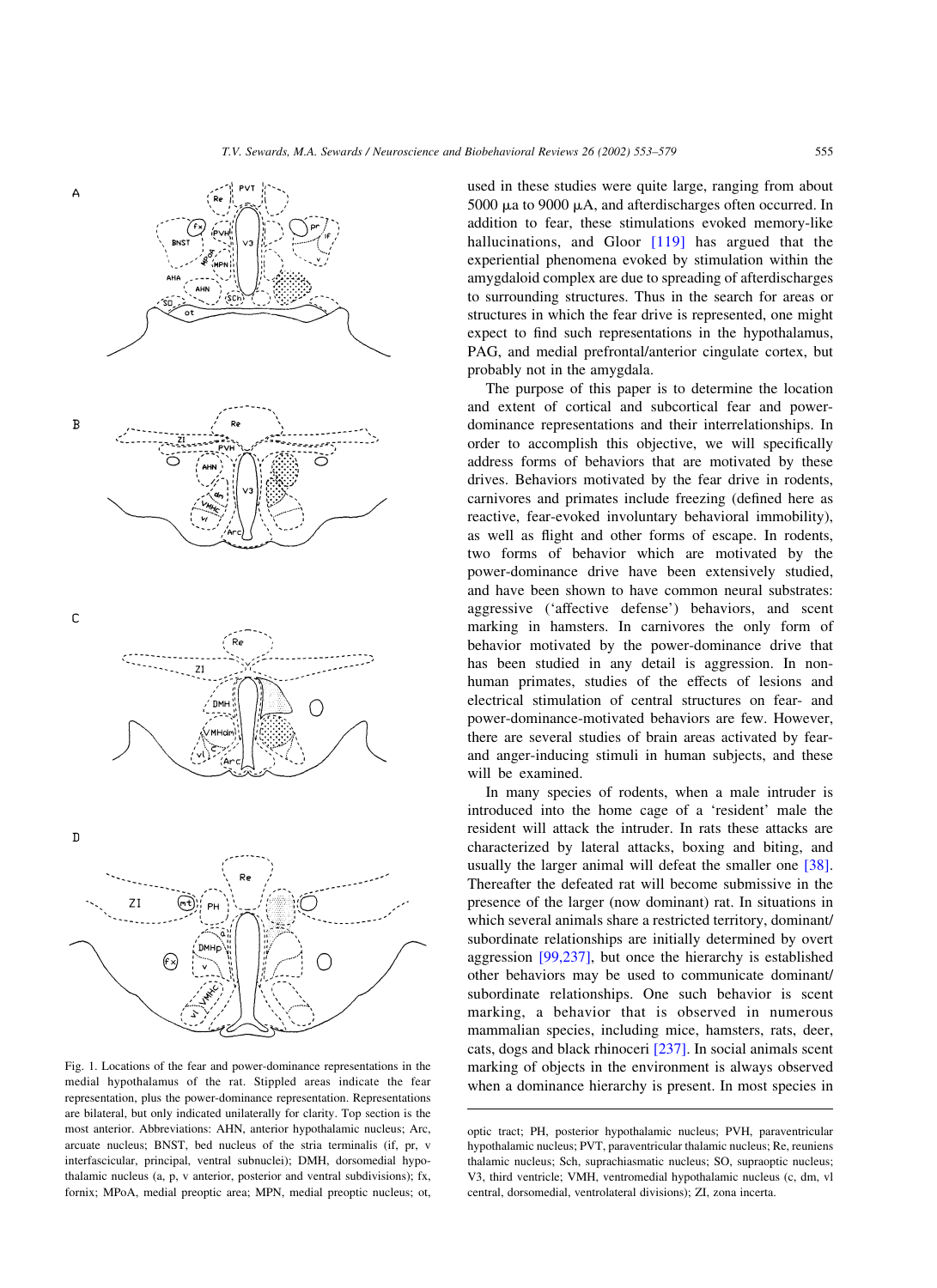A

PVT

Re

fx

PVH

pr

BNST

MPoA

V3

if

MPN

v

AHA

AHN

SO

SCh

ot

B

Re

ZI

PVH

AHN

V3

dm

VMHC

vl

Arc

C

Re

ZI

DMH

VMHdm

vl

c

Arc

D

Re

ZI

mt

PH

a

DMHp

fx

v

VMHC

vl

Fig. 1. Locations of the fear and power-dominance representations in the medial hypothalamus of the rat. Stippled areas indicate the fear representation, plus the power-dominance representation. Representations are bilateral, but only indicated unilaterally for clarity. Top section is the most anterior. Abbreviations: AHN, anterior hypothalamic nucleus; Arc, arcuate nucleus; BNST, bed nucleus of the stria terminalis (if, pr, v interfascicular, principal, ventral subnuclei); DMH, dorsomedial hypothalamic nucleus (a, p, v anterior, posterior and ventral subdivisions); fx, fornix; MPoA, medial preoptic area; MPN, medial preoptic nucleus; ot, optic tract; PH, posterior hypothalamic nucleus; PVH, paraventricular hypothalamic nucleus; PVT, paraventricular thalamic nucleus; Re, reuniens thalamic nucleus; Sch, suprachiasmatic nucleus; SO, supraoptic nucleus; V3, third ventricle; VMH, ventromedial hypothalamic nucleus (c, dm, vl central, dorsomedial, ventrolateral divisions); ZI, zona incerta.

used in these studies were quite large, ranging from about 5000 μA to 9000 μA, and afterdischarges often occurred. In addition to fear, these stimulations evoked memory-like hallucinations, and Gloor [119] has argued that the experiential phenomena evoked by stimulation within the amygdaloid complex are due to spreading of afterdischarges to surrounding structures. Thus in the search for areas or structures in which the fear drive is represented, one might expect to find such representations in the hypothalamus, PAG, and medial prefrontal/anterior cingulate cortex, but probably not in the amygdala.

The purpose of this paper is to determine the location and extent of cortical and subcortical fear and power-dominance representations and their interrelationships. In order to accomplish this objective, we will specifically address forms of behaviors that are motivated by these drives. Behaviors motivated by the fear drive in rodents, carnivores and primates include freezing (defined here as reactive, fear-evoked involuntary behavioral immobility), as well as flight and other forms of escape. In rodents, two forms of behavior which are motivated by the power-dominance drive have been extensively studied, and have been shown to have common neural substrates: aggressive ('affective defense') behaviors, and scent marking in hamsters. In carnivores the only form of behavior motivated by the power-dominance drive that has been studied in any detail is aggression. In non-human primates, studies of the effects of lesions and electrical stimulation of central structures on fear- and power-dominance-motivated behaviors are few. However, there are several studies of brain areas activated by fear- and anger-inducing stimuli in human subjects, and these will be examined.

In many species of rodents, when a male intruder is introduced into the home cage of a 'resident' male the resident will attack the intruder. In rats these attacks are characterized by lateral attacks, boxing and biting, and usually the larger animal will defeat the smaller one [38]. Thereafter the defeated rat will become submissive in the presence of the larger (now dominant) rat. In situations in which several animals share a restricted territory, dominant/subordinate relationships are initially determined by overt aggression [99,237], but once the hierarchy is established other behaviors may be used to communicate dominant/subordinate relationships. One such behavior is scent marking, a behavior that is observed in numerous mammalian species, including mice, hamsters, rats, deer, cats, dogs and black rhinoceri [237]. In social animals scent marking of objects in the environment is always observed when a dominance hierarchy is present. In most species in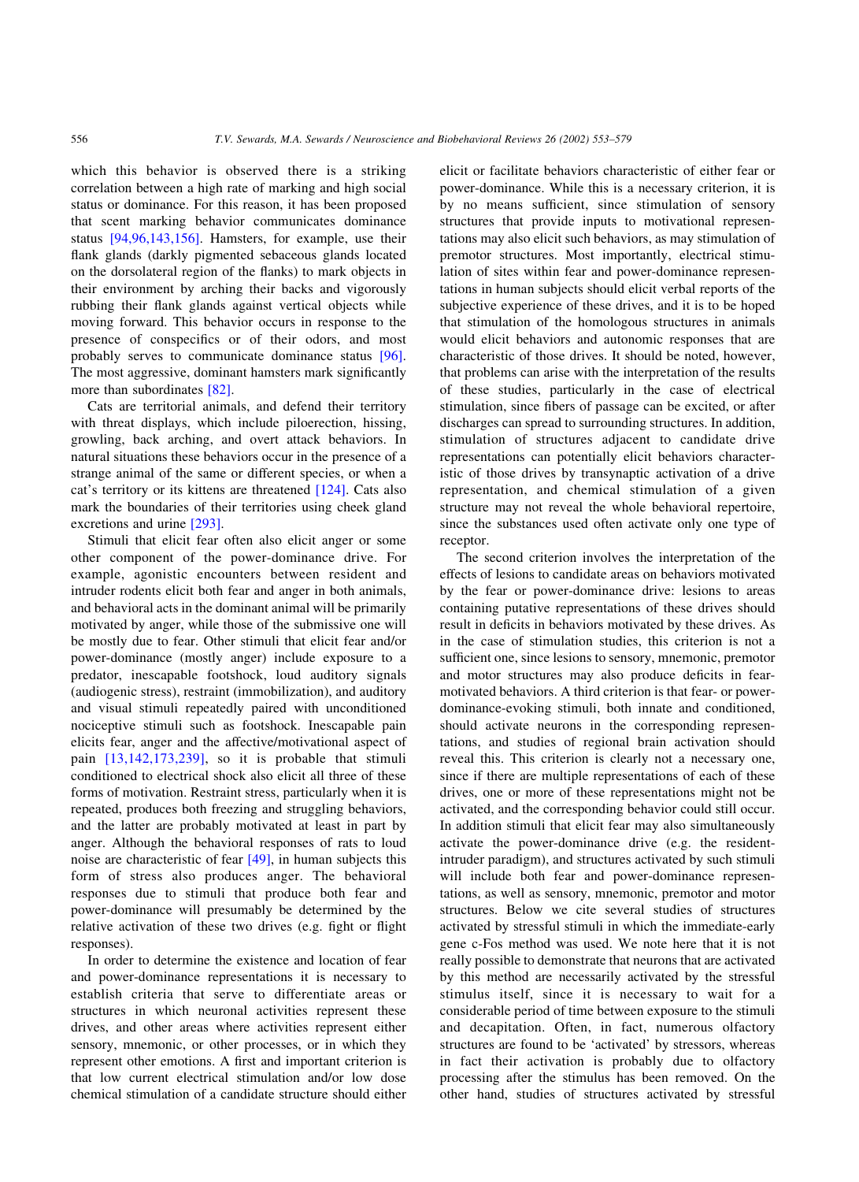which this behavior is observed there is a striking correlation between a high rate of marking and high social status or dominance. For this reason, it has been proposed that scent marking behavior communicates dominance status [94,96,143,156]. Hamsters, for example, use their flank glands (darkly pigmented sebaceous glands located on the dorsolateral region of the flanks) to mark objects in their environment by arching their backs and vigorously rubbing their flank glands against vertical objects while moving forward. This behavior occurs in response to the presence of conspecifics or of their odors, and most probably serves to communicate dominance status [96]. The most aggressive, dominant hamsters mark significantly more than subordinates [82].

Cats are territorial animals, and defend their territory with threat displays, which include piloerection, hissing, growling, back arching, and overt attack behaviors. In natural situations these behaviors occur in the presence of a strange animal of the same or different species, or when a cat's territory or its kittens are threatened [124]. Cats also mark the boundaries of their territories using cheek gland excretions and urine [293].

Stimuli that elicit fear often also elicit anger or some other component of the power-dominance drive. For example, agonistic encounters between resident and intruder rodents elicit both fear and anger in both animals, and behavioral acts in the dominant animal will be primarily motivated by anger, while those of the submissive one will be mostly due to fear. Other stimuli that elicit fear and/or power-dominance (mostly anger) include exposure to a predator, inescapable footshock, loud auditory signals (audiogenic stress), restraint (immobilization), and auditory and visual stimuli repeatedly paired with unconditioned nociceptive stimuli such as footshock. Inescapable pain elicits fear, anger and the affective/motivational aspect of pain [13,142,173,239], so it is probable that stimuli conditioned to electrical shock also elicit all three of these forms of motivation. Restraint stress, particularly when it is repeated, produces both freezing and struggling behaviors, and the latter are probably motivated at least in part by anger. Although the behavioral responses of rats to loud noise are characteristic of fear [49], in human subjects this form of stress also produces anger. The behavioral responses due to stimuli that produce both fear and power-dominance will presumably be determined by the relative activation of these two drives (e.g. fight or flight responses).

In order to determine the existence and location of fear and power-dominance representations it is necessary to establish criteria that serve to differentiate areas or structures in which neuronal activities represent these drives, and other areas where activities represent either sensory, mnemonic, or other processes, or in which they represent other emotions. A first and important criterion is that low current electrical stimulation and/or low dose chemical stimulation of a candidate structure should either elicit or facilitate behaviors characteristic of either fear or power-dominance. While this is a necessary criterion, it is by no means sufficient, since stimulation of sensory structures that provide inputs to motivational representations may also elicit such behaviors, as may stimulation of premotor structures. Most importantly, electrical stimulation of sites within fear and power-dominance representations in human subjects should elicit verbal reports of the subjective experience of these drives, and it is to be hoped that stimulation of the homologous structures in animals would elicit behaviors and autonomic responses that are characteristic of those drives. It should be noted, however, that problems can arise with the interpretation of the results of these studies, particularly in the case of electrical stimulation, since fibers of passage can be excited, or after discharges can spread to surrounding structures. In addition, stimulation of structures adjacent to candidate drive representations can potentially elicit behaviors characteristic of those drives by transynaptic activation of a drive representation, and chemical stimulation of a given structure may not reveal the whole behavioral repertoire, since the substances used often activate only one type of receptor.

The second criterion involves the interpretation of the effects of lesions to candidate areas on behaviors motivated by the fear or power-dominance drive: lesions to areas containing putative representations of these drives should result in deficits in behaviors motivated by these drives. As in the case of stimulation studies, this criterion is not a sufficient one, since lesions to sensory, mnemonic, premotor and motor structures may also produce deficits in fear-motivated behaviors. A third criterion is that fear- or power-dominance-evoking stimuli, both innate and conditioned, should activate neurons in the corresponding representations, and studies of regional brain activation should reveal this. This criterion is clearly not a necessary one, since if there are multiple representations of each of these drives, one or more of these representations might not be activated, and the corresponding behavior could still occur. In addition stimuli that elicit fear may also simultaneously activate the power-dominance drive (e.g. the resident-intruder paradigm), and structures activated by such stimuli will include both fear and power-dominance representations, as well as sensory, mnemonic, premotor and motor structures. Below we cite several studies of structures activated by stressful stimuli in which the immediate-early gene c-Fos method was used. We note here that it is not really possible to demonstrate that neurons that are activated by this method are necessarily activated by the stressful stimulus itself, since it is necessary to wait for a considerable period of time between exposure to the stimuli and decapitation. Often, in fact, numerous olfactory structures are found to be 'activated' by stressors, whereas in fact their activation is probably due to olfactory processing after the stimulus has been removed. On the other hand, studies of structures activated by stressful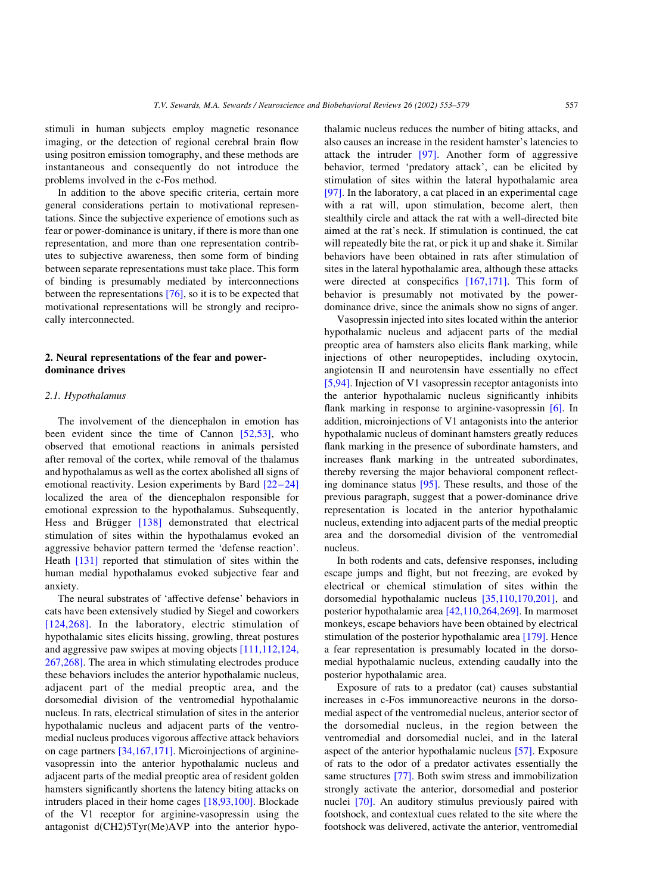stimuli in human subjects employ magnetic resonance imaging, or the detection of regional cerebral brain flow using positron emission tomography, and these methods are instantaneous and consequently do not introduce the problems involved in the c-Fos method.

In addition to the above specific criteria, certain more general considerations pertain to motivational representations. Since the subjective experience of emotions such as fear or power-dominance is unitary, if there is more than one representation, and more than one representation contributes to subjective awareness, then some form of binding between separate representations must take place. This form of binding is presumably mediated by interconnections between the representations [76], so it is to be expected that motivational representations will be strongly and reciprocally interconnected.

## 2. Neural representations of the fear and power-dominance drives

### 2.1. Hypothalamus

The involvement of the diencephalon in emotion has been evident since the time of Cannon [52,53], who observed that emotional reactions in animals persisted after removal of the cortex, while removal of the thalamus and hypothalamus as well as the cortex abolished all signs of emotional reactivity. Lesion experiments by Bard [22–24] localized the area of the diencephalon responsible for emotional expression to the hypothalamus. Subsequently, Hess and Brügger [138] demonstrated that electrical stimulation of sites within the hypothalamus evoked an aggressive behavior pattern termed the 'defense reaction'. Heath [131] reported that stimulation of sites within the human medial hypothalamus evoked subjective fear and anxiety.

The neural substrates of 'affective defense' behaviors in cats have been extensively studied by Siegel and coworkers [124,268]. In the laboratory, electric stimulation of hypothalamic sites elicits hissing, growling, threat postures and aggressive paw swipes at moving objects [111,112,124, 267,268]. The area in which stimulating electrodes produce these behaviors includes the anterior hypothalamic nucleus, adjacent part of the medial preoptic area, and the dorsomedial division of the ventromedial hypothalamic nucleus. In rats, electrical stimulation of sites in the anterior hypothalamic nucleus and adjacent parts of the ventromedial nucleus produces vigorous affective attack behaviors on cage partners [34,167,171]. Microinjections of arginine-vasopressin into the anterior hypothalamic nucleus and adjacent parts of the medial preoptic area of resident golden hamsters significantly shortens the latency biting attacks on intruders placed in their home cages [18,93,100]. Blockade of the V1 receptor for arginine-vasopressin using the antagonist d(CH2)5Tyr(Me)AVP into the anterior hypothalamic nucleus reduces the number of biting attacks, and also causes an increase in the resident hamster's latencies to attack the intruder [97]. Another form of aggressive behavior, termed 'predatory attack', can be elicited by stimulation of sites within the lateral hypothalamic area [97]. In the laboratory, a cat placed in an experimental cage with a rat will, upon stimulation, become alert, then stealthily circle and attack the rat with a well-directed bite aimed at the rat's neck. If stimulation is continued, the cat will repeatedly bite the rat, or pick it up and shake it. Similar behaviors have been obtained in rats after stimulation of sites in the lateral hypothalamic area, although these attacks were directed at conspecifics [167,171]. This form of behavior is presumably not motivated by the power-dominance drive, since the animals show no signs of anger.

Vasopressin injected into sites located within the anterior hypothalamic nucleus and adjacent parts of the medial preoptic area of hamsters also elicits flank marking, while injections of other neuropeptides, including oxytocin, angiotensin II and neurotensin have essentially no effect [5,94]. Injection of V1 vasopressin receptor antagonists into the anterior hypothalamic nucleus significantly inhibits flank marking in response to arginine-vasopressin [6]. In addition, microinjections of V1 antagonists into the anterior hypothalamic nucleus of dominant hamsters greatly reduces flank marking in the presence of subordinate hamsters, and increases flank marking in the untreated subordinates, thereby reversing the major behavioral component reflecting dominance status [95]. These results, and those of the previous paragraph, suggest that a power-dominance drive representation is located in the anterior hypothalamic nucleus, extending into adjacent parts of the medial preoptic area and the dorsomedial division of the ventromedial nucleus.

In both rodents and cats, defensive responses, including escape jumps and flight, but not freezing, are evoked by electrical or chemical stimulation of sites within the dorsomedial hypothalamic nucleus [35,110,170,201], and posterior hypothalamic area [42,110,264,269]. In marmoset monkeys, escape behaviors have been obtained by electrical stimulation of the posterior hypothalamic area [179]. Hence a fear representation is presumably located in the dorsomedial hypothalamic nucleus, extending caudally into the posterior hypothalamic area.

Exposure of rats to a predator (cat) causes substantial increases in c-Fos immunoreactive neurons in the dorsomedial aspect of the ventromedial nucleus, anterior sector of the dorsomedial nucleus, in the region between the ventromedial and dorsomedial nuclei, and in the lateral aspect of the anterior hypothalamic nucleus [57]. Exposure of rats to the odor of a predator activates essentially the same structures [77]. Both swim stress and immobilization strongly activate the anterior, dorsomedial and posterior nuclei [70]. An auditory stimulus previously paired with footshock, and contextual cues related to the site where the footshock was delivered, activate the anterior, ventromedial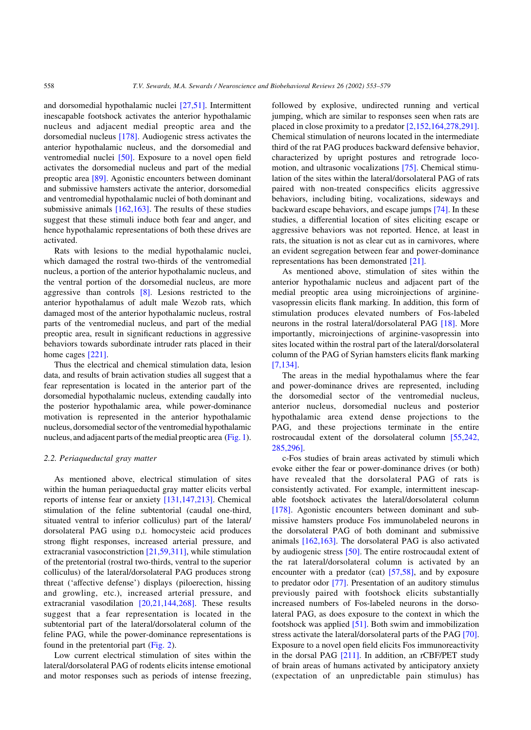and dorsomedial hypothalamic nuclei [27,51]. Intermittent inescapable footshock activates the anterior hypothalamic nucleus and adjacent medial preoptic area and the dorsomedial nucleus [178]. Audiogenic stress activates the anterior hypothalamic nucleus, and the dorsomedial and ventromedial nuclei [50]. Exposure to a novel open field activates the dorsomedial nucleus and part of the medial preoptic area [89]. Agonistic encounters between dominant and submissive hamsters activate the anterior, dorsomedial and ventromedial hypothalamic nuclei of both dominant and submissive animals [162,163]. The results of these studies suggest that these stimuli induce both fear and anger, and hence hypothalamic representations of both these drives are activated.

Rats with lesions to the medial hypothalamic nuclei, which damaged the rostral two-thirds of the ventromedial nucleus, a portion of the anterior hypothalamic nucleus, and the ventral portion of the dorsomedial nucleus, are more aggressive than controls [8]. Lesions restricted to the anterior hypothalamus of adult male Wezob rats, which damaged most of the anterior hypothalamic nucleus, rostral parts of the ventromedial nucleus, and part of the medial preoptic area, result in significant reductions in aggressive behaviors towards subordinate intruder rats placed in their home cages [221].

Thus the electrical and chemical stimulation data, lesion data, and results of brain activation studies all suggest that a fear representation is located in the anterior part of the dorsomedial hypothalamic nucleus, extending caudally into the posterior hypothalamic area, while power-dominance motivation is represented in the anterior hypothalamic nucleus, dorsomedial sector of the ventromedial hypothalamic nucleus, and adjacent parts of the medial preoptic area (Fig. 1).

### 2.2. Periaqueductal gray matter

As mentioned above, electrical stimulation of sites within the human periaqueductal gray matter elicits verbal reports of intense fear or anxiety [131,147,213]. Chemical stimulation of the feline subtentorial (caudal one-third, situated ventral to inferior colliculus) part of the lateral/dorsolateral PAG using D,L homocysteic acid produces strong flight responses, increased arterial pressure, and extracranial vasoconstriction [21,59,311], while stimulation of the pretentorial (rostral two-thirds, ventral to the superior colliculus) of the lateral/dorsolateral PAG produces strong threat ('affective defense') displays (piloerection, hissing and growling, etc.), increased arterial pressure, and extracranial vasodilation [20,21,144,268]. These results suggest that a fear representation is located in the subtentorial part of the lateral/dorsolateral column of the feline PAG, while the power-dominance representations is found in the pretentorial part (Fig. 2).

Low current electrical stimulation of sites within the lateral/dorsolateral PAG of rodents elicits intense emotional and motor responses such as periods of intense freezing, followed by explosive, undirected running and vertical jumping, which are similar to responses seen when rats are placed in close proximity to a predator [2,152,164,278,291]. Chemical stimulation of neurons located in the intermediate third of the rat PAG produces backward defensive behavior, characterized by upright postures and retrograde locomotion, and ultrasonic vocalizations [75]. Chemical stimulation of the sites within the lateral/dorsolateral PAG of rats paired with non-treated conspecifics elicits aggressive behaviors, including biting, vocalizations, sideways and backward escape behaviors, and escape jumps [74]. In these studies, a differential location of sites eliciting escape or aggressive behaviors was not reported. Hence, at least in rats, the situation is not as clear cut as in carnivores, where an evident segregation between fear and power-dominance representations has been demonstrated [21].

As mentioned above, stimulation of sites within the anterior hypothalamic nucleus and adjacent part of the medial preoptic area using microinjections of arginine-vasopressin elicits flank marking. In addition, this form of stimulation produces elevated numbers of Fos-labeled neurons in the rostral lateral/dorsolateral PAG [18]. More importantly, microinjections of arginine-vasopressin into sites located within the rostral part of the lateral/dorsolateral column of the PAG of Syrian hamsters elicits flank marking [7,134].

The areas in the medial hypothalamus where the fear and power-dominance drives are represented, including the dorsomedial sector of the ventromedial nucleus, anterior nucleus, dorsomedial nucleus and posterior hypothalamic area extend dense projections to the PAG, and these projections terminate in the entire rostrocaudal extent of the dorsolateral column [55,242,285,296].

c-Fos studies of brain areas activated by stimuli which evoke either the fear or power-dominance drives (or both) have revealed that the dorsolateral PAG of rats is consistently activated. For example, intermittent inescapable footshock activates the lateral/dorsolateral column [178]. Agonistic encounters between dominant and submissive hamsters produce Fos immunolabeled neurons in the dorsolateral PAG of both dominant and submissive animals [162,163]. The dorsolateral PAG is also activated by audiogenic stress [50]. The entire rostrocaudal extent of the rat lateral/dorsolateral column is activated by an encounter with a predator (cat) [57,58], and by exposure to predator odor [77]. Presentation of an auditory stimulus previously paired with footshock elicits substantially increased numbers of Fos-labeled neurons in the dorsolateral PAG, as does exposure to the context in which the footshock was applied [51]. Both swim and immobilization stress activate the lateral/dorsolateral parts of the PAG [70]. Exposure to a novel open field elicits Fos immunoreactivity in the dorsal PAG [211]. In addition, an rCBF/PET study of brain areas of humans activated by anticipatory anxiety (expectation of an unpredictable pain stimulus) has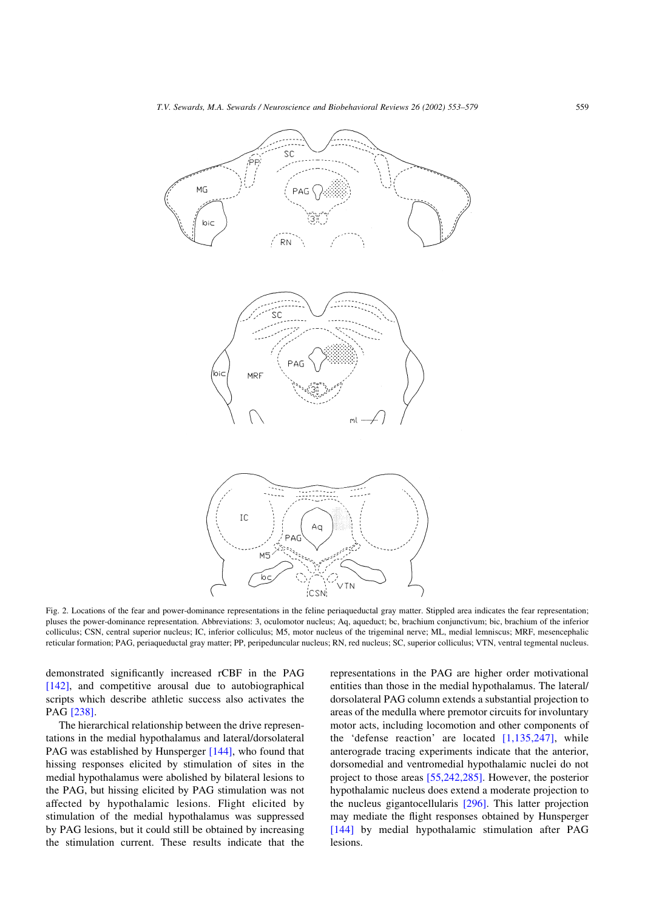Fig. 2. Locations of the fear and power-dominance representations in the feline periaqueductal gray matter. Stippled area indicates the fear representation; pluses the power-dominance representation. Abbreviations: 3, oculomotor nucleus; Aq, aqueduct; bc, brachium conjunctivum; bic, brachium of the inferior colliculus; CSN, central superior nucleus; IC, inferior colliculus; M5, motor nucleus of the trigeminal nerve; ML, medial lemniscus; MRF, mesencephalic reticular formation; PAG, periaqueductal gray matter; PP, peripeduncular nucleus; RN, red nucleus; SC, superior colliculus; VTN, ventral tegmental nucleus.

demonstrated significantly increased rCBF in the PAG [142], and competitive arousal due to autobiographical scripts which describe athletic success also activates the PAG [238].

The hierarchical relationship between the drive representations in the medial hypothalamus and lateral/dorsolateral PAG was established by Hunsperger [144], who found that hissing responses elicited by stimulation of sites in the medial hypothalamus were abolished by bilateral lesions to the PAG, but hissing elicited by PAG stimulation was not affected by hypothalamic lesions. Flight elicited by stimulation of the medial hypothalamus was suppressed by PAG lesions, but it could still be obtained by increasing the stimulation current. These results indicate that the representations in the PAG are higher order motivational entities than those in the medial hypothalamus. The lateral/dorsolateral PAG column extends a substantial projection to areas of the medulla where premotor circuits for involuntary motor acts, including locomotion and other components of the 'defense reaction' are located [1,135,247], while anterograde tracing experiments indicate that the anterior, dorsomedial and ventromedial hypothalamic nuclei do not project to those areas [55,242,285]. However, the posterior hypothalamic nucleus does extend a moderate projection to the nucleus gigantocellularis [296]. This latter projection may mediate the flight responses obtained by Hunsperger [144] by medial hypothalamic stimulation after PAG lesions.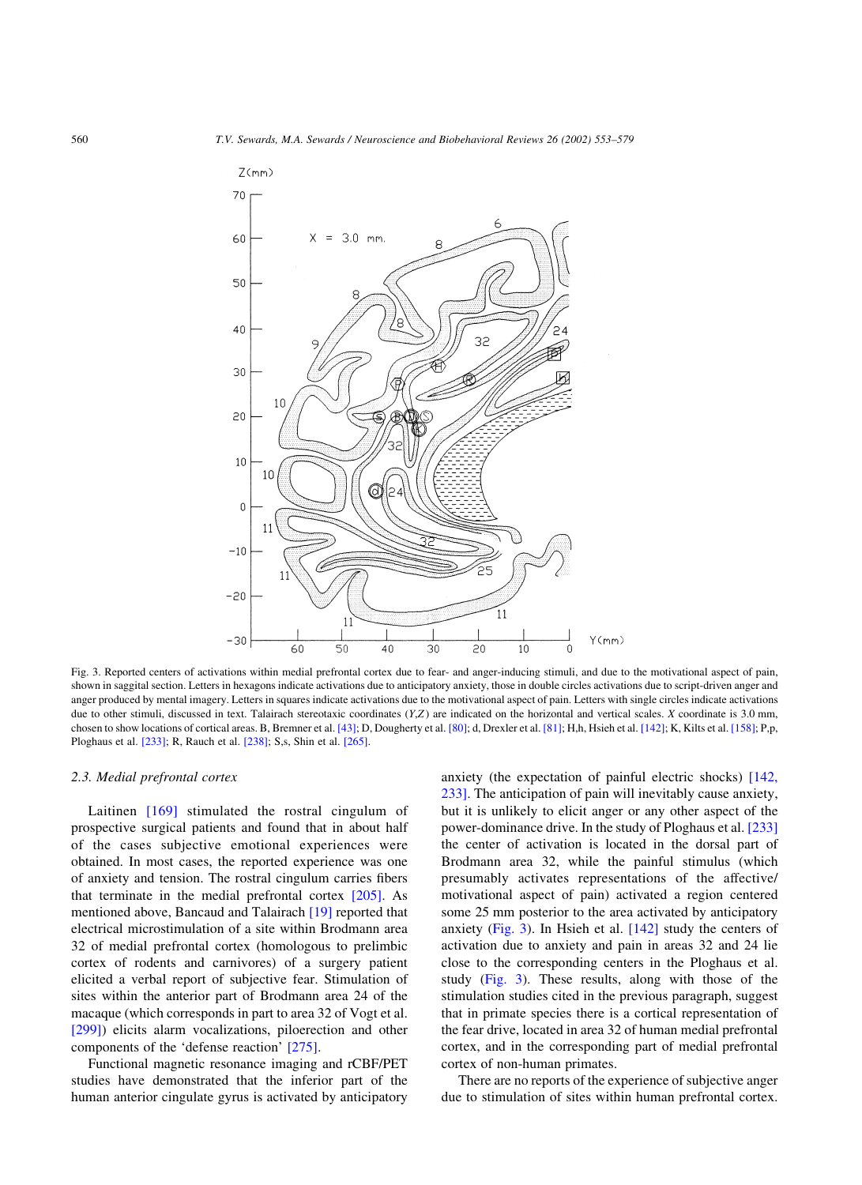Fig. 3. Reported centers of activations within medial prefrontal cortex due to fear- and anger-inducing stimuli, and due to the motivational aspect of pain, shown in sagittal section. Letters in hexagons indicate activations due to anticipatory anxiety, those in double circles activations due to script-driven anger and anger produced by mental imagery. Letters in squares indicate activations due to the motivational aspect of pain. Letters with single circles indicate activations due to other stimuli, discussed in text. Talairach stereotaxic coordinates (*Y*,*Z*) are indicated on the horizontal and vertical scales. *X* coordinate is 3.0 mm, chosen to show locations of cortical areas. B, Bremner et al. [43]; D, Dougherty et al. [80]; d, Drexler et al. [81]; H,h, Hsieh et al. [142]; K, Kilts et al. [158]; P,p, Ploghaus et al. [233]; R, Rauch et al. [238]; S,s, Shin et al. [265].

### 2.3. Medial prefrontal cortex

Laitinen [169] stimulated the rostral cingulum of prospective surgical patients and found that in about half of the cases subjective emotional experiences were obtained. In most cases, the reported experience was one of anxiety and tension. The rostral cingulum carries fibers that terminate in the medial prefrontal cortex [205]. As mentioned above, Bancaud and Talairach [19] reported that electrical microstimulation of a site within Brodmann area 32 of medial prefrontal cortex (homologous to prelimbic cortex of rodents and carnivores) of a surgery patient elicited a verbal report of subjective fear. Stimulation of sites within the anterior part of Brodmann area 24 of the macaque (which corresponds in part to area 32 of Vogt et al. [299]) elicits alarm vocalizations, piloerection and other components of the 'defense reaction' [275].

Functional magnetic resonance imaging and rCBF/PET studies have demonstrated that the inferior part of the human anterior cingulate gyrus is activated by anticipatory anxiety (the expectation of painful electric shocks) [142, 233]. The anticipation of pain will inevitably cause anxiety, but it is unlikely to elicit anger or any other aspect of the power-dominance drive. In the study of Ploghaus et al. [233] the center of activation is located in the dorsal part of Brodmann area 32, while the painful stimulus (which presumably activates representations of the affective/motivational aspect of pain) activated a region centered some 25 mm posterior to the area activated by anticipatory anxiety (Fig. 3). In Hsieh et al. [142] study the centers of activation due to anxiety and pain in areas 32 and 24 lie close to the corresponding centers in the Ploghaus et al. study (Fig. 3). These results, along with those of the stimulation studies cited in the previous paragraph, suggest that in primate species there is a cortical representation of the fear drive, located in area 32 of human medial prefrontal cortex, and in the corresponding part of medial prefrontal cortex of non-human primates.

There are no reports of the experience of subjective anger due to stimulation of sites within human prefrontal cortex.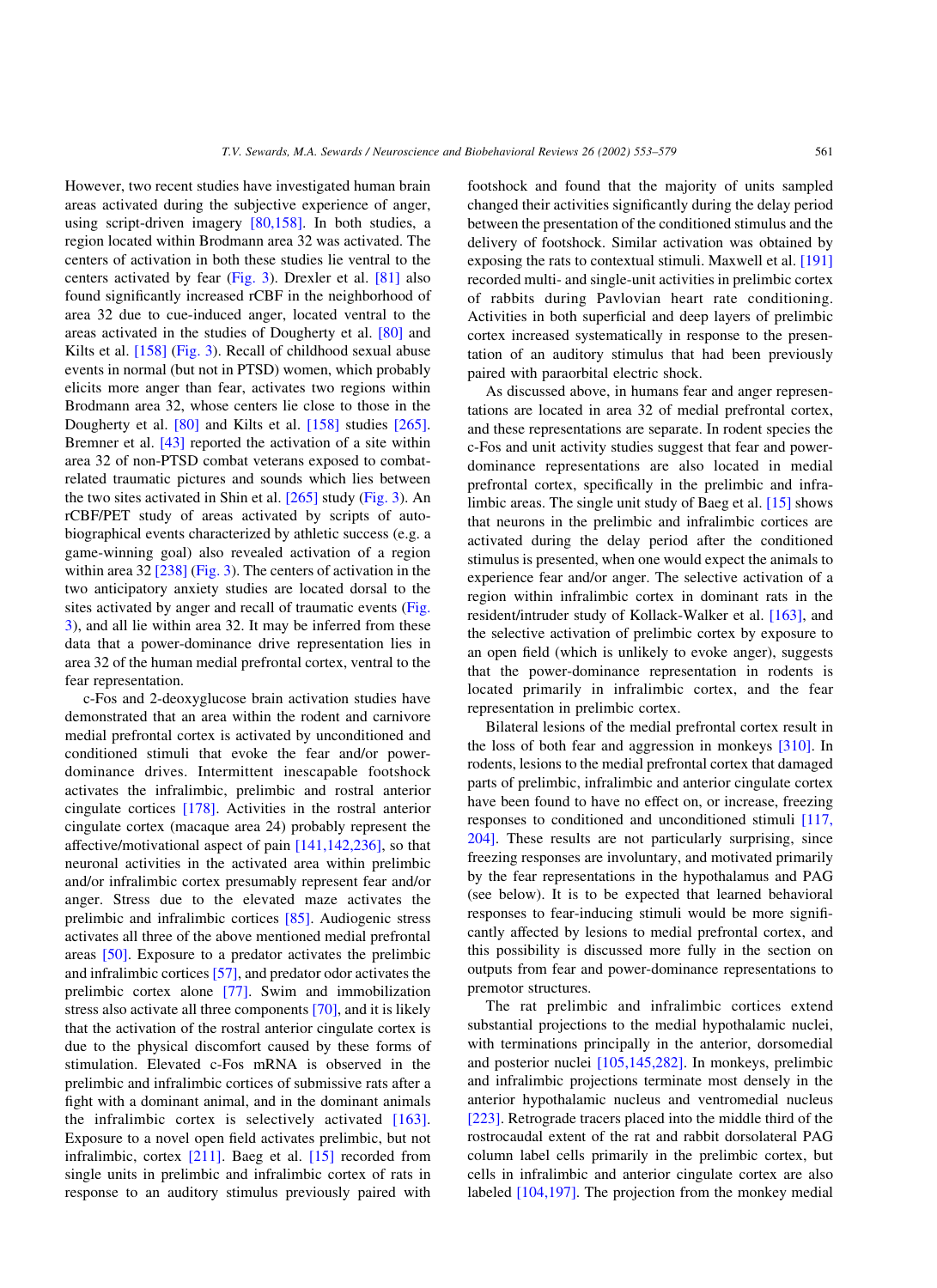However, two recent studies have investigated human brain areas activated during the subjective experience of anger, using script-driven imagery [80,158]. In both studies, a region located within Brodmann area 32 was activated. The centers of activation in both these studies lie ventral to the centers activated by fear (Fig. 3). Drexler et al. [81] also found significantly increased rCBF in the neighborhood of area 32 due to cue-induced anger, located ventral to the areas activated in the studies of Dougherty et al. [80] and Kilts et al. [158] (Fig. 3). Recall of childhood sexual abuse events in normal (but not in PTSD) women, which probably elicits more anger than fear, activates two regions within Brodmann area 32, whose centers lie close to those in the Dougherty et al. [80] and Kilts et al. [158] studies [265]. Bremner et al. [43] reported the activation of a site within area 32 of non-PTSD combat veterans exposed to combat-related traumatic pictures and sounds which lies between the two sites activated in Shin et al. [265] study (Fig. 3). An rCBF/PET study of areas activated by scripts of autobiographical events characterized by athletic success (e.g. a game-winning goal) also revealed activation of a region within area 32 [238] (Fig. 3). The centers of activation in the two anticipatory anxiety studies are located dorsal to the sites activated by anger and recall of traumatic events (Fig. 3), and all lie within area 32. It may be inferred from these data that a power-dominance drive representation lies in area 32 of the human medial prefrontal cortex, ventral to the fear representation.

c-Fos and 2-deoxyglucose brain activation studies have demonstrated that an area within the rodent and carnivore medial prefrontal cortex is activated by unconditioned and conditioned stimuli that evoke the fear and/or power-dominance drives. Intermittent inescapable footshock activates the infralimbic, prelimbic and rostral anterior cingulate cortices [178]. Activities in the rostral anterior cingulate cortex (macaque area 24) probably represent the affective/motivational aspect of pain [141,142,236], so that neuronal activities in the activated area within prelimbic and/or infralimbic cortex presumably represent fear and/or anger. Stress due to the elevated maze activates the prelimbic and infralimbic cortices [85]. Audiogenic stress activates all three of the above mentioned medial prefrontal areas [50]. Exposure to a predator activates the prelimbic and infralimbic cortices [57], and predator odor activates the prelimbic cortex alone [77]. Swim and immobilization stress also activate all three components [70], and it is likely that the activation of the rostral anterior cingulate cortex is due to the physical discomfort caused by these forms of stimulation. Elevated c-Fos mRNA is observed in the prelimbic and infralimbic cortices of submissive rats after a fight with a dominant animal, and in the dominant animals the infralimbic cortex is selectively activated [163]. Exposure to a novel open field activates prelimbic, but not infralimbic, cortex [211]. Baeg et al. [15] recorded from single units in prelimbic and infralimbic cortex of rats in response to an auditory stimulus previously paired with footshock and found that the majority of units sampled changed their activities significantly during the delay period between the presentation of the conditioned stimulus and the delivery of footshock. Similar activation was obtained by exposing the rats to contextual stimuli. Maxwell et al. [191] recorded multi- and single-unit activities in prelimbic cortex of rabbits during Pavlovian heart rate conditioning. Activities in both superficial and deep layers of prelimbic cortex increased systematically in response to the presentation of an auditory stimulus that had been previously paired with paraorbital electric shock.

As discussed above, in humans fear and anger representations are located in area 32 of medial prefrontal cortex, and these representations are separate. In rodent species the c-Fos and unit activity studies suggest that fear and power-dominance representations are also located in medial prefrontal cortex, specifically in the prelimbic and infralimbic areas. The single unit study of Baeg et al. [15] shows that neurons in the prelimbic and infralimbic cortices are activated during the delay period after the conditioned stimulus is presented, when one would expect the animals to experience fear and/or anger. The selective activation of a region within infralimbic cortex in dominant rats in the resident/intruder study of Kollack-Walker et al. [163], and the selective activation of prelimbic cortex by exposure to an open field (which is unlikely to evoke anger), suggests that the power-dominance representation in rodents is located primarily in infralimbic cortex, and the fear representation in prelimbic cortex.

Bilateral lesions of the medial prefrontal cortex result in the loss of both fear and aggression in monkeys [310]. In rodents, lesions to the medial prefrontal cortex that damaged parts of prelimbic, infralimbic and anterior cingulate cortex have been found to have no effect on, or increase, freezing responses to conditioned and unconditioned stimuli [117, 204]. These results are not particularly surprising, since freezing responses are involuntary, and motivated primarily by the fear representations in the hypothalamus and PAG (see below). It is to be expected that learned behavioral responses to fear-inducing stimuli would be more significantly affected by lesions to medial prefrontal cortex, and this possibility is discussed more fully in the section on outputs from fear and power-dominance representations to premotor structures.

The rat prelimbic and infralimbic cortices extend substantial projections to the medial hypothalamic nuclei, with terminations principally in the anterior, dorsomedial and posterior nuclei [105,145,282]. In monkeys, prelimbic and infralimbic projections terminate most densely in the anterior hypothalamic nucleus and ventromedial nucleus [223]. Retrograde tracers placed into the middle third of the rostrocaudal extent of the rat and rabbit dorsolateral PAG column label cells primarily in the prelimbic cortex, but cells in infralimbic and anterior cingulate cortex are also labeled [104,197]. The projection from the monkey medial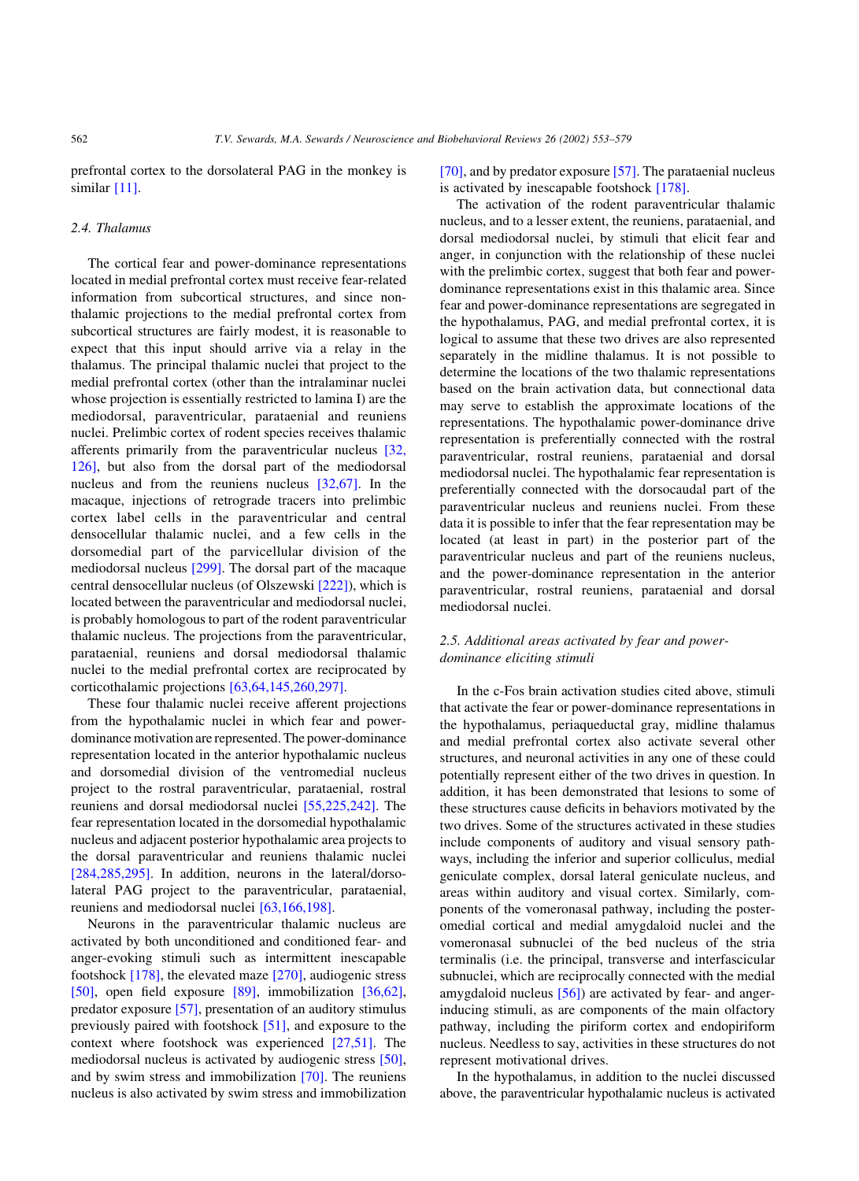prefrontal cortex to the dorsolateral PAG in the monkey is similar [11].

### 2.4. Thalamus

The cortical fear and power-dominance representations located in medial prefrontal cortex must receive fear-related information from subcortical structures, and since non-thalamic projections to the medial prefrontal cortex from subcortical structures are fairly modest, it is reasonable to expect that this input should arrive via a relay in the thalamus. The principal thalamic nuclei that project to the medial prefrontal cortex (other than the intralaminar nuclei whose projection is essentially restricted to lamina I) are the mediodorsal, paraventricular, parataenial and reuniens nuclei. Prelimbic cortex of rodent species receives thalamic afferents primarily from the paraventricular nucleus [32, 126], but also from the dorsal part of the mediodorsal nucleus and from the reuniens nucleus [32,67]. In the macaque, injections of retrograde tracers into prelimbic cortex label cells in the paraventricular and central densocellular thalamic nuclei, and a few cells in the dorsomedial part of the parvicellular division of the mediodorsal nucleus [299]. The dorsal part of the macaque central densocellular nucleus (of Olszewski [222]), which is located between the paraventricular and mediodorsal nuclei, is probably homologous to part of the rodent paraventricular thalamic nucleus. The projections from the paraventricular, parataenial, reuniens and dorsal mediodorsal thalamic nuclei to the medial prefrontal cortex are reciprocated by corticothalamic projections [63,64,145,260,297].

These four thalamic nuclei receive afferent projections from the hypothalamic nuclei in which fear and power-dominance motivation are represented. The power-dominance representation located in the anterior hypothalamic nucleus and dorsomedial division of the ventromedial nucleus project to the rostral paraventricular, parataenial, rostral reuniens and dorsal mediodorsal nuclei [55,225,242]. The fear representation located in the dorsomedial hypothalamic nucleus and adjacent posterior hypothalamic area projects to the dorsal paraventricular and reuniens thalamic nuclei [284,285,295]. In addition, neurons in the lateral/dorsolateral PAG project to the paraventricular, parataenial, reuniens and mediodorsal nuclei [63,166,198].

Neurons in the paraventricular thalamic nucleus are activated by both unconditioned and conditioned fear- and anger-evoking stimuli such as intermittent inescapable footshock [178], the elevated maze [270], audiogenic stress [50], open field exposure [89], immobilization [36,62], predator exposure [57], presentation of an auditory stimulus previously paired with footshock [51], and exposure to the context where footshock was experienced [27,51]. The mediodorsal nucleus is activated by audiogenic stress [50], and by swim stress and immobilization [70]. The reuniens nucleus is also activated by swim stress and immobilization [70], and by predator exposure [57]. The parataenial nucleus is activated by inescapable footshock [178].

The activation of the rodent paraventricular thalamic nucleus, and to a lesser extent, the reuniens, parataenial, and dorsal mediodorsal nuclei, by stimuli that elicit fear and anger, in conjunction with the relationship of these nuclei with the prelimbic cortex, suggest that both fear and power-dominance representations exist in this thalamic area. Since fear and power-dominance representations are segregated in the hypothalamus, PAG, and medial prefrontal cortex, it is logical to assume that these two drives are also represented separately in the midline thalamus. It is not possible to determine the locations of the two thalamic representations based on the brain activation data, but connectional data may serve to establish the approximate locations of the representations. The hypothalamic power-dominance drive representation is preferentially connected with the rostral paraventricular, rostral reuniens, parataenial and dorsal mediodorsal nuclei. The hypothalamic fear representation is preferentially connected with the dorsocaudal part of the paraventricular nucleus and reuniens nuclei. From these data it is possible to infer that the fear representation may be located (at least in part) in the posterior part of the paraventricular nucleus and part of the reuniens nucleus, and the power-dominance representation in the anterior paraventricular, rostral reuniens, parataenial and dorsal mediodorsal nuclei.

### 2.5. Additional areas activated by fear and power-dominance eliciting stimuli

In the c-Fos brain activation studies cited above, stimuli that activate the fear or power-dominance representations in the hypothalamus, periaqueductal gray, midline thalamus and medial prefrontal cortex also activate several other structures, and neuronal activities in any one of these could potentially represent either of the two drives in question. In addition, it has been demonstrated that lesions to some of these structures cause deficits in behaviors motivated by the two drives. Some of the structures activated in these studies include components of auditory and visual sensory pathways, including the inferior and superior colliculus, medial geniculate complex, dorsal lateral geniculate nucleus, and areas within auditory and visual cortex. Similarly, components of the vomeronasal pathway, including the posteromedial cortical and medial amygdaloid nuclei and the vomeronasal subnuclei of the bed nucleus of the stria terminalis (i.e. the principal, transverse and interfascicular subnuclei, which are reciprocally connected with the medial amygdaloid nucleus [56]) are activated by fear- and anger-inducing stimuli, as are components of the main olfactory pathway, including the piriform cortex and endopiriform nucleus. Needless to say, activities in these structures do not represent motivational drives.

In the hypothalamus, in addition to the nuclei discussed above, the paraventricular hypothalamic nucleus is activated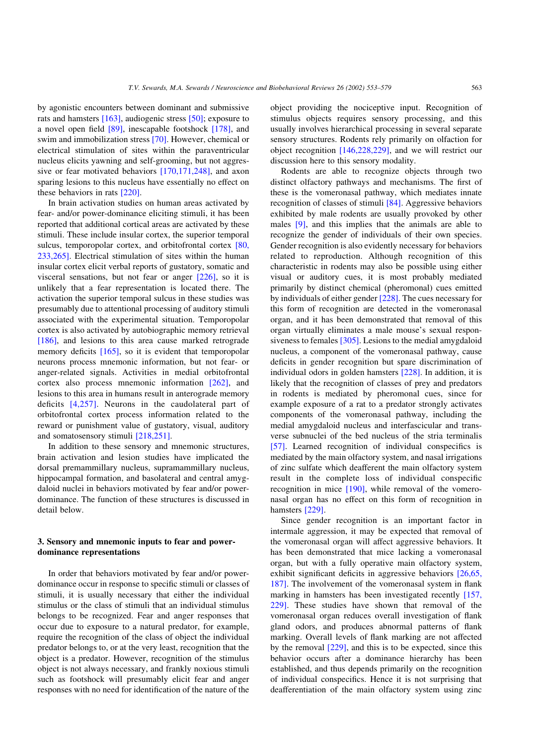by agonistic encounters between dominant and submissive rats and hamsters [163], audiogenic stress [50]; exposure to a novel open field [89], inescapable footshock [178], and swim and immobilization stress [70]. However, chemical or electrical stimulation of sites within the paraventricular nucleus elicits yawning and self-grooming, but not aggressive or fear motivated behaviors [170,171,248], and axon sparing lesions to this nucleus have essentially no effect on these behaviors in rats [220].

In brain activation studies on human areas activated by fear- and/or power-dominance eliciting stimuli, it has been reported that additional cortical areas are activated by these stimuli. These include insular cortex, the superior temporal sulcus, temporopolar cortex, and orbitofrontal cortex [80, 233,265]. Electrical stimulation of sites within the human insular cortex elicit verbal reports of gustatory, somatic and visceral sensations, but not fear or anger [226], so it is unlikely that a fear representation is located there. The activation the superior temporal sulcus in these studies was presumably due to attentional processing of auditory stimuli associated with the experimental situation. Temporopolar cortex is also activated by autobiographic memory retrieval [186], and lesions to this area cause marked retrograde memory deficits [165], so it is evident that temporopolar neurons process mnemonic information, but not fear- or anger-related signals. Activities in medial orbitofrontal cortex also process mnemonic information [262], and lesions to this area in humans result in anterograde memory deficits [4,257]. Neurons in the caudolateral part of orbitofrontal cortex process information related to the reward or punishment value of gustatory, visual, auditory and somatosensory stimuli [218,251].

In addition to these sensory and mnemonic structures, brain activation and lesion studies have implicated the dorsal premammillary nucleus, supramammillary nucleus, hippocampal formation, and basolateral and central amygdaloid nuclei in behaviors motivated by fear and/or power-dominance. The function of these structures is discussed in detail below.

## 3. Sensory and mnemonic inputs to fear and power-dominance representations

In order that behaviors motivated by fear and/or power-dominance occur in response to specific stimuli or classes of stimuli, it is usually necessary that either the individual stimulus or the class of stimuli that an individual stimulus belongs to be recognized. Fear and anger responses that occur due to exposure to a natural predator, for example, require the recognition of the class of object the individual predator belongs to, or at the very least, recognition that the object is a predator. However, recognition of the stimulus object is not always necessary, and frankly noxious stimuli such as footshock will presumably elicit fear and anger responses with no need for identification of the nature of the object providing the nociceptive input. Recognition of stimulus objects requires sensory processing, and this usually involves hierarchical processing in several separate sensory structures. Rodents rely primarily on olfaction for object recognition [146,228,229], and we will restrict our discussion here to this sensory modality.

Rodents are able to recognize objects through two distinct olfactory pathways and mechanisms. The first of these is the vomeronasal pathway, which mediates innate recognition of classes of stimuli [84]. Aggressive behaviors exhibited by male rodents are usually provoked by other males [9], and this implies that the animals are able to recognize the gender of individuals of their own species. Gender recognition is also evidently necessary for behaviors related to reproduction. Although recognition of this characteristic in rodents may also be possible using either visual or auditory cues, it is most probably mediated primarily by distinct chemical (pheromonal) cues emitted by individuals of either gender [228]. The cues necessary for this form of recognition are detected in the vomeronasal organ, and it has been demonstrated that removal of this organ virtually eliminates a male mouse's sexual responsiveness to females [305]. Lesions to the medial amygdaloid nucleus, a component of the vomeronasal pathway, cause deficits in gender recognition but spare discrimination of individual odors in golden hamsters [228]. In addition, it is likely that the recognition of classes of prey and predators in rodents is mediated by pheromonal cues, since for example exposure of a rat to a predator strongly activates components of the vomeronasal pathway, including the medial amygdaloid nucleus and interfascicular and transverse subnuclei of the bed nucleus of the stria terminalis [57]. Learned recognition of individual conspecifics is mediated by the main olfactory system, and nasal irrigations of zinc sulfate which deafferent the main olfactory system result in the complete loss of individual conspecific recognition in mice [190], while removal of the vomeronasal organ has no effect on this form of recognition in hamsters [229].

Since gender recognition is an important factor in intermale aggression, it may be expected that removal of the vomeronasal organ will affect aggressive behaviors. It has been demonstrated that mice lacking a vomeronasal organ, but with a fully operative main olfactory system, exhibit significant deficits in aggressive behaviors [26,65, 187]. The involvement of the vomeronasal system in flank marking in hamsters has been investigated recently [157, 229]. These studies have shown that removal of the vomeronasal organ reduces overall investigation of flank gland odors, and produces abnormal patterns of flank marking. Overall levels of flank marking are not affected by the removal [229], and this is to be expected, since this behavior occurs after a dominance hierarchy has been established, and thus depends primarily on the recognition of individual conspecifics. Hence it is not surprising that deafferentiation of the main olfactory system using zinc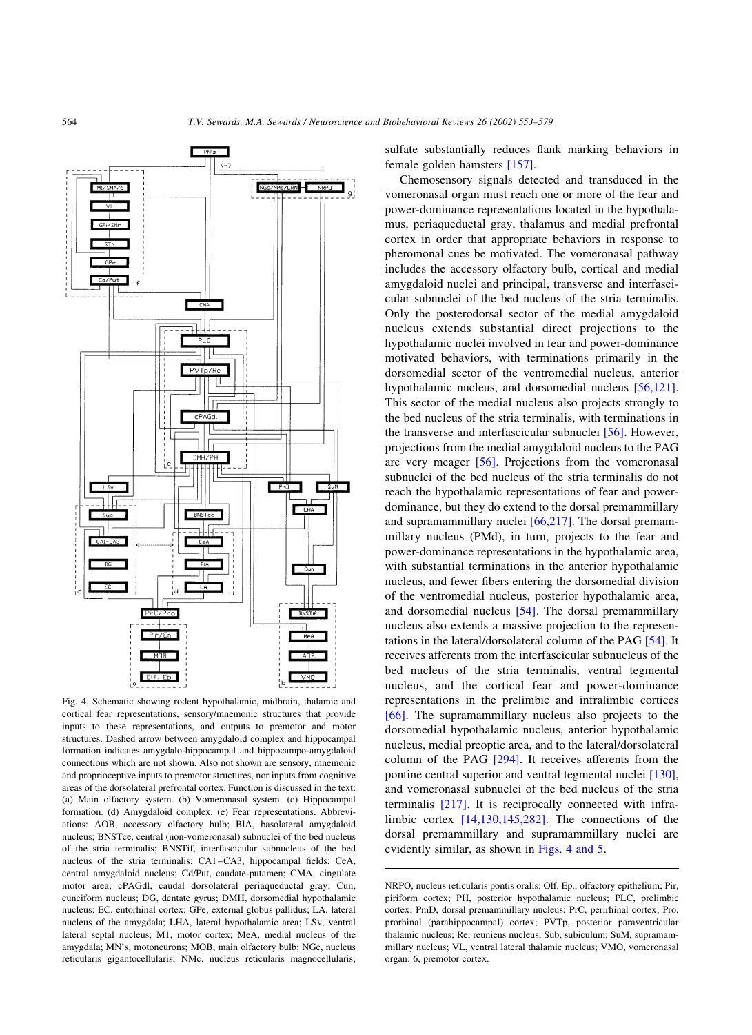Fig. 4. Schematic showing rodent hypothalamic, midbrain, thalamic and cortical fear representations, sensory/mnemonic structures that provide inputs to these representations, and outputs to premotor and motor structures. Dashed arrow between amygdaloid complex and hippocampal formation indicates amygdalo-hippocampal and hippocampo-amygdaloid connections which are not shown. Also not shown are sensory, mnemonic and proprioceptive inputs to premotor structures, nor inputs from cognitive areas of the dorsolateral prefrontal cortex. Function is discussed in the text: (a) Main olfactory system. (b) Vomeronasal system. (c) Hippocampal formation. (d) Amygdaloid complex. (e) Fear representations. Abbreviations: AOB, accessory olfactory bulb; BlA, basolateral amygdaloid nucleus; BNSTce, central (non-vomeronasal) subnuclei of the bed nucleus of the stria terminalis; BNSTif, interfascicular subnucleus of the bed nucleus of the stria terminalis; CA1–CA3, hippocampal fields; CeA, central amygdaloid nucleus; Cd/Put, caudate-putamen; CMA, cingulate motor area; cPAGdl, caudal dorsolateral periaqueductal gray; Cun, cuneiform nucleus; DG, dentate gyrus; DMH, dorsomedial hypothalamic nucleus; EC, entorhinal cortex; GPe, external globus pallidus; LA, lateral nucleus of the amygdala; LHA, lateral hypothalamic area; LSv, ventral lateral septal nucleus; M1, motor cortex; MeA, medial nucleus of the amygdala; MN's, motoneurons; MOB, main olfactory bulb; NGc, nucleus reticularis gigantocellularis; NMc, nucleus reticularis magnocellularis; NRPO, nucleus reticularis pontis oralis; Olf. Ep., olfactory epithelium; Pir, piriform cortex; PH, posterior hypothalamic nucleus; PLC, prelimbic cortex; PmD, dorsal premammillary nucleus; PrC, perirhinal cortex; Pro, prorhinal (parahippocampal) cortex; PVTp, posterior paraventricular thalamic nucleus; Re, reuniens nucleus; Sub, subiculum; SuM, supramammillary nucleus; VL, ventral lateral thalamic nucleus; VMO, vomeronasal organ; 6, premotor cortex.

sulfate substantially reduces flank marking behaviors in female golden hamsters [157].

Chemosensory signals detected and transduced in the vomeronasal organ must reach one or more of the fear and power-dominance representations located in the hypothalamus, periaqueductal gray, thalamus and medial prefrontal cortex in order that appropriate behaviors in response to pheromonal cues be motivated. The vomeronasal pathway includes the accessory olfactory bulb, cortical and medial amygdaloid nuclei and principal, transverse and interfascicular subnuclei of the bed nucleus of the stria terminalis. Only the posterodorsal sector of the medial amygdaloid nucleus extends substantial direct projections to the hypothalamic nuclei involved in fear and power-dominance motivated behaviors, with terminations primarily in the dorsomedial sector of the ventromedial nucleus, anterior hypothalamic nucleus, and dorsomedial nucleus [56,121]. This sector of the medial nucleus also projects strongly to the bed nucleus of the stria terminalis, with terminations in the transverse and interfascicular subnuclei [56]. However, projections from the medial amygdaloid nucleus to the PAG are very meager [56]. Projections from the vomeronasal subnuclei of the bed nucleus of the stria terminalis do not reach the hypothalamic representations of fear and power-dominance, but they do extend to the dorsal premammillary and supramammillary nuclei [66,217]. The dorsal premammillary nucleus (PMd), in turn, projects to the fear and power-dominance representations in the hypothalamic area, with substantial terminations in the anterior hypothalamic nucleus, and fewer fibers entering the dorsomedial division of the ventromedial nucleus, posterior hypothalamic area, and dorsomedial nucleus [54]. The dorsal premammillary nucleus also extends a massive projection to the representations in the lateral/dorsolateral column of the PAG [54]. It receives afferents from the interfascicular subnucleus of the bed nucleus of the stria terminalis, ventral tegmental nucleus, and the cortical fear and power-dominance representations in the prelimbic and infralimbic cortices [66]. The supramammillary nucleus also projects to the dorsomedial hypothalamic nucleus, anterior hypothalamic nucleus, medial preoptic area, and to the lateral/dorsolateral column of the PAG [294]. It receives afferents from the pontine central superior and ventral tegmental nuclei [130], and vomeronasal subnuclei of the bed nucleus of the stria terminalis [217]. It is reciprocally connected with infralimbic cortex [14,130,145,282]. The connections of the dorsal premammillary and supramammillary nuclei are evidently similar, as shown in Figs. 4 and 5.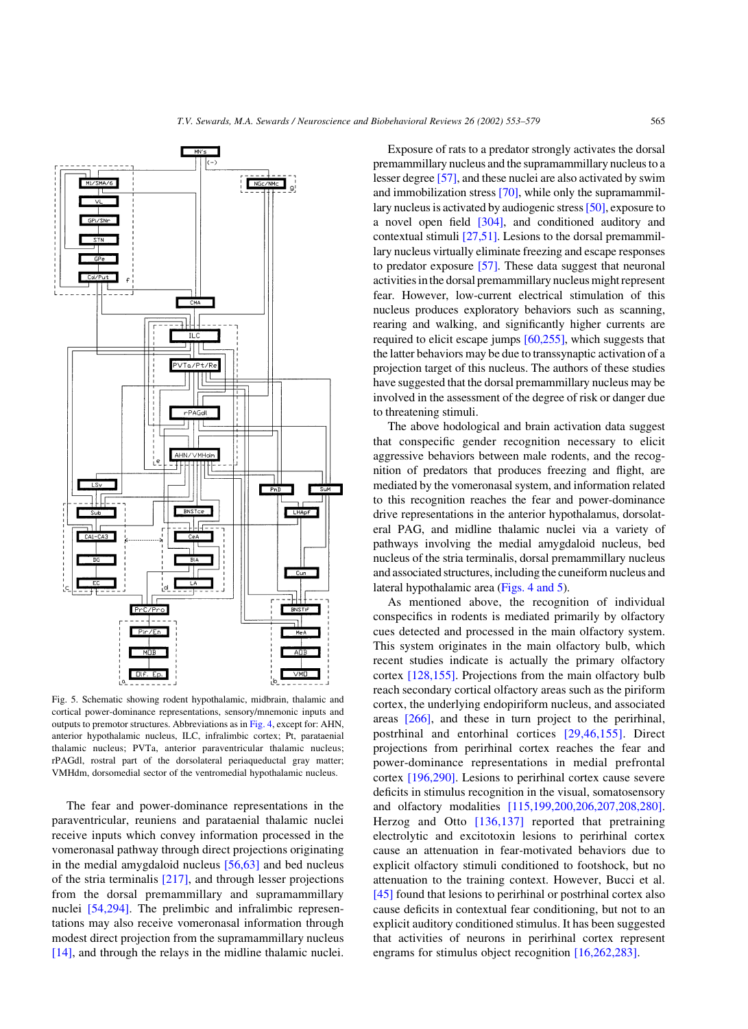Fig. 5. Schematic showing rodent hypothalamic, midbrain, thalamic and cortical power-dominance representations, sensory/mnemonic inputs and outputs to premotor structures. Abbreviations as in Fig. 4, except for: AHN, anterior hypothalamic nucleus, ILC, infralimbic cortex; Pt, parataenial thalamic nucleus; PVTa, anterior paraventricular thalamic nucleus; rPAGdl, rostral part of the dorsolateral periaqueductal gray matter; VMHdm, dorsomedial sector of the ventromedial hypothalamic nucleus.

The fear and power-dominance representations in the paraventricular, reuniens and parataenial thalamic nuclei receive inputs which convey information processed in the vomeronasal pathway through direct projections originating in the medial amygdaloid nucleus [56,63] and bed nucleus of the stria terminalis [217], and through lesser projections from the dorsal premammillary and supramammillary nuclei [54,294]. The prelimbic and infralimbic representations may also receive vomeronasal information through modest direct projection from the supramammillary nucleus [14], and through the relays in the midline thalamic nuclei.

Exposure of rats to a predator strongly activates the dorsal premammillary nucleus and the supramammillary nucleus to a lesser degree [57], and these nuclei are also activated by swim and immobilization stress [70], while only the supramammillary nucleus is activated by audiogenic stress [50], exposure to a novel open field [304], and conditioned auditory and contextual stimuli [27,51]. Lesions to the dorsal premammillary nucleus virtually eliminate freezing and escape responses to predator exposure [57]. These data suggest that neuronal activities in the dorsal premammillary nucleus might represent fear. However, low-current electrical stimulation of this nucleus produces exploratory behaviors such as scanning, rearing and walking, and significantly higher currents are required to elicit escape jumps [60,255], which suggests that the latter behaviors may be due to transsynaptic activation of a projection target of this nucleus. The authors of these studies have suggested that the dorsal premammillary nucleus may be involved in the assessment of the degree of risk or danger due to threatening stimuli.

The above hodological and brain activation data suggest that conspecific gender recognition necessary to elicit aggressive behaviors between male rodents, and the recognition of predators that produces freezing and flight, are mediated by the vomeronasal system, and information related to this recognition reaches the fear and power-dominance drive representations in the anterior hypothalamus, dorsolateral PAG, and midline thalamic nuclei via a variety of pathways involving the medial amygdaloid nucleus, bed nucleus of the stria terminalis, dorsal premammillary nucleus and associated structures, including the cuneiform nucleus and lateral hypothalamic area (Figs. 4 and 5).

As mentioned above, the recognition of individual conspecifics in rodents is mediated primarily by olfactory cues detected and processed in the main olfactory system. This system originates in the main olfactory bulb, which recent studies indicate is actually the primary olfactory cortex [128,155]. Projections from the main olfactory bulb reach secondary cortical olfactory areas such as the piriform cortex, the underlying endopiriform nucleus, and associated areas [266], and these in turn project to the perirhinal, postrhinal and entorhinal cortices [29,46,155]. Direct projections from perirhinal cortex reaches the fear and power-dominance representations in medial prefrontal cortex [196,290]. Lesions to perirhinal cortex cause severe deficits in stimulus recognition in the visual, somatosensory and olfactory modalities [115,199,200,206,207,208,280]. Herzog and Otto [136,137] reported that pretraining electrolytic and excitotoxin lesions to perirhinal cortex cause an attenuation in fear-motivated behaviors due to explicit olfactory stimuli conditioned to footshock, but no attenuation to the training context. However, Bucci et al. [45] found that lesions to perirhinal or postrhinal cortex also cause deficits in contextual fear conditioning, but not to an explicit auditory conditioned stimulus. It has been suggested that activities of neurons in perirhinal cortex represent engrams for stimulus object recognition [16,262,283].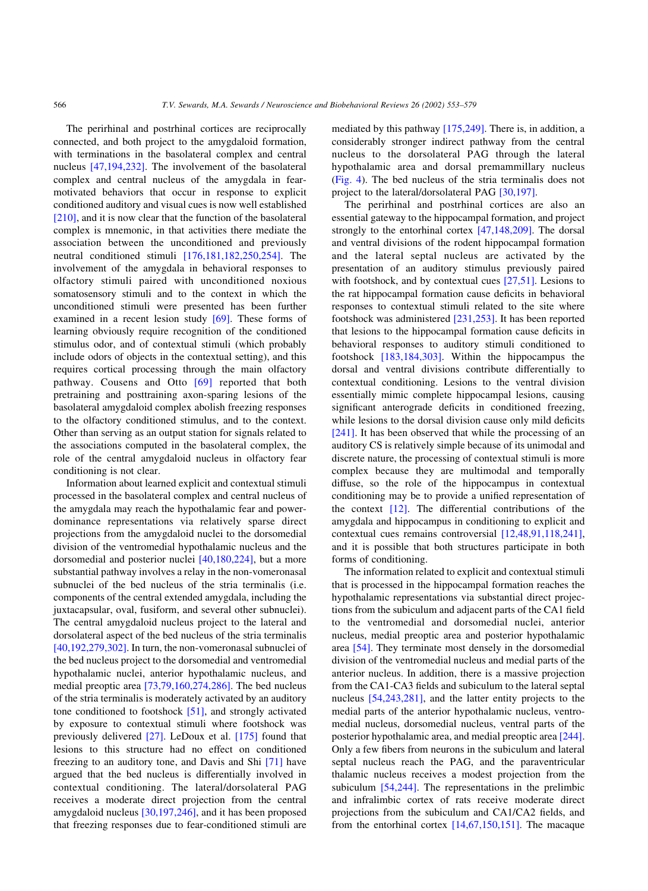The perirhinal and postrhinal cortices are reciprocally connected, and both project to the amygdaloid formation, with terminations in the basolateral complex and central nucleus [47,194,232]. The involvement of the basolateral complex and central nucleus of the amygdala in fear-motivated behaviors that occur in response to explicit conditioned auditory and visual cues is now well established [210], and it is now clear that the function of the basolateral complex is mnemonic, in that activities there mediate the association between the unconditioned and previously neutral conditioned stimuli [176,181,182,250,254]. The involvement of the amygdala in behavioral responses to olfactory stimuli paired with unconditioned noxious somatosensory stimuli and to the context in which the unconditioned stimuli were presented has been further examined in a recent lesion study [69]. These forms of learning obviously require recognition of the conditioned stimulus odor, and of contextual stimuli (which probably include odors of objects in the contextual setting), and this requires cortical processing through the main olfactory pathway. Cousens and Otto [69] reported that both pretraining and posttraining axon-sparing lesions of the basolateral amygdaloid complex abolish freezing responses to the olfactory conditioned stimulus, and to the context. Other than serving as an output station for signals related to the associations computed in the basolateral complex, the role of the central amygdaloid nucleus in olfactory fear conditioning is not clear.

Information about learned explicit and contextual stimuli processed in the basolateral complex and central nucleus of the amygdala may reach the hypothalamic fear and power-dominance representations via relatively sparse direct projections from the amygdaloid nuclei to the dorsomedial division of the ventromedial hypothalamic nucleus and the dorsomedial and posterior nuclei [40,180,224], but a more substantial pathway involves a relay in the non-vomeronasal subnuclei of the bed nucleus of the stria terminalis (i.e. components of the central extended amygdala, including the juxtacapsular, oval, fusiform, and several other subnuclei). The central amygdaloid nucleus project to the lateral and dorsolateral aspect of the bed nucleus of the stria terminalis [40,192,279,302]. In turn, the non-vomeronasal subnuclei of the bed nucleus project to the dorsomedial and ventromedial hypothalamic nuclei, anterior hypothalamic nucleus, and medial preoptic area [73,79,160,274,286]. The bed nucleus of the stria terminalis is moderately activated by an auditory tone conditioned to footshock [51], and strongly activated by exposure to contextual stimuli where footshock was previously delivered [27]. LeDoux et al. [175] found that lesions to this structure had no effect on conditioned freezing to an auditory tone, and Davis and Shi [71] have argued that the bed nucleus is differentially involved in contextual conditioning. The lateral/dorsolateral PAG receives a moderate direct projection from the central amygdaloid nucleus [30,197,246], and it has been proposed that freezing responses due to fear-conditioned stimuli are mediated by this pathway [175,249]. There is, in addition, a considerably stronger indirect pathway from the central nucleus to the dorsolateral PAG through the lateral hypothalamic area and dorsal premammillary nucleus (Fig. 4). The bed nucleus of the stria terminalis does not project to the lateral/dorsolateral PAG [30,197].

The perirhinal and postrhinal cortices are also an essential gateway to the hippocampal formation, and project strongly to the entorhinal cortex [47,148,209]. The dorsal and ventral divisions of the rodent hippocampal formation and the lateral septal nucleus are activated by the presentation of an auditory stimulus previously paired with footshock, and by contextual cues [27,51]. Lesions to the rat hippocampal formation cause deficits in behavioral responses to contextual stimuli related to the site where footshock was administered [231,253]. It has been reported that lesions to the hippocampal formation cause deficits in behavioral responses to auditory stimuli conditioned to footshock [183,184,303]. Within the hippocampus the dorsal and ventral divisions contribute differentially to contextual conditioning. Lesions to the ventral division essentially mimic complete hippocampal lesions, causing significant anterograde deficits in conditioned freezing, while lesions to the dorsal division cause only mild deficits [241]. It has been observed that while the processing of an auditory CS is relatively simple because of its unimodal and discrete nature, the processing of contextual stimuli is more complex because they are multimodal and temporally diffuse, so the role of the hippocampus in contextual conditioning may be to provide a unified representation of the context [12]. The differential contributions of the amygdala and hippocampus in conditioning to explicit and contextual cues remains controversial [12,48,91,118,241], and it is possible that both structures participate in both forms of conditioning.

The information related to explicit and contextual stimuli that is processed in the hippocampal formation reaches the hypothalamic representations via substantial direct projections from the subiculum and adjacent parts of the CA1 field to the ventromedial and dorsomedial nuclei, anterior nucleus, medial preoptic area and posterior hypothalamic area [54]. They terminate most densely in the dorsomedial division of the ventromedial nucleus and medial parts of the anterior nucleus. In addition, there is a massive projection from the CA1-CA3 fields and subiculum to the lateral septal nucleus [54,243,281], and the latter entity projects to the medial parts of the anterior hypothalamic nucleus, ventromedial nucleus, dorsomedial nucleus, ventral parts of the posterior hypothalamic area, and medial preoptic area [244]. Only a few fibers from neurons in the subiculum and lateral septal nucleus reach the PAG, and the paraventricular thalamic nucleus receives a modest projection from the subiculum [54,244]. The representations in the prelimbic and infralimbic cortex of rats receive moderate direct projections from the subiculum and CA1/CA2 fields, and from the entorhinal cortex [14,67,150,151]. The macaque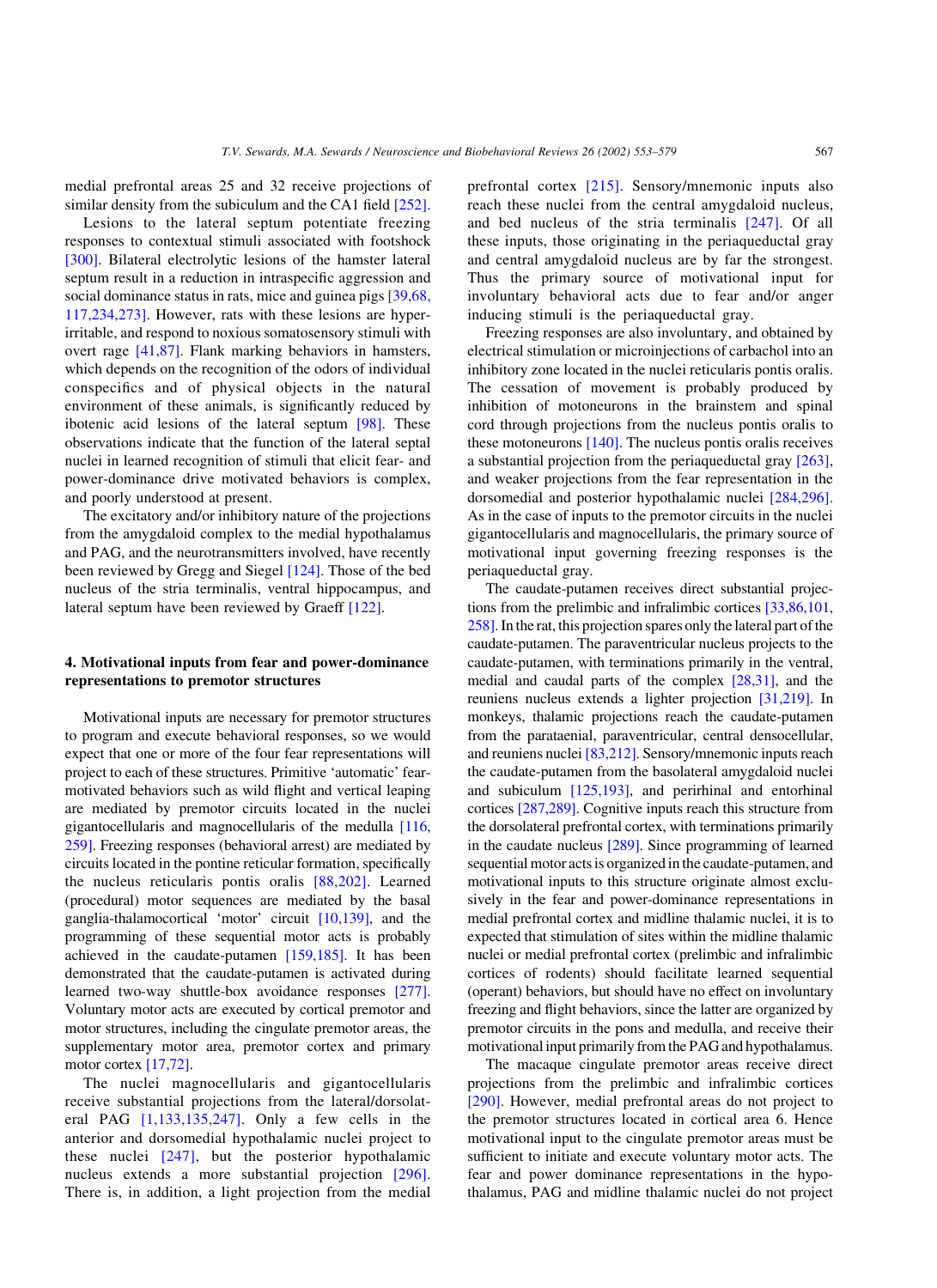medial prefrontal areas 25 and 32 receive projections of similar density from the subiculum and the CA1 field [252].

Lesions to the lateral septum potentiate freezing responses to contextual stimuli associated with footshock [300]. Bilateral electrolytic lesions of the hamster lateral septum result in a reduction in intraspecific aggression and social dominance status in rats, mice and guinea pigs [39,68, 117,234,273]. However, rats with these lesions are hyper-irritable, and respond to noxious somatosensory stimuli with overt rage [41,87]. Flank marking behaviors in hamsters, which depends on the recognition of the odors of individual conspecifics and of physical objects in the natural environment of these animals, is significantly reduced by ibotenic acid lesions of the lateral septum [98]. These observations indicate that the function of the lateral septal nuclei in learned recognition of stimuli that elicit fear- and power-dominance drive motivated behaviors is complex, and poorly understood at present.

The excitatory and/or inhibitory nature of the projections from the amygdaloid complex to the medial hypothalamus and PAG, and the neurotransmitters involved, have recently been reviewed by Gregg and Siegel [124]. Those of the bed nucleus of the stria terminalis, ventral hippocampus, and lateral septum have been reviewed by Graeff [122].

## 4. Motivational inputs from fear and power-dominance representations to premotor structures

Motivational inputs are necessary for premotor structures to program and execute behavioral responses, so we would expect that one or more of the four fear representations will project to each of these structures. Primitive 'automatic' fear-motivated behaviors such as wild flight and vertical leaping are mediated by premotor circuits located in the nuclei gigantocellularis and magnocellularis of the medulla [116, 259]. Freezing responses (behavioral arrest) are mediated by circuits located in the pontine reticular formation, specifically the nucleus reticularis pontis oralis [88,202]. Learned (procedural) motor sequences are mediated by the basal ganglia-thalamocortical 'motor' circuit [10,139], and the programming of these sequential motor acts is probably achieved in the caudate-putamen [159,185]. It has been demonstrated that the caudate-putamen is activated during learned two-way shuttle-box avoidance responses [277]. Voluntary motor acts are executed by cortical premotor and motor structures, including the cingulate premotor areas, the supplementary motor area, premotor cortex and primary motor cortex [17,72].

The nuclei magnocellularis and gigantocellularis receive substantial projections from the lateral/dorsolateral PAG [1,133,135,247]. Only a few cells in the anterior and dorsomedial hypothalamic nuclei project to these nuclei [247], but the posterior hypothalamic nucleus extends a more substantial projection [296]. There is, in addition, a light projection from the medial prefrontal cortex [215]. Sensory/mnemonic inputs also reach these nuclei from the central amygdaloid nucleus, and bed nucleus of the stria terminalis [247]. Of all these inputs, those originating in the periaqueductal gray and central amygdaloid nucleus are by far the strongest. Thus the primary source of motivational input for involuntary behavioral acts due to fear and/or anger inducing stimuli is the periaqueductal gray.

Freezing responses are also involuntary, and obtained by electrical stimulation or microinjections of carbachol into an inhibitory zone located in the nuclei reticularis pontis oralis. The cessation of movement is probably produced by inhibition of motoneurons in the brainstem and spinal cord through projections from the nucleus pontis oralis to these motoneurons [140]. The nucleus pontis oralis receives a substantial projection from the periaqueductal gray [263], and weaker projections from the fear representation in the dorsomedial and posterior hypothalamic nuclei [284,296]. As in the case of inputs to the premotor circuits in the nuclei gigantocellularis and magnocellularis, the primary source of motivational input governing freezing responses is the periaqueductal gray.

The caudate-putamen receives direct substantial projections from the prelimbic and infralimbic cortices [33,86,101, 258]. In the rat, this projection spares only the lateral part of the caudate-putamen. The paraventricular nucleus projects to the caudate-putamen, with terminations primarily in the ventral, medial and caudal parts of the complex [28,31], and the reuniens nucleus extends a lighter projection [31,219]. In monkeys, thalamic projections reach the caudate-putamen from the parataenial, paraventricular, central densocellular, and reuniens nuclei [83,212]. Sensory/mnemonic inputs reach the caudate-putamen from the basolateral amygdaloid nuclei and subiculum [125,193], and perirhinal and entorhinal cortices [287,289]. Cognitive inputs reach this structure from the dorsolateral prefrontal cortex, with terminations primarily in the caudate nucleus [289]. Since programming of learned sequential motor acts is organized in the caudate-putamen, and motivational inputs to this structure originate almost exclusively in the fear and power-dominance representations in medial prefrontal cortex and midline thalamic nuclei, it is to expected that stimulation of sites within the midline thalamic nuclei or medial prefrontal cortex (prelimbic and infralimbic cortices of rodents) should facilitate learned sequential (operant) behaviors, but should have no effect on involuntary freezing and flight behaviors, since the latter are organized by premotor circuits in the pons and medulla, and receive their motivational input primarily from the PAG and hypothalamus.

The macaque cingulate premotor areas receive direct projections from the prelimbic and infralimbic cortices [290]. However, medial prefrontal areas do not project to the premotor structures located in cortical area 6. Hence motivational input to the cingulate premotor areas must be sufficient to initiate and execute voluntary motor acts. The fear and power dominance representations in the hypothalamus, PAG and midline thalamic nuclei do not project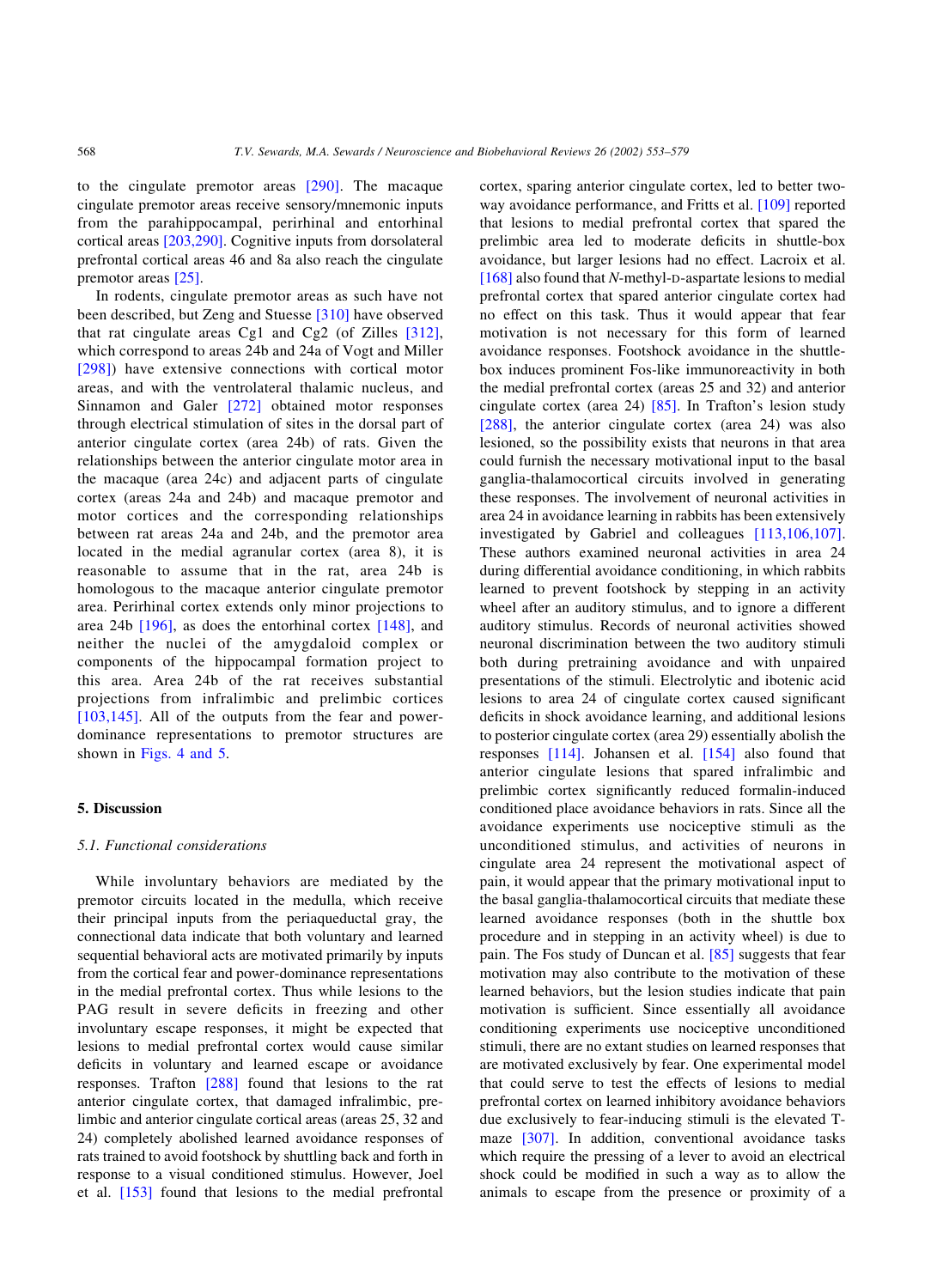to the cingulate premotor areas [290]. The macaque cingulate premotor areas receive sensory/mnemonic inputs from the parahippocampal, perirhinal and entorhinal cortical areas [203,290]. Cognitive inputs from dorsolateral prefrontal cortical areas 46 and 8a also reach the cingulate premotor areas [25].

In rodents, cingulate premotor areas as such have not been described, but Zeng and Stuesse [310] have observed that rat cingulate areas Cg1 and Cg2 (of Zilles [312], which correspond to areas 24b and 24a of Vogt and Miller [298]) have extensive connections with cortical motor areas, and with the ventrolateral thalamic nucleus, and Sinnamon and Galer [272] obtained motor responses through electrical stimulation of sites in the dorsal part of anterior cingulate cortex (area 24b) of rats. Given the relationships between the anterior cingulate motor area in the macaque (area 24c) and adjacent parts of cingulate cortex (areas 24a and 24b) and macaque premotor and motor cortices and the corresponding relationships between rat areas 24a and 24b, and the premotor area located in the medial agranular cortex (area 8), it is reasonable to assume that in the rat, area 24b is homologous to the macaque anterior cingulate premotor area. Perirhinal cortex extends only minor projections to area 24b [196], as does the entorhinal cortex [148], and neither the nuclei of the amygdaloid complex or components of the hippocampal formation project to this area. Area 24b of the rat receives substantial projections from infralimbic and prelimbic cortices [103,145]. All of the outputs from the fear and power-dominance representations to premotor structures are shown in Figs. 4 and 5.

## 5. Discussion

### 5.1. Functional considerations

While involuntary behaviors are mediated by the premotor circuits located in the medulla, which receive their principal inputs from the periaqueductal gray, the connectional data indicate that both voluntary and learned sequential behavioral acts are motivated primarily by inputs from the cortical fear and power-dominance representations in the medial prefrontal cortex. Thus while lesions to the PAG result in severe deficits in freezing and other involuntary escape responses, it might be expected that lesions to medial prefrontal cortex would cause similar deficits in voluntary and learned escape or avoidance responses. Trafton [288] found that lesions to the rat anterior cingulate cortex, that damaged infralimbic, prelimbic and anterior cingulate cortical areas (areas 25, 32 and 24) completely abolished learned avoidance responses of rats trained to avoid footshock by shuttling back and forth in response to a visual conditioned stimulus. However, Joel et al. [153] found that lesions to the medial prefrontal cortex, sparing anterior cingulate cortex, led to better two-way avoidance performance, and Fritts et al. [109] reported that lesions to medial prefrontal cortex that spared the prelimbic area led to moderate deficits in shuttle-box avoidance, but larger lesions had no effect. Lacroix et al. [168] also found that *N*-methyl-D-aspartate lesions to medial prefrontal cortex that spared anterior cingulate cortex had no effect on this task. Thus it would appear that fear motivation is not necessary for this form of learned avoidance responses. Footshock avoidance in the shuttle-box induces prominent Fos-like immunoreactivity in both the medial prefrontal cortex (areas 25 and 32) and anterior cingulate cortex (area 24) [85]. In Trafton's lesion study [288], the anterior cingulate cortex (area 24) was also lesioned, so the possibility exists that neurons in that area could furnish the necessary motivational input to the basal ganglia-thalamocortical circuits involved in generating these responses. The involvement of neuronal activities in area 24 in avoidance learning in rabbits has been extensively investigated by Gabriel and colleagues [113,106,107]. These authors examined neuronal activities in area 24 during differential avoidance conditioning, in which rabbits learned to prevent footshock by stepping in an activity wheel after an auditory stimulus, and to ignore a different auditory stimulus. Records of neuronal activities showed neuronal discrimination between the two auditory stimuli both during pretraining avoidance and with unpaired presentations of the stimuli. Electrolytic and ibotenic acid lesions to area 24 of cingulate cortex caused significant deficits in shock avoidance learning, and additional lesions to posterior cingulate cortex (area 29) essentially abolish the responses [114]. Johansen et al. [154] also found that anterior cingulate lesions that spared infralimbic and prelimbic cortex significantly reduced formalin-induced conditioned place avoidance behaviors in rats. Since all the avoidance experiments use nociceptive stimuli as the unconditioned stimulus, and activities of neurons in cingulate area 24 represent the motivational aspect of pain, it would appear that the primary motivational input to the basal ganglia-thalamocortical circuits that mediate these learned avoidance responses (both in the shuttle box procedure and in stepping in an activity wheel) is due to pain. The Fos study of Duncan et al. [85] suggests that fear motivation may also contribute to the motivation of these learned behaviors, but the lesion studies indicate that pain motivation is sufficient. Since essentially all avoidance conditioning experiments use nociceptive unconditioned stimuli, there are no extant studies on learned responses that are motivated exclusively by fear. One experimental model that could serve to test the effects of lesions to medial prefrontal cortex on learned inhibitory avoidance behaviors due exclusively to fear-inducing stimuli is the elevated T-maze [307]. In addition, conventional avoidance tasks which require the pressing of a lever to avoid an electrical shock could be modified in such a way as to allow the animals to escape from the presence or proximity of a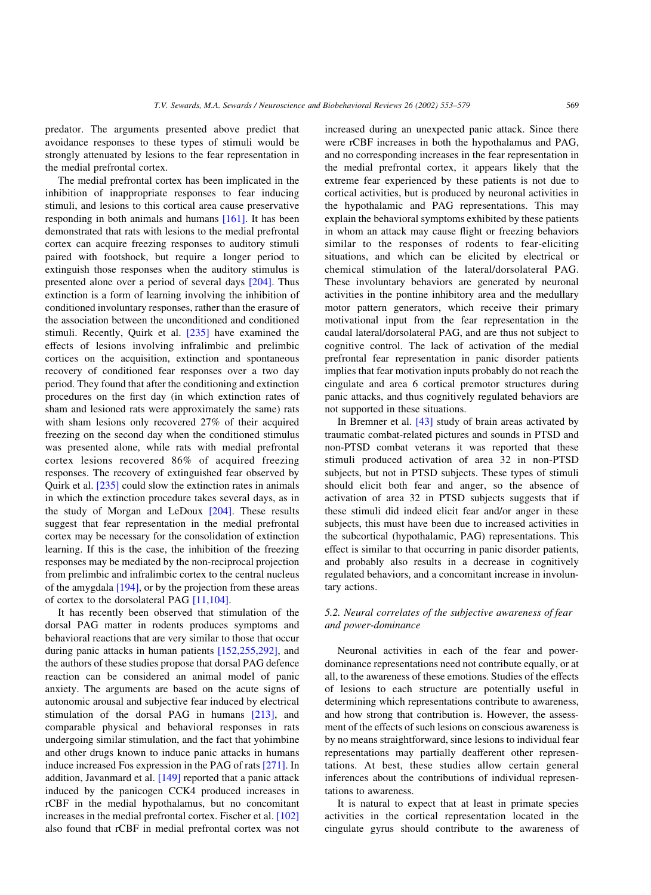predator. The arguments presented above predict that avoidance responses to these types of stimuli would be strongly attenuated by lesions to the fear representation in the medial prefrontal cortex.

The medial prefrontal cortex has been implicated in the inhibition of inappropriate responses to fear inducing stimuli, and lesions to this cortical area cause preservative responding in both animals and humans [161]. It has been demonstrated that rats with lesions to the medial prefrontal cortex can acquire freezing responses to auditory stimuli paired with footshock, but require a longer period to extinguish those responses when the auditory stimulus is presented alone over a period of several days [204]. Thus extinction is a form of learning involving the inhibition of conditioned involuntary responses, rather than the erasure of the association between the unconditioned and conditioned stimuli. Recently, Quirk et al. [235] have examined the effects of lesions involving infralimbic and prelimbic cortices on the acquisition, extinction and spontaneous recovery of conditioned fear responses over a two day period. They found that after the conditioning and extinction procedures on the first day (in which extinction rates of sham and lesioned rats were approximately the same) rats with sham lesions only recovered 27% of their acquired freezing on the second day when the conditioned stimulus was presented alone, while rats with medial prefrontal cortex lesions recovered 86% of acquired freezing responses. The recovery of extinguished fear observed by Quirk et al. [235] could slow the extinction rates in animals in which the extinction procedure takes several days, as in the study of Morgan and LeDoux [204]. These results suggest that fear representation in the medial prefrontal cortex may be necessary for the consolidation of extinction learning. If this is the case, the inhibition of the freezing responses may be mediated by the non-reciprocal projection from prelimbic and infralimbic cortex to the central nucleus of the amygdala [194], or by the projection from these areas of cortex to the dorsolateral PAG [11,104].

It has recently been observed that stimulation of the dorsal PAG matter in rodents produces symptoms and behavioral reactions that are very similar to those that occur during panic attacks in human patients [152,255,292], and the authors of these studies propose that dorsal PAG defence reaction can be considered an animal model of panic anxiety. The arguments are based on the acute signs of autonomic arousal and subjective fear induced by electrical stimulation of the dorsal PAG in humans [213], and comparable physical and behavioral responses in rats undergoing similar stimulation, and the fact that yohimbine and other drugs known to induce panic attacks in humans induce increased Fos expression in the PAG of rats [271]. In addition, Javanmard et al. [149] reported that a panic attack induced by the panicogen CCK4 produced increases in rCBF in the medial hypothalamus, but no concomitant increases in the medial prefrontal cortex. Fischer et al. [102] also found that rCBF in medial prefrontal cortex was not increased during an unexpected panic attack. Since there were rCBF increases in both the hypothalamus and PAG, and no corresponding increases in the fear representation in the medial prefrontal cortex, it appears likely that the extreme fear experienced by these patients is not due to cortical activities, but is produced by neuronal activities in the hypothalamic and PAG representations. This may explain the behavioral symptoms exhibited by these patients in whom an attack may cause flight or freezing behaviors similar to the responses of rodents to fear-eliciting situations, and which can be elicited by electrical or chemical stimulation of the lateral/dorsolateral PAG. These involuntary behaviors are generated by neuronal activities in the pontine inhibitory area and the medullary motor pattern generators, which receive their primary motivational input from the fear representation in the caudal lateral/dorsolateral PAG, and are thus not subject to cognitive control. The lack of activation of the medial prefrontal fear representation in panic disorder patients implies that fear motivation inputs probably do not reach the cingulate and area 6 cortical premotor structures during panic attacks, and thus cognitively regulated behaviors are not supported in these situations.

In Bremner et al. [43] study of brain areas activated by traumatic combat-related pictures and sounds in PTSD and non-PTSD combat veterans it was reported that these stimuli produced activation of area 32 in non-PTSD subjects, but not in PTSD subjects. These types of stimuli should elicit both fear and anger, so the absence of activation of area 32 in PTSD subjects suggests that if these stimuli did indeed elicit fear and/or anger in these subjects, this must have been due to increased activities in the subcortical (hypothalamic, PAG) representations. This effect is similar to that occurring in panic disorder patients, and probably also results in a decrease in cognitively regulated behaviors, and a concomitant increase in involuntary actions.

### 5.2. Neural correlates of the subjective awareness of fear and power-dominance

Neuronal activities in each of the fear and power-dominance representations need not contribute equally, or at all, to the awareness of these emotions. Studies of the effects of lesions to each structure are potentially useful in determining which representations contribute to awareness, and how strong that contribution is. However, the assessment of the effects of such lesions on conscious awareness is by no means straightforward, since lesions to individual fear representations may partially deafferent other representations. At best, these studies allow certain general inferences about the contributions of individual representations to awareness.

It is natural to expect that at least in primate species activities in the cortical representation located in the cingulate gyrus should contribute to the awareness of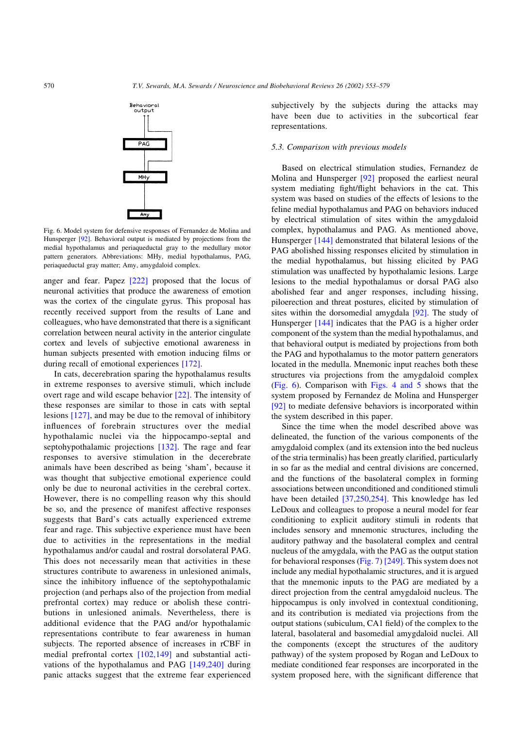Fig. 6. Model system for defensive responses of Fernandez de Molina and Hunsperger [92]. Behavioral output is mediated by projections from the medial hypothalamus and periaqueductal gray to the medullary motor pattern generators. Abbreviations: MHy, medial hypothalamus, PAG, periaqueductal gray matter; Amy, amygdaloid complex.

anger and fear. Papez [222] proposed that the locus of neuronal activities that produce the awareness of emotion was the cortex of the cingulate gyrus. This proposal has recently received support from the results of Lane and colleagues, who have demonstrated that there is a significant correlation between neural activity in the anterior cingulate cortex and levels of subjective emotional awareness in human subjects presented with emotion inducing films or during recall of emotional experiences [172].

In cats, decerebration sparing the hypothalamus results in extreme responses to aversive stimuli, which include overt rage and wild escape behavior [22]. The intensity of these responses are similar to those in cats with septal lesions [127], and may be due to the removal of inhibitory influences of forebrain structures over the medial hypothalamic nuclei via the hippocampo-septal and septohypothalamic projections [132]. The rage and fear responses to aversive stimulation in the decerebrate animals have been described as being 'sham', because it was thought that subjective emotional experience could only be due to neuronal activities in the cerebral cortex. However, there is no compelling reason why this should be so, and the presence of manifest affective responses suggests that Bard's cats actually experienced extreme fear and rage. This subjective experience must have been due to activities in the representations in the medial hypothalamus and/or caudal and rostral dorsolateral PAG. This does not necessarily mean that activities in these structures contribute to awareness in unlesioned animals, since the inhibitory influence of the septohypothalamic projection (and perhaps also of the projection from medial prefrontal cortex) may reduce or abolish these contributions in unlesioned animals. Nevertheless, there is additional evidence that the PAG and/or hypothalamic representations contribute to fear awareness in human subjects. The reported absence of increases in rCBF in medial prefrontal cortex [102,149] and substantial activations of the hypothalamus and PAG [149,240] during panic attacks suggest that the extreme fear experienced subjectively by the subjects during the attacks may have been due to activities in the subcortical fear representations.

### 5.3. Comparison with previous models

Based on electrical stimulation studies, Fernandez de Molina and Hunsperger [92] proposed the earliest neural system mediating fight/flight behaviors in the cat. This system was based on studies of the effects of lesions to the feline medial hypothalamus and PAG on behaviors induced by electrical stimulation of sites within the amygdaloid complex, hypothalamus and PAG. As mentioned above, Hunsperger [144] demonstrated that bilateral lesions of the PAG abolished hissing responses elicited by stimulation in the medial hypothalamus, but hissing elicited by PAG stimulation was unaffected by hypothalamic lesions. Large lesions to the medial hypothalamus or dorsal PAG also abolished fear and anger responses, including hissing, piloerection and threat postures, elicited by stimulation of sites within the dorsomedial amygdala [92]. The study of Hunsperger [144] indicates that the PAG is a higher order component of the system than the medial hypothalamus, and that behavioral output is mediated by projections from both the PAG and hypothalamus to the motor pattern generators located in the medulla. Mnemonic input reaches both these structures via projections from the amygdaloid complex (Fig. 6). Comparison with Figs. 4 and 5 shows that the system proposed by Fernandez de Molina and Hunsperger [92] to mediate defensive behaviors is incorporated within the system described in this paper.

Since the time when the model described above was delineated, the function of the various components of the amygdaloid complex (and its extension into the bed nucleus of the stria terminalis) has been greatly clarified, particularly in so far as the medial and central divisions are concerned, and the functions of the basolateral complex in forming associations between unconditioned and conditioned stimuli have been detailed [37,250,254]. This knowledge has led LeDoux and colleagues to propose a neural model for fear conditioning to explicit auditory stimuli in rodents that includes sensory and mnemonic structures, including the auditory pathway and the basolateral complex and central nucleus of the amygdala, with the PAG as the output station for behavioral responses (Fig. 7) [249]. This system does not include any medial hypothalamic structures, and it is argued that the mnemonic inputs to the PAG are mediated by a direct projection from the central amygdaloid nucleus. The hippocampus is only involved in contextual conditioning, and its contribution is mediated via projections from the output stations (subiculum, CA1 field) of the complex to the lateral, basolateral and basomedial amygdaloid nuclei. All the components (except the structures of the auditory pathway) of the system proposed by Rogan and LeDoux to mediate conditioned fear responses are incorporated in the system proposed here, with the significant difference that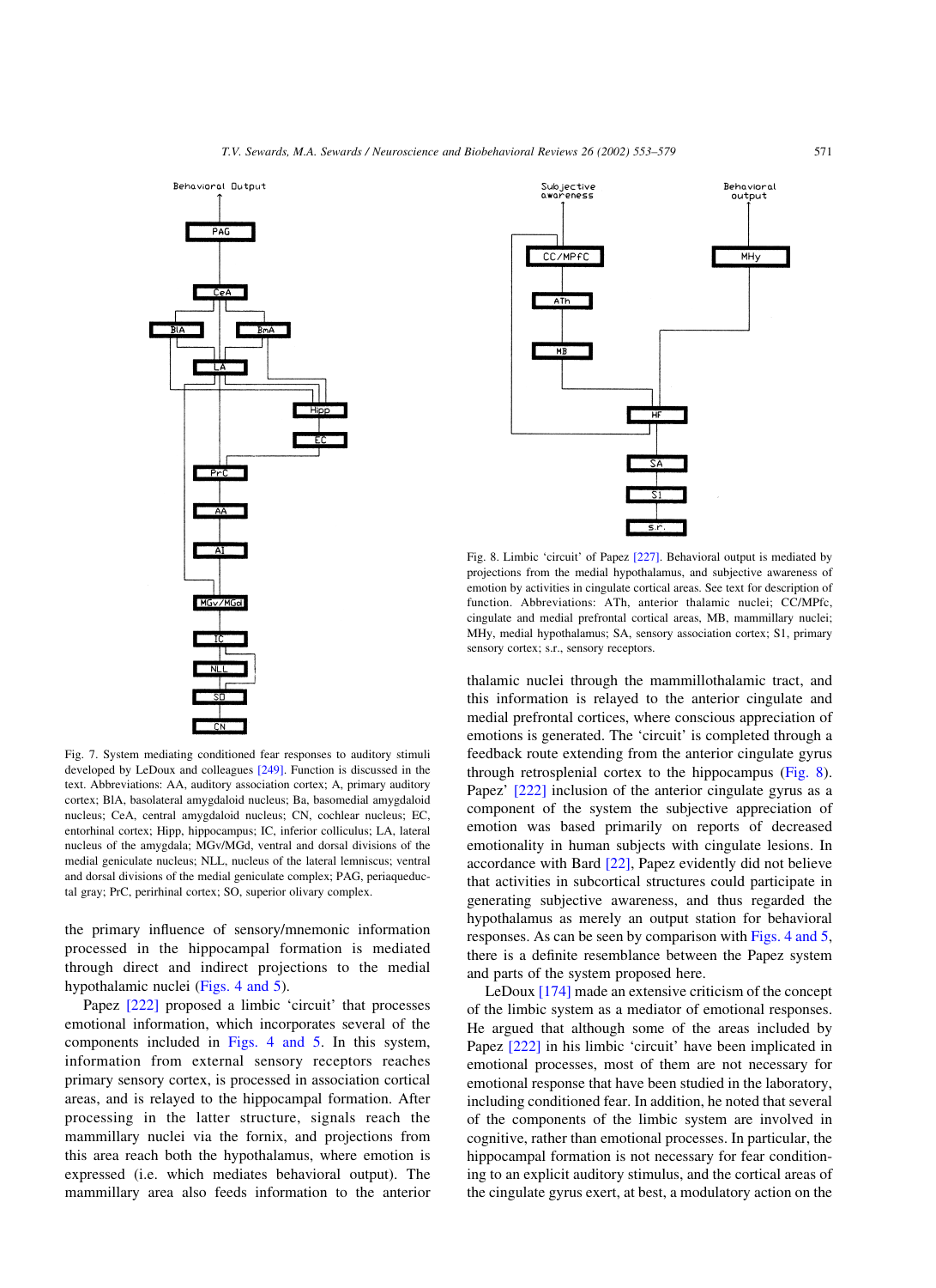Fig. 7. System mediating conditioned fear responses to auditory stimuli developed by LeDoux and colleagues [249]. Function is discussed in the text. Abbreviations: AA, auditory association cortex; A, primary auditory cortex; BlA, basolateral amygdaloid nucleus; Ba, basomedial amygdaloid nucleus; CeA, central amygdaloid nucleus; CN, cochlear nucleus; EC, entorhinal cortex; Hipp, hippocampus; IC, inferior colliculus; LA, lateral nucleus of the amygdala; MGv/MGd, ventral and dorsal divisions of the medial geniculate nucleus; NLL, nucleus of the lateral lemniscus; ventral and dorsal divisions of the medial geniculate complex; PAG, periaqueductal gray; PrC, perirhinal cortex; SO, superior olivary complex.

Fig. 8. Limbic 'circuit' of Papez [227]. Behavioral output is mediated by projections from the medial hypothalamus, and subjective awareness of emotion by activities in cingulate cortical areas. See text for description of function. Abbreviations: ATh, anterior thalamic nuclei; CC/MPfc, cingulate and medial prefrontal cortical areas, MB, mammillary nuclei; MHy, medial hypothalamus; SA, sensory association cortex; S1, primary sensory cortex; s.r., sensory receptors.

the primary influence of sensory/mnemonic information processed in the hippocampal formation is mediated through direct and indirect projections to the medial hypothalamic nuclei (Figs. 4 and 5).

Papez [222] proposed a limbic 'circuit' that processes emotional information, which incorporates several of the components included in Figs. 4 and 5. In this system, information from external sensory receptors reaches primary sensory cortex, is processed in association cortical areas, and is relayed to the hippocampal formation. After processing in the latter structure, signals reach the mammillary nuclei via the fornix, and projections from this area reach both the hypothalamus, where emotion is expressed (i.e. which mediates behavioral output). The mammillary area also feeds information to the anterior thalamic nuclei through the mammillothalamic tract, and this information is relayed to the anterior cingulate and medial prefrontal cortices, where conscious appreciation of emotions is generated. The 'circuit' is completed through a feedback route extending from the anterior cingulate gyrus through retrosplenial cortex to the hippocampus (Fig. 8). Papez' [222] inclusion of the anterior cingulate gyrus as a component of the system the subjective appreciation of emotion was based primarily on reports of decreased emotionality in human subjects with cingulate lesions. In accordance with Bard [22], Papez evidently did not believe that activities in subcortical structures could participate in generating subjective awareness, and thus regarded the hypothalamus as merely an output station for behavioral responses. As can be seen by comparison with Figs. 4 and 5, there is a definite resemblance between the Papez system and parts of the system proposed here.

LeDoux [174] made an extensive criticism of the concept of the limbic system as a mediator of emotional responses. He argued that although some of the areas included by Papez [222] in his limbic 'circuit' have been implicated in emotional processes, most of them are not necessary for emotional response that have been studied in the laboratory, including conditioned fear. In addition, he noted that several of the components of the limbic system are involved in cognitive, rather than emotional processes. In particular, the hippocampal formation is not necessary for fear conditioning to an explicit auditory stimulus, and the cortical areas of the cingulate gyrus exert, at best, a modulatory action on the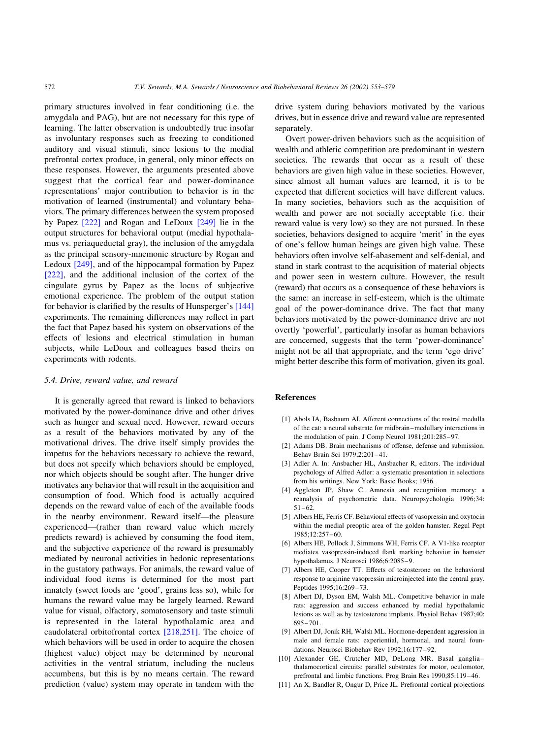primary structures involved in fear conditioning (i.e. the amygdala and PAG), but are not necessary for this type of learning. The latter observation is undoubtedly true insofar as involuntary responses such as freezing to conditioned auditory and visual stimuli, since lesions to the medial prefrontal cortex produce, in general, only minor effects on these responses. However, the arguments presented above suggest that the cortical fear and power-dominance representations' major contribution to behavior is in the motivation of learned (instrumental) and voluntary behaviors. The primary differences between the system proposed by Papez [222] and Rogan and LeDoux [249] lie in the output structures for behavioral output (medial hypothalamus vs. periaqueductal gray), the inclusion of the amygdala as the principal sensory-mnemonic structure by Rogan and Ledoux [249], and of the hippocampal formation by Papez [222], and the additional inclusion of the cortex of the cingulate gyrus by Papez as the locus of subjective emotional experience. The problem of the output station for behavior is clarified by the results of Hunsperger's [144] experiments. The remaining differences may reflect in part the fact that Papez based his system on observations of the effects of lesions and electrical stimulation in human subjects, while LeDoux and colleagues based theirs on experiments with rodents.

### 5.4. Drive, reward value, and reward

It is generally agreed that reward is linked to behaviors motivated by the power-dominance drive and other drives such as hunger and sexual need. However, reward occurs as a result of the behaviors motivated by any of the motivational drives. The drive itself simply provides the impetus for the behaviors necessary to achieve the reward, but does not specify which behaviors should be employed, nor which objects should be sought after. The hunger drive motivates any behavior that will result in the acquisition and consumption of food. Which food is actually acquired depends on the reward value of each of the available foods in the nearby environment. Reward itself—the pleasure experienced—(rather than reward value which merely predicts reward) is achieved by consuming the food item, and the subjective experience of the reward is presumably mediated by neuronal activities in hedonic representations in the gustatory pathways. For animals, the reward value of individual food items is determined for the most part innately (sweet foods are 'good', grains less so), while for humans the reward value may be largely learned. Reward value for visual, olfactory, somatosensory and taste stimuli is represented in the lateral hypothalamic area and caudolateral orbitofrontal cortex [218,251]. The choice of which behaviors will be used in order to acquire the chosen (highest value) object may be determined by neuronal activities in the ventral striatum, including the nucleus accumbens, but this is by no means certain. The reward prediction (value) system may operate in tandem with the drive system during behaviors motivated by the various drives, but in essence drive and reward value are represented separately.

Overt power-driven behaviors such as the acquisition of wealth and athletic competition are predominant in western societies. The rewards that occur as a result of these behaviors are given high value in these societies. However, since almost all human values are learned, it is to be expected that different societies will have different values. In many societies, behaviors such as the acquisition of wealth and power are not socially acceptable (i.e. their reward value is very low) so they are not pursued. In these societies, behaviors designed to acquire 'merit' in the eyes of one's fellow human beings are given high value. These behaviors often involve self-abasement and self-denial, and stand in stark contrast to the acquisition of material objects and power seen in western culture. However, the result (reward) that occurs as a consequence of these behaviors is the same: an increase in self-esteem, which is the ultimate goal of the power-dominance drive. The fact that many behaviors motivated by the power-dominance drive are not overtly 'powerful', particularly insofar as human behaviors are concerned, suggests that the term 'power-dominance' might not be all that appropriate, and the term 'ego drive' might better describe this form of motivation, given its goal.

## References

[1] Abols IA, Basbaum AI. Afferent connections of the rostral medulla of the cat: a neural substrate for midbrain–medullary interactions in the modulation of pain. J Comp Neurol 1981;201:285–97.

[2] Adams DB. Brain mechanisms of offense, defense and submission. Behav Brain Sci 1979;2:201–41.

[3] Adler A. In: Ansbacher HL, Ansbacher R, editors. The individual psychology of Alfred Adler: a systematic presentation in selections from his writings. New York: Basic Books; 1956.

[4] Aggleton JP, Shaw C. Amnesia and recognition memory: a reanalysis of psychometric data. Neuropsychologia 1996;34: 51–62.

[5] Albers HE, Ferris CF. Behavioral effects of vasopressin and oxytocin within the medial preoptic area of the golden hamster. Regul Pept 1985;12:257–60.

[6] Albers HE, Pollock J, Simmons WH, Ferris CF. A V1-like receptor mediates vasopressin-induced flank marking behavior in hamster hypothalamus. J Neurosci 1986;6:2085–9.

[7] Albers HE, Cooper TT. Effects of testosterone on the behavioral response to arginine vasopressin microinjected into the central gray. Peptides 1995;16:269–73.

[8] Albert DJ, Dyson EM, Walsh ML. Competitive behavior in male rats: aggression and success enhanced by medial hypothalamic lesions as well as by testosterone implants. Physiol Behav 1987;40: 695–701.

[9] Albert DJ, Jonik RH, Walsh ML. Hormone-dependent aggression in male and female rats: experiential, hormonal, and neural foundations. Neurosci Biobehav Rev 1992;16:177–92.

[10] Alexander GE, Crutcher MD, DeLong MR. Basal ganglia–thalamocortical circuits: parallel substrates for motor, oculomotor, prefrontal and limbic functions. Prog Brain Res 1990;85:119–46.

[11] An X, Bandler R, Ongur D, Price JL. Prefrontal cortical projections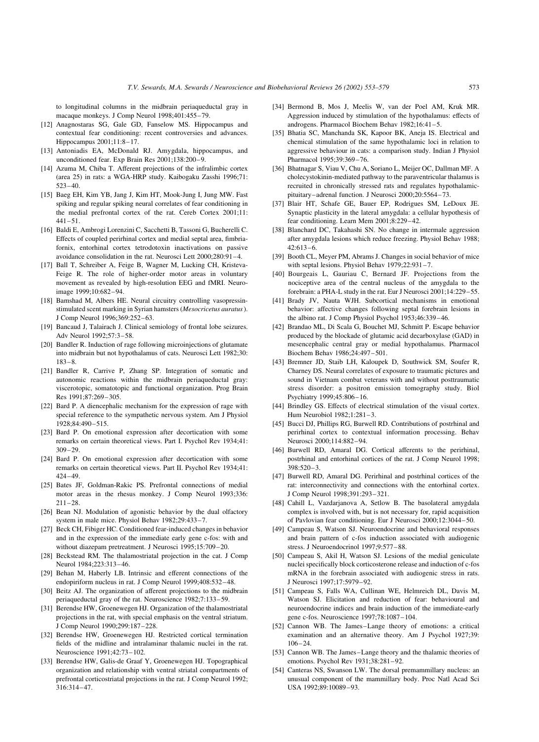to longitudinal columns in the midbrain periaqueductal gray in macaque monkeys. J Comp Neurol 1998;401:455–79.

[12] Anagnostaras SG, Gale GD, Fanselow MS. Hippocampus and contextual fear conditioning: recent controversies and advances. Hippocampus 2001;11:8–17.

[13] Antoniadis EA, McDonald RJ. Amygdala, hippocampus, and unconditioned fear. Exp Brain Res 2001;138:200–9.

[14] Azuma M, Chiba T. Afferent projections of the infralimbic cortex (area 25) in rats: a WGA-HRP study. Kaibogaku Zasshi 1996;71: 523–40.

[15] Baeg EH, Kim YB, Jang J, Kim HT, Mook-Jung I, Jung MW. Fast spiking and regular spiking neural correlates of fear conditioning in the medial prefrontal cortex of the rat. Cereb Cortex 2001;11: 441–51.

[16] Baldi E, Ambrogi Lorenzini C, Sacchetti B, Tassoni G, Bucherelli C. Effects of coupled perirhinal cortex and medial septal area, fimbria-fornix, entorhinal cortex tetrodotoxin inactivations on passive avoidance consolidation in the rat. Neurosci Lett 2000;280:91–4.

[17] Ball T, Schreiber A, Feige B, Wagner M, Lucking CH, Kristeva-Feige R. The role of higher-order motor areas in voluntary movement as revealed by high-resolution EEG and fMRI. Neuroimage 1999;10:682–94.

[18] Bamshad M, Albers HE. Neural circuitry controlling vasopressin-stimulated scent marking in Syrian hamsters (*Mesocricetus auratus*). J Comp Neurol 1996;369:252–63.

[19] Bancaud J, Talairach J. Clinical semiology of frontal lobe seizures. Adv Neurol 1992;57:3–58.

[20] Bandler R. Induction of rage following microinjections of glutamate into midbrain but not hypothalamus of cats. Neurosci Lett 1982;30: 183–8.

[21] Bandler R, Carrive P, Zhang SP. Integration of somatic and autonomic reactions within the midbrain periaqueductal gray: viscerotopic, somatotopic and functional organization. Prog Brain Res 1991;87:269–305.

[22] Bard P. A diencephalic mechanism for the expression of rage with special reference to the sympathetic nervous system. Am J Physiol 1928;84:490–515.

[23] Bard P. On emotional expression after decortication with some remarks on certain theoretical views. Part I. Psychol Rev 1934;41: 309–29.

[24] Bard P. On emotional expression after decortication with some remarks on certain theoretical views. Part II. Psychol Rev 1934;41: 424–49.

[25] Bates JF, Goldman-Rakic PS. Prefrontal connections of medial motor areas in the rhesus monkey. J Comp Neurol 1993;336: 211–28.

[26] Bean NJ. Modulation of agonistic behavior by the dual olfactory system in male mice. Physiol Behav 1982;29:433–7.

[27] Beck CH, Fibiger HC. Conditioned fear-induced changes in behavior and in the expression of the immediate early gene c-fos: with and without diazepam pretreatment. J Neurosci 1995;15:709–20.

[28] Beckstead RM. The thalamostriatal projection in the cat. J Comp Neurol 1984;223:313–46.

[29] Behan M, Haberly LB. Intrinsic and efferent connections of the endopiriform nucleus in rat. J Comp Neurol 1999;408:532–48.

[30] Beitz AJ. The organization of afferent projections to the midbrain periaqueductal gray of the rat. Neuroscience 1982;7:133–59.

[31] Berendse HW, Groenewegen HJ. Organization of the thalamostriatal projections in the rat, with special emphasis on the ventral striatum. J Comp Neurol 1990;299:187–228.

[32] Berendse HW, Groenewegen HJ. Restricted cortical termination fields of the midline and intralaminar thalamic nuclei in the rat. Neuroscience 1991;42:73–102.

[33] Berendse HW, Galis-de Graaf Y, Groenewegen HJ. Topographical organization and relationship with ventral striatal compartments of prefrontal corticostriatal projections in the rat. J Comp Neurol 1992; 316:314–47.

[34] Bermond B, Mos J, Meelis W, van der Poel AM, Kruk MR. Aggression induced by stimulation of the hypothalamus: effects of androgens. Pharmacol Biochem Behav 1982;16:41–5.

[35] Bhatia SC, Manchanda SK, Kapoor BK, Aneja IS. Electrical and chemical stimulation of the same hypothalamic loci in relation to aggressive behaviour in cats: a comparison study. Indian J Physiol Pharmacol 1995;39:369–76.

[36] Bhatnagar S, Viau V, Chu A, Soriano L, Meijer OC, Dallman MF. A cholecystokinin-mediated pathway to the paraventricular thalamus is recruited in chronically stressed rats and regulates hypothalamic-pituitary–adrenal function. J Neurosci 2000;20:5564–73.

[37] Blair HT, Schafe GE, Bauer EP, Rodrigues SM, LeDoux JE. Synaptic plasticity in the lateral amygdala: a cellular hypothesis of fear conditioning. Learn Mem 2001;8:229–42.

[38] Blanchard DC, Takahashi SN. No change in intermale aggression after amygdala lesions which reduce freezing. Physiol Behav 1988; 42:613–6.

[39] Booth CL, Meyer PM, Abrams J. Changes in social behavior of mice with septal lesions. Physiol Behav 1979;22:931–7.

[40] Bourgeais L, Gauriau C, Bernard JF. Projections from the nociceptive area of the central nucleus of the amygdala to the forebrain: a PHA-L study in the rat. Eur J Neurosci 2001;14:229–55.

[41] Brady JV, Nauta WJH. Subcortical mechanisms in emotional behavior: affective changes following septal forebrain lesions in the albino rat. J Comp Physiol Psychol 1953;46:339–46.

[42] Brandao ML, Di Scala G, Bouchet MJ, Schmitt P. Escape behavior produced by the blockade of glutamic acid decarboxylase (GAD) in mesencephalic central gray or medial hypothalamus. Pharmacol Biochem Behav 1986;24:497–501.

[43] Bremner JD, Staib LH, Kaloupek D, Southwick SM, Soufer R, Charney DS. Neural correlates of exposure to traumatic pictures and sound in Vietnam combat veterans with and without posttraumatic stress disorder: a positron emission tomography study. Biol Psychiatry 1999;45:806–16.

[44] Brindley GS. Effects of electrical stimulation of the visual cortex. Hum Neurobiol 1982;1:281–3.

[45] Bucci DJ, Phillips RG, Burwell RD. Contributions of postrhinal and perirhinal cortex to contextual information processing. Behav Neurosci 2000;114:882–94.

[46] Burwell RD, Amaral DG. Cortical afferents to the perirhinal, postrhinal and entorhinal cortices of the rat. J Comp Neurol 1998; 398:520–3.

[47] Burwell RD, Amaral DG. Perirhinal and postrhinal cortices of the rat: interconnectivity and connections with the entorhinal cortex. J Comp Neurol 1998;391:293–321.

[48] Cahill L, Vazdarjanova A, Setlow B. The basolateral amygdala complex is involved with, but is not necessary for, rapid acquisition of Pavlovian fear conditioning. Eur J Neurosci 2000;12:3044–50.

[49] Campeau S, Watson SJ. Neuroendocrine and behavioral responses and brain pattern of c-fos induction associated with audiogenic stress. J Neuroendocrinol 1997;9:577–88.

[50] Campeau S, Akil H, Watson SJ. Lesions of the medial geniculate nuclei specifically block corticosterone release and induction of c-fos mRNA in the forebrain associated with audiogenic stress in rats. J Neurosci 1997;17:5979–92.

[51] Campeau S, Falls WA, Cullinan WE, Helmreich DL, Davis M, Watson SJ. Elicitation and reduction of fear: behavioural and neuroendocrine indices and brain induction of the immediate-early gene c-fos. Neuroscience 1997;78:1087–104.

[52] Cannon WB. The James–Lange theory of emotions: a critical examination and an alternative theory. Am J Psychol 1927;39: 106–24.

[53] Cannon WB. The James–Lange theory and the thalamic theories of emotions. Psychol Rev 1931;38:281–92.

[54] Canteras NS, Swanson LW. The dorsal premammillary nucleus: an unusual component of the mammillary body. Proc Natl Acad Sci USA 1992;89:10089–93.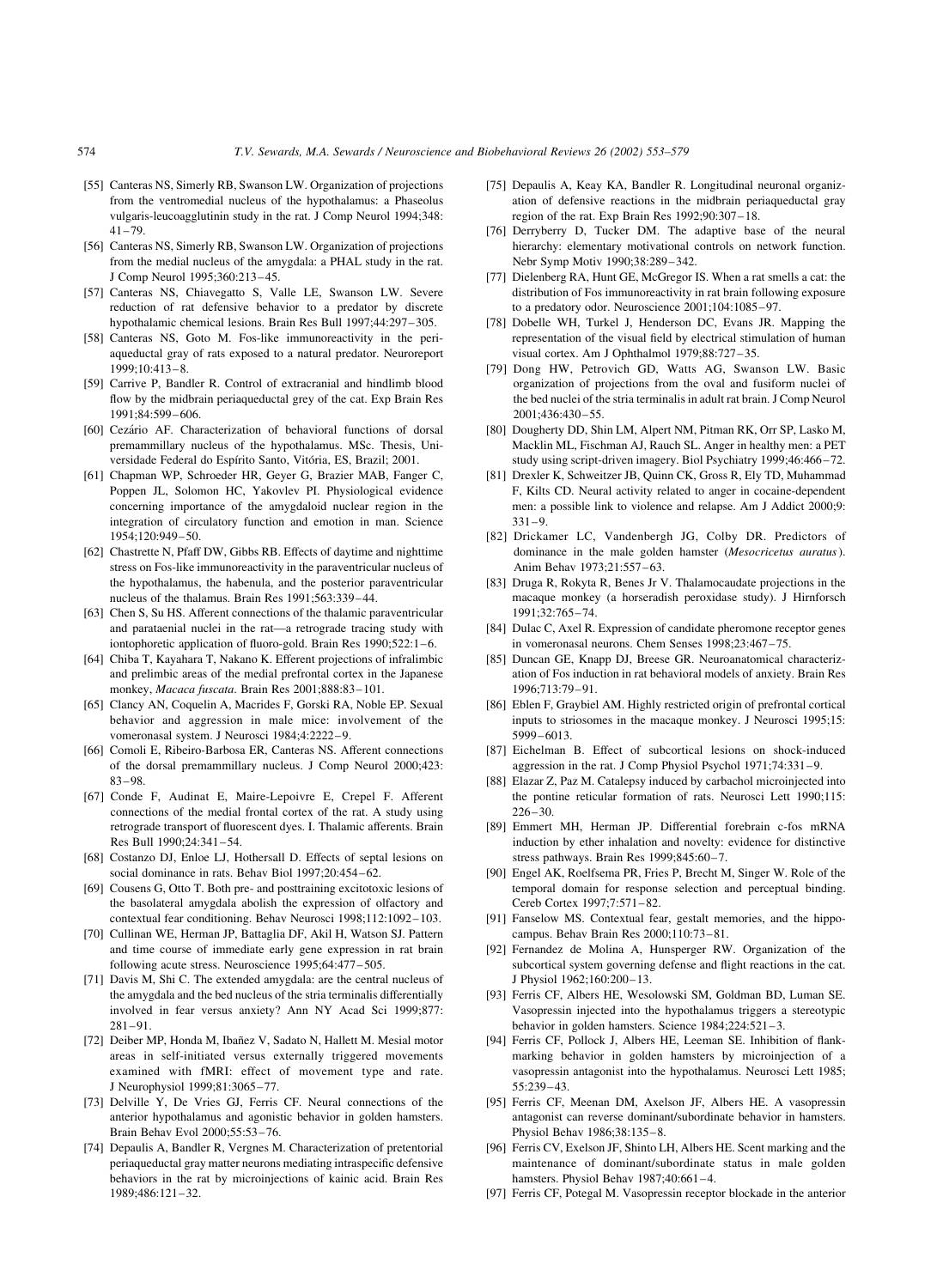[55] Canteras NS, Simerly RB, Swanson LW. Organization of projections from the ventromedial nucleus of the hypothalamus: a Phaseolus vulgaris-leucoagglutinin study in the rat. J Comp Neurol 1994;348: 41–79.

[56] Canteras NS, Simerly RB, Swanson LW. Organization of projections from the medial nucleus of the amygdala: a PHAL study in the rat. J Comp Neurol 1995;360:213–45.

[57] Canteras NS, Chiavegatto S, Valle LE, Swanson LW. Severe reduction of rat defensive behavior to a predator by discrete hypothalamic chemical lesions. Brain Res Bull 1997;44:297–305.

[58] Canteras NS, Goto M. Fos-like immunoreactivity in the periaqueductal gray of rats exposed to a natural predator. Neuroreport 1999;10:413–8.

[59] Carrive P, Bandler R. Control of extracranial and hindlimb blood flow by the midbrain periaqueductal grey of the cat. Exp Brain Res 1991;84:599–606.

[60] Cezário AF. Characterization of behavioral functions of dorsal premammillary nucleus of the hypothalamus. MSc. Thesis, Universidade Federal do Espírito Santo, Vitória, ES, Brazil; 2001.

[61] Chapman WP, Schroeder HR, Geyer G, Brazier MAB, Fanger C, Poppen JL, Solomon HC, Yakovlev PI. Physiological evidence concerning importance of the amygdaloid nuclear region in the integration of circulatory function and emotion in man. Science 1954;120:949–50.

[62] Chastrette N, Pfaff DW, Gibbs RB. Effects of daytime and nighttime stress on Fos-like immunoreactivity in the paraventricular nucleus of the hypothalamus, the habenula, and the posterior paraventricular nucleus of the thalamus. Brain Res 1991;563:339–44.

[63] Chen S, Su HS. Afferent connections of the thalamic paraventricular and parataenial nuclei in the rat—a retrograde tracing study with iontophoretic application of fluoro-gold. Brain Res 1990;522:1–6.

[64] Chiba T, Kayahara T, Nakano K. Efferent projections of infralimbic and prelimbic areas of the medial prefrontal cortex in the Japanese monkey, *Macaca fuscata*. Brain Res 2001;888:83–101.

[65] Clancy AN, Coquelin A, Macrides F, Gorski RA, Noble EP. Sexual behavior and aggression in male mice: involvement of the vomeronasal system. J Neurosci 1984;4:2222–9.

[66] Comoli E, Ribeiro-Barbosa ER, Canteras NS. Afferent connections of the dorsal premammillary nucleus. J Comp Neurol 2000;423: 83–98.

[67] Conde F, Audinat E, Maire-Lepoivre E, Crepel F. Afferent connections of the medial frontal cortex of the rat. A study using retrograde transport of fluorescent dyes. I. Thalamic afferents. Brain Res Bull 1990;24:341–54.

[68] Costanzo DJ, Enloe LJ, Hothersall D. Effects of septal lesions on social dominance in rats. Behav Biol 1997;20:454–62.

[69] Cousens G, Otto T. Both pre- and posttraining excitotoxic lesions of the basolateral amygdala abolish the expression of olfactory and contextual fear conditioning. Behav Neurosci 1998;112:1092–103.

[70] Cullinan WE, Herman JP, Battaglia DF, Akil H, Watson SJ. Pattern and time course of immediate early gene expression in rat brain following acute stress. Neuroscience 1995;64:477–505.

[71] Davis M, Shi C. The extended amygdala: are the central nucleus of the amygdala and the bed nucleus of the stria terminalis differentially involved in fear versus anxiety? Ann NY Acad Sci 1999;877: 281–91.

[72] Deiber MP, Honda M, Ibañez V, Sadato N, Hallett M. Mesial motor areas in self-initiated versus externally triggered movements examined with fMRI: effect of movement type and rate. J Neurophysiol 1999;81:3065–77.

[73] Delville Y, De Vries GJ, Ferris CF. Neural connections of the anterior hypothalamus and agonistic behavior in golden hamsters. Brain Behav Evol 2000;55:53–76.

[74] Depaulis A, Bandler R, Vergnes M. Characterization of pretentorial periaqueductal gray matter neurons mediating intraspecific defensive behaviors in the rat by microinjections of kainic acid. Brain Res 1989;486:121–32.

[75] Depaulis A, Keay KA, Bandler R. Longitudinal neuronal organization of defensive reactions in the midbrain periaqueductal gray region of the rat. Exp Brain Res 1992;90:307–18.

[76] Derryberry D, Tucker DM. The adaptive base of the neural hierarchy: elementary motivational controls on network function. Nebr Symp Motiv 1990;38:289–342.

[77] Dielenberg RA, Hunt GE, McGregor IS. When a rat smells a cat: the distribution of Fos immunoreactivity in rat brain following exposure to a predatory odor. Neuroscience 2001;104:1085–97.

[78] Dobelle WH, Turkel J, Henderson DC, Evans JR. Mapping the representation of the visual field by electrical stimulation of human visual cortex. Am J Ophthalmol 1979;88:727–35.

[79] Dong HW, Petrovich GD, Watts AG, Swanson LW. Basic organization of projections from the oval and fusiform nuclei of the bed nuclei of the stria terminalis in adult rat brain. J Comp Neurol 2001;436:430–55.

[80] Dougherty DD, Shin LM, Alpert NM, Pitman RK, Orr SP, Lasko M, Macklin ML, Fischman AJ, Rauch SL. Anger in healthy men: a PET study using script-driven imagery. Biol Psychiatry 1999;46:466–72.

[81] Drexler K, Schweitzer JB, Quinn CK, Gross R, Ely TD, Muhammad F, Kilts CD. Neural activity related to anger in cocaine-dependent men: a possible link to violence and relapse. Am J Addict 2000;9: 331–9.

[82] Drickamer LC, Vandenbergh JG, Colby DR. Predictors of dominance in the male golden hamster (*Mesocricetus auratus*). Anim Behav 1973;21:557–63.

[83] Druga R, Rokyta R, Benes Jr V. Thalamocaudate projections in the macaque monkey (a horseradish peroxidase study). J Hirnforsch 1991;32:765–74.

[84] Dulac C, Axel R. Expression of candidate pheromone receptor genes in vomeronasal neurons. Chem Senses 1998;23:467–75.

[85] Duncan GE, Knapp DJ, Breese GR. Neuroanatomical characterization of Fos induction in rat behavioral models of anxiety. Brain Res 1996;713:79–91.

[86] Eblen F, Graybiel AM. Highly restricted origin of prefrontal cortical inputs to striosomes in the macaque monkey. J Neurosci 1995;15: 5999–6013.

[87] Eichelman B. Effect of subcortical lesions on shock-induced aggression in the rat. J Comp Physiol Psychol 1971;74:331–9.

[88] Elazar Z, Paz M. Catalepsy induced by carbachol microinjected into the pontine reticular formation of rats. Neurosci Lett 1990;115: 226–30.

[89] Emmert MH, Herman JP. Differential forebrain c-fos mRNA induction by ether inhalation and novelty: evidence for distinctive stress pathways. Brain Res 1999;845:60–7.

[90] Engel AK, Roelfsema PR, Fries P, Brecht M, Singer W. Role of the temporal domain for response selection and perceptual binding. Cereb Cortex 1997;7:571–82.

[91] Fanselow MS. Contextual fear, gestalt memories, and the hippocampus. Behav Brain Res 2000;110:73–81.

[92] Fernandez de Molina A, Hunsperger RW. Organization of the subcortical system governing defense and flight reactions in the cat. J Physiol 1962;160:200–13.

[93] Ferris CF, Albers HE, Wesolowski SM, Goldman BD, Luman SE. Vasopressin injected into the hypothalamus triggers a stereotypic behavior in golden hamsters. Science 1984;224:521–3.

[94] Ferris CF, Pollock J, Albers HE, Leeman SE. Inhibition of flank-marking behavior in golden hamsters by microinjection of a vasopressin antagonist into the hypothalamus. Neurosci Lett 1985; 55:239–43.

[95] Ferris CF, Meenan DM, Axelson JF, Albers HE. A vasopressin antagonist can reverse dominant/subordinate behavior in hamsters. Physiol Behav 1986;38:135–8.

[96] Ferris CV, Exelson JF, Shinto LH, Albers HE. Scent marking and the maintenance of dominant/subordinate status in male golden hamsters. Physiol Behav 1987;40:661–4.

[97] Ferris CF, Potegal M. Vasopressin receptor blockade in the anterior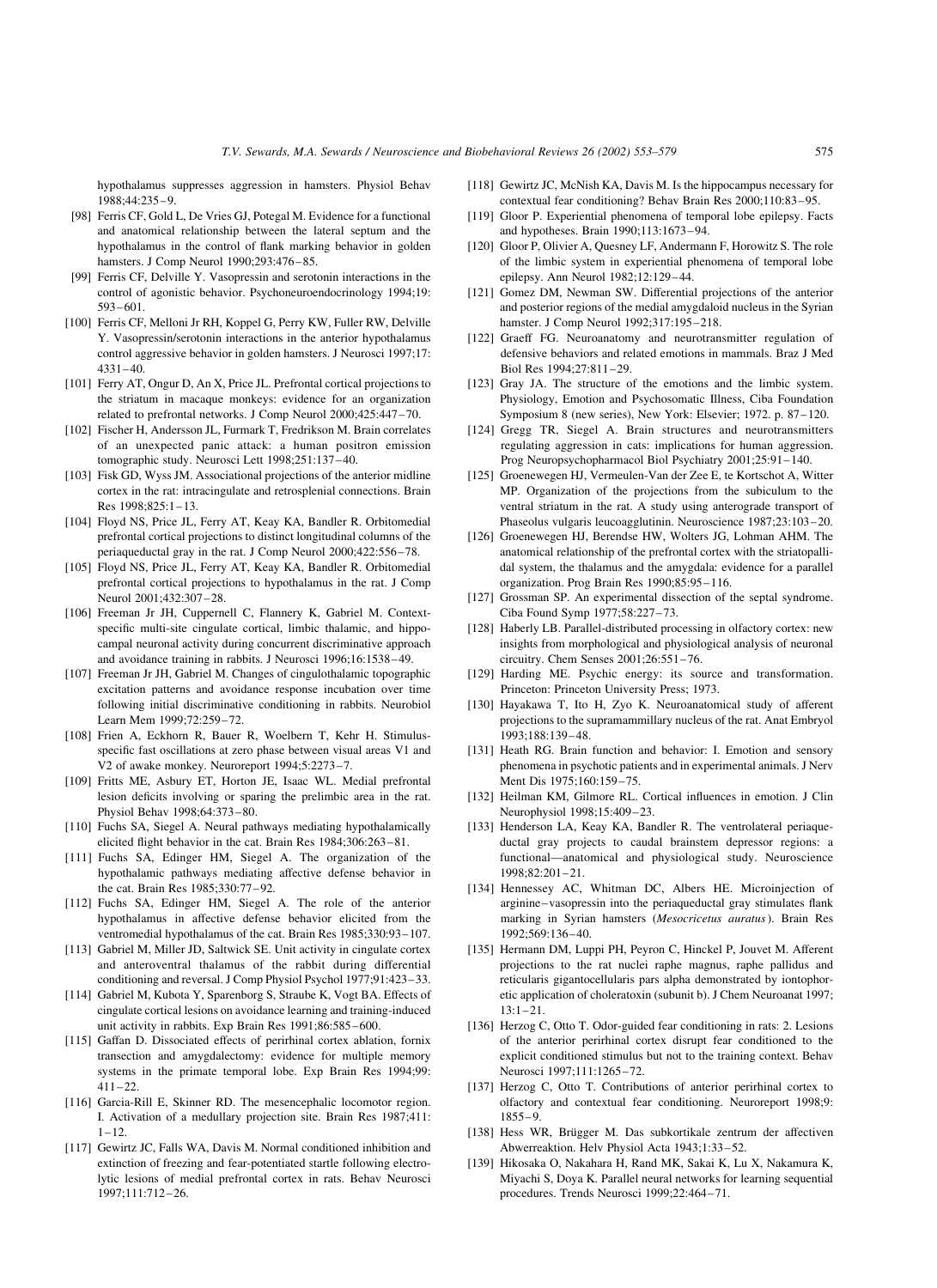hypothalamus suppresses aggression in hamsters. Physiol Behav 1988;44:235–9.

[98] Ferris CF, Gold L, De Vries GJ, Potegal M. Evidence for a functional and anatomical relationship between the lateral septum and the hypothalamus in the control of flank marking behavior in golden hamsters. J Comp Neurol 1990;293:476–85.

[99] Ferris CF, Delville Y. Vasopressin and serotonin interactions in the control of agonistic behavior. Psychoneuroendocrinology 1994;19: 593–601.

[100] Ferris CF, Melloni Jr RH, Koppel G, Perry KW, Fuller RW, Delville Y. Vasopressin/serotonin interactions in the anterior hypothalamus control aggressive behavior in golden hamsters. J Neurosci 1997;17: 4331–40.

[101] Ferry AT, Ongur D, An X, Price JL. Prefrontal cortical projections to the striatum in macaque monkeys: evidence for an organization related to prefrontal networks. J Comp Neurol 2000;425:447–70.

[102] Fischer H, Andersson JL, Furmark T, Fredrikson M. Brain correlates of an unexpected panic attack: a human positron emission tomographic study. Neurosci Lett 1998;251:137–40.

[103] Fisk GD, Wyss JM. Associational projections of the anterior midline cortex in the rat: intracingulate and retrosplenial connections. Brain Res 1998;825:1–13.

[104] Floyd NS, Price JL, Ferry AT, Keay KA, Bandler R. Orbitomedial prefrontal cortical projections to distinct longitudinal columns of the periaqueductal gray in the rat. J Comp Neurol 2000;422:556–78.

[105] Floyd NS, Price JL, Ferry AT, Keay KA, Bandler R. Orbitomedial prefrontal cortical projections to hypothalamus in the rat. J Comp Neurol 2001;432:307–28.

[106] Freeman Jr JH, Cuppernell C, Flannery K, Gabriel M. Context-specific multi-site cingulate cortical, limbic thalamic, and hippocampal neuronal activity during concurrent discriminative approach and avoidance training in rabbits. J Neurosci 1996;16:1538–49.

[107] Freeman Jr JH, Gabriel M. Changes of cingulothalamic topographic excitation patterns and avoidance response incubation over time following initial discriminative conditioning in rabbits. Neurobiol Learn Mem 1999;72:259–72.

[108] Frien A, Eckhorn R, Bauer R, Woelbern T, Kehr H. Stimulus-specific fast oscillations at zero phase between visual areas V1 and V2 of awake monkey. Neuroreport 1994;5:2273–7.

[109] Fritts ME, Asbury ET, Horton JE, Isaac WL. Medial prefrontal lesion deficits involving or sparing the prelimbic area in the rat. Physiol Behav 1998;64:373–80.

[110] Fuchs SA, Siegel A. Neural pathways mediating hypothalamically elicited flight behavior in the cat. Brain Res 1984;306:263–81.

[111] Fuchs SA, Edinger HM, Siegel A. The organization of the hypothalamic pathways mediating affective defense behavior in the cat. Brain Res 1985;330:77–92.

[112] Fuchs SA, Edinger HM, Siegel A. The role of the anterior hypothalamus in affective defense behavior elicited from the ventromedial hypothalamus of the cat. Brain Res 1985;330:93–107.

[113] Gabriel M, Miller JD, Saltwick SE. Unit activity in cingulate cortex and anteroventral thalamus of the rabbit during differential conditioning and reversal. J Comp Physiol Psychol 1977;91:423–33.

[114] Gabriel M, Kubota Y, Sparenborg S, Straube K, Vogt BA. Effects of cingulate cortical lesions on avoidance learning and training-induced unit activity in rabbits. Exp Brain Res 1991;86:585–600.

[115] Gaffan D. Dissociated effects of perirhinal cortex ablation, fornix transection and amygdalectomy: evidence for multiple memory systems in the primate temporal lobe. Exp Brain Res 1994;99: 411–22.

[116] Garcia-Rill E, Skinner RD. The mesencephalic locomotor region. I. Activation of a medullary projection site. Brain Res 1987;411: 1–12.

[117] Gewirtz JC, Falls WA, Davis M. Normal conditioned inhibition and extinction of freezing and fear-potentiated startle following electrolytic lesions of medial prefrontal cortex in rats. Behav Neurosci 1997;111:712–26.

[118] Gewirtz JC, McNish KA, Davis M. Is the hippocampus necessary for contextual fear conditioning? Behav Brain Res 2000;110:83–95.

[119] Gloor P. Experiential phenomena of temporal lobe epilepsy. Facts and hypotheses. Brain 1990;113:1673–94.

[120] Gloor P, Olivier A, Quesney LF, Andermann F, Horowitz S. The role of the limbic system in experiential phenomena of temporal lobe epilepsy. Ann Neurol 1982;12:129–44.

[121] Gomez DM, Newman SW. Differential projections of the anterior and posterior regions of the medial amygdaloid nucleus in the Syrian hamster. J Comp Neurol 1992;317:195–218.

[122] Graeff FG. Neuroanatomy and neurotransmitter regulation of defensive behaviors and related emotions in mammals. Braz J Med Biol Res 1994;27:811–29.

[123] Gray JA. The structure of the emotions and the limbic system. Physiology, Emotion and Psychosomatic Illness, Ciba Foundation Symposium 8 (new series), New York: Elsevier; 1972. p. 87–120.

[124] Gregg TR, Siegel A. Brain structures and neurotransmitters regulating aggression in cats: implications for human aggression. Prog Neuropsychopharmacol Biol Psychiatry 2001;25:91–140.

[125] Groenewegen HJ, Vermeulen-Van der Zee E, te Kortschot A, Witter MP. Organization of the projections from the subiculum to the ventral striatum in the rat. A study using anterograde transport of Phaseolus vulgaris leucoagglutinin. Neuroscience 1987;23:103–20.

[126] Groenewegen HJ, Berendse HW, Wolters JG, Lohman AHM. The anatomical relationship of the prefrontal cortex with the striatopallidal system, the thalamus and the amygdala: evidence for a parallel organization. Prog Brain Res 1990;85:95–116.

[127] Grossman SP. An experimental dissection of the septal syndrome. Ciba Found Symp 1977;58:227–73.

[128] Haberly LB. Parallel-distributed processing in olfactory cortex: new insights from morphological and physiological analysis of neuronal circuitry. Chem Senses 2001;26:551–76.

[129] Harding ME. Psychic energy: its source and transformation. Princeton: Princeton University Press; 1973.

[130] Hayakawa T, Ito H, Zyo K. Neuroanatomical study of afferent projections to the supramammillary nucleus of the rat. Anat Embryol 1993;188:139–48.

[131] Heath RG. Brain function and behavior: I. Emotion and sensory phenomena in psychotic patients and in experimental animals. J Nerv Ment Dis 1975;160:159–75.

[132] Heilman KM, Gilmore RL. Cortical influences in emotion. J Clin Neurophysiol 1998;15:409–23.

[133] Henderson LA, Keay KA, Bandler R. The ventrolateral periaqueductal gray projects to caudal brainstem depressor regions: a functional—anatomical and physiological study. Neuroscience 1998;82:201–21.

[134] Hennessey AC, Whitman DC, Albers HE. Microinjection of arginine–vasopressin into the periaqueductal gray stimulates flank marking in Syrian hamsters (*Mesocricetus auratus*). Brain Res 1992;569:136–40.

[135] Hermann DM, Luppi PH, Peyron C, Hinckel P, Jouvet M. Afferent projections to the rat nuclei raphe magnus, raphe pallidus and reticularis gigantocellularis pars alpha demonstrated by iontophoretic application of choleratoxin (subunit b). J Chem Neuroanat 1997; 13:1–21.

[136] Herzog C, Otto T. Odor-guided fear conditioning in rats: 2. Lesions of the anterior perirhinal cortex disrupt fear conditioned to the explicit conditioned stimulus but not to the training context. Behav Neurosci 1997;111:1265–72.

[137] Herzog C, Otto T. Contributions of anterior perirhinal cortex to olfactory and contextual fear conditioning. Neuroreport 1998;9: 1855–9.

[138] Hess WR, Brügger M. Das subkortikale zentrum der affectiven Abwerreaktion. Helv Physiol Acta 1943;1:33–52.

[139] Hikosaka O, Nakahara H, Rand MK, Sakai K, Lu X, Nakamura K, Miyachi S, Doya K. Parallel neural networks for learning sequential procedures. Trends Neurosci 1999;22:464–71.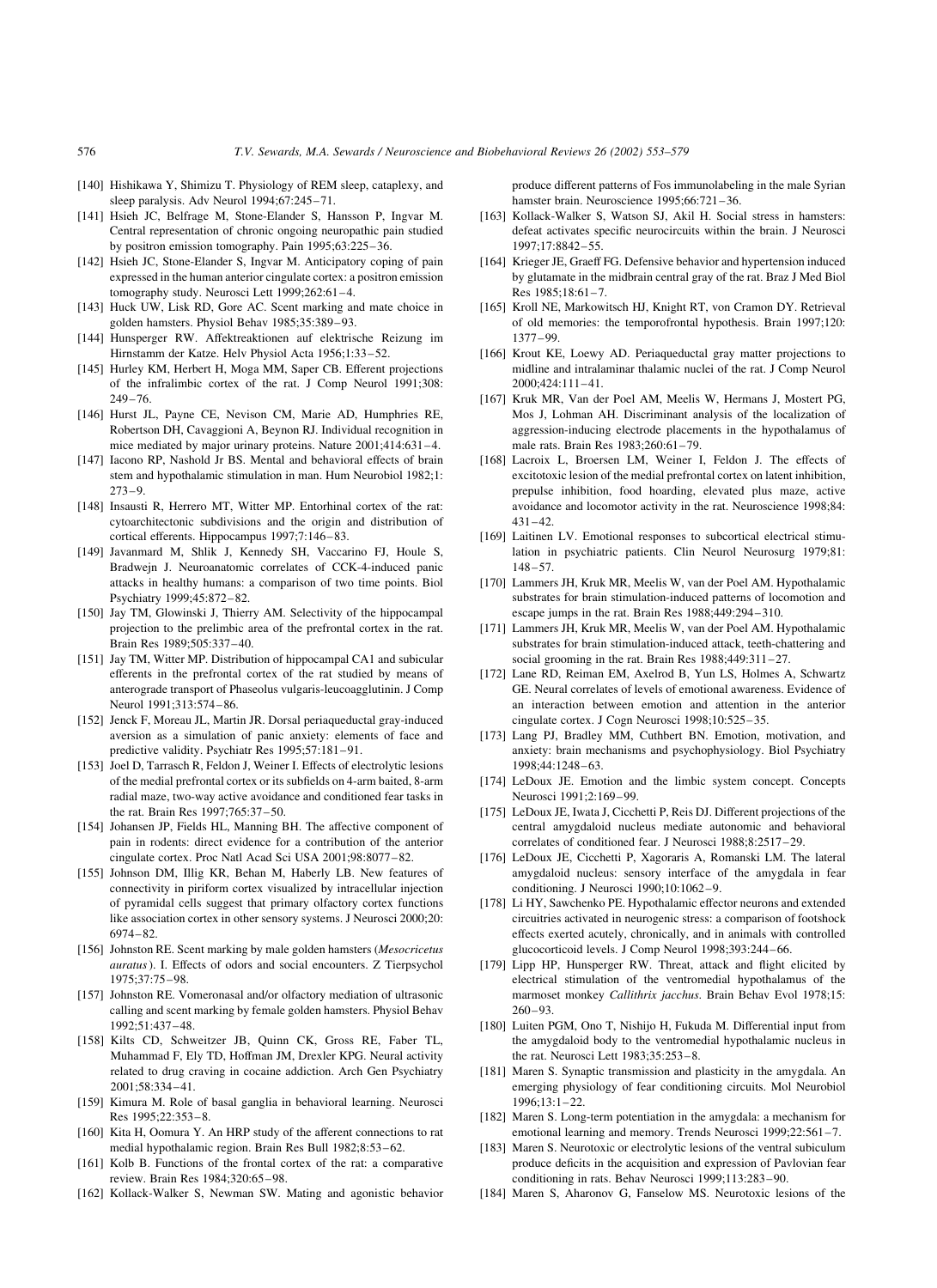[140] Hishikawa Y, Shimizu T. Physiology of REM sleep, cataplexy, and sleep paralysis. Adv Neurol 1994;67:245–71.

[141] Hsieh JC, Belfrage M, Stone-Elander S, Hansson P, Ingvar M. Central representation of chronic ongoing neuropathic pain studied by positron emission tomography. Pain 1995;63:225–36.

[142] Hsieh JC, Stone-Elander S, Ingvar M. Anticipatory coping of pain expressed in the human anterior cingulate cortex: a positron emission tomography study. Neurosci Lett 1999;262:61–4.

[143] Huck UW, Lisk RD, Gore AC. Scent marking and mate choice in golden hamsters. Physiol Behav 1985;35:389–93.

[144] Hunsperger RW. Affektreaktionen auf elektrische Reizung im Hirnstamm der Katze. Helv Physiol Acta 1956;1:33–52.

[145] Hurley KM, Herbert H, Moga MM, Saper CB. Efferent projections of the infralimbic cortex of the rat. J Comp Neurol 1991;308: 249–76.

[146] Hurst JL, Payne CE, Nevison CM, Marie AD, Humphries RE, Robertson DH, Cavaggioni A, Beynon RJ. Individual recognition in mice mediated by major urinary proteins. Nature 2001;414:631–4.

[147] Iacono RP, Nashold Jr BS. Mental and behavioral effects of brain stem and hypothalamic stimulation in man. Hum Neurobiol 1982;1: 273–9.

[148] Insausti R, Herrero MT, Witter MP. Entorhinal cortex of the rat: cytoarchitectonic subdivisions and the origin and distribution of cortical efferents. Hippocampus 1997;7:146–83.

[149] Javanmard M, Shlik J, Kennedy SH, Vaccarino FJ, Houle S, Bradwejn J. Neuroanatomic correlates of CCK-4-induced panic attacks in healthy humans: a comparison of two time points. Biol Psychiatry 1999;45:872–82.

[150] Jay TM, Glowinski J, Thierry AM. Selectivity of the hippocampal projection to the prelimbic area of the prefrontal cortex in the rat. Brain Res 1989;505:337–40.

[151] Jay TM, Witter MP. Distribution of hippocampal CA1 and subicular efferents in the prefrontal cortex of the rat studied by means of anterograde transport of Phaseolus vulgaris-leucoagglutinin. J Comp Neurol 1991;313:574–86.

[152] Jenck F, Moreau JL, Martin JR. Dorsal periaqueductal gray-induced aversion as a simulation of panic anxiety: elements of face and predictive validity. Psychiatr Res 1995;57:181–91.

[153] Joel D, Tarrasch R, Feldon J, Weiner I. Effects of electrolytic lesions of the medial prefrontal cortex or its subfields on 4-arm baited, 8-arm radial maze, two-way active avoidance and conditioned fear tasks in the rat. Brain Res 1997;765:37–50.

[154] Johansen JP, Fields HL, Manning BH. The affective component of pain in rodents: direct evidence for a contribution of the anterior cingulate cortex. Proc Natl Acad Sci USA 2001;98:8077–82.

[155] Johnson DM, Illig KR, Behan M, Haberly LB. New features of connectivity in piriform cortex visualized by intracellular injection of pyramidal cells suggest that primary olfactory cortex functions like association cortex in other sensory systems. J Neurosci 2000;20: 6974–82.

[156] Johnston RE. Scent marking by male golden hamsters (*Mesocricetus auratus*). I. Effects of odors and social encounters. Z Tierpsychol 1975;37:75–98.

[157] Johnston RE. Vomeronasal and/or olfactory mediation of ultrasonic calling and scent marking by female golden hamsters. Physiol Behav 1992;51:437–48.

[158] Kilts CD, Schweitzer JB, Quinn CK, Gross RE, Faber TL, Muhammad F, Ely TD, Hoffman JM, Drexler KPG. Neural activity related to drug craving in cocaine addiction. Arch Gen Psychiatry 2001;58:334–41.

[159] Kimura M. Role of basal ganglia in behavioral learning. Neurosci Res 1995;22:353–8.

[160] Kita H, Oomura Y. An HRP study of the afferent connections to rat medial hypothalamic region. Brain Res Bull 1982;8:53–62.

[161] Kolb B. Functions of the frontal cortex of the rat: a comparative review. Brain Res 1984;320:65–98.

[162] Kollack-Walker S, Newman SW. Mating and agonistic behavior produce different patterns of Fos immunolabeling in the male Syrian hamster brain. Neuroscience 1995;66:721–36.

[163] Kollack-Walker S, Watson SJ, Akil H. Social stress in hamsters: defeat activates specific neurocircuits within the brain. J Neurosci 1997;17:8842–55.

[164] Krieger JE, Graeff FG. Defensive behavior and hypertension induced by glutamate in the midbrain central gray of the rat. Braz J Med Biol Res 1985;18:61–7.

[165] Kroll NE, Markowitsch HJ, Knight RT, von Cramon DY. Retrieval of old memories: the temporofrontal hypothesis. Brain 1997;120: 1377–99.

[166] Krout KE, Loewy AD. Periaqueductal gray matter projections to midline and intralaminar thalamic nuclei of the rat. J Comp Neurol 2000;424:111–41.

[167] Kruk MR, Van der Poel AM, Meelis W, Hermans J, Mostert PG, Mos J, Lohman AH. Discriminant analysis of the localization of aggression-inducing electrode placements in the hypothalamus of male rats. Brain Res 1983;260:61–79.

[168] Lacroix L, Broersen LM, Weiner I, Feldon J. The effects of excitotoxic lesion of the medial prefrontal cortex on latent inhibition, prepulse inhibition, food hoarding, elevated plus maze, active avoidance and locomotor activity in the rat. Neuroscience 1998;84: 431–42.

[169] Laitinen LV. Emotional responses to subcortical electrical stimulation in psychiatric patients. Clin Neurol Neurosurg 1979;81: 148–57.

[170] Lammers JH, Kruk MR, Meelis W, van der Poel AM. Hypothalamic substrates for brain stimulation-induced patterns of locomotion and escape jumps in the rat. Brain Res 1988;449:294–310.

[171] Lammers JH, Kruk MR, Meelis W, van der Poel AM. Hypothalamic substrates for brain stimulation-induced attack, teeth-chattering and social grooming in the rat. Brain Res 1988;449:311–27.

[172] Lane RD, Reiman EM, Axelrod B, Yun LS, Holmes A, Schwartz GE. Neural correlates of levels of emotional awareness. Evidence of an interaction between emotion and attention in the anterior cingulate cortex. J Cogn Neurosci 1998;10:525–35.

[173] Lang PJ, Bradley MM, Cuthbert BN. Emotion, motivation, and anxiety: brain mechanisms and psychophysiology. Biol Psychiatry 1998;44:1248–63.

[174] LeDoux JE. Emotion and the limbic system concept. Concepts Neurosci 1991;2:169–99.

[175] LeDoux JE, Iwata J, Cicchetti P, Reis DJ. Different projections of the central amygdaloid nucleus mediate autonomic and behavioral correlates of conditioned fear. J Neurosci 1988;8:2517–29.

[176] LeDoux JE, Cicchetti P, Xagoraris A, Romanski LM. The lateral amygdaloid nucleus: sensory interface of the amygdala in fear conditioning. J Neurosci 1990;10:1062–9.

[178] Li HY, Sawchenko PE. Hypothalamic effector neurons and extended circuitries activated in neurogenic stress: a comparison of footshock effects exerted acutely, chronically, and in animals with controlled glucocorticoid levels. J Comp Neurol 1998;393:244–66.

[179] Lipp HP, Hunsperger RW. Threat, attack and flight elicited by electrical stimulation of the ventromedial hypothalamus of the marmoset monkey *Callithrix jacchus*. Brain Behav Evol 1978;15: 260–93.

[180] Luiten PGM, Ono T, Nishijo H, Fukuda M. Differential input from the amygdaloid body to the ventromedial hypothalamic nucleus in the rat. Neurosci Lett 1983;35:253–8.

[181] Maren S. Synaptic transmission and plasticity in the amygdala. An emerging physiology of fear conditioning circuits. Mol Neurobiol 1996;13:1–22.

[182] Maren S. Long-term potentiation in the amygdala: a mechanism for emotional learning and memory. Trends Neurosci 1999;22:561–7.

[183] Maren S. Neurotoxic or electrolytic lesions of the ventral subiculum produce deficits in the acquisition and expression of Pavlovian fear conditioning in rats. Behav Neurosci 1999;113:283–90.

[184] Maren S, Aharonov G, Fanselow MS. Neurotoxic lesions of the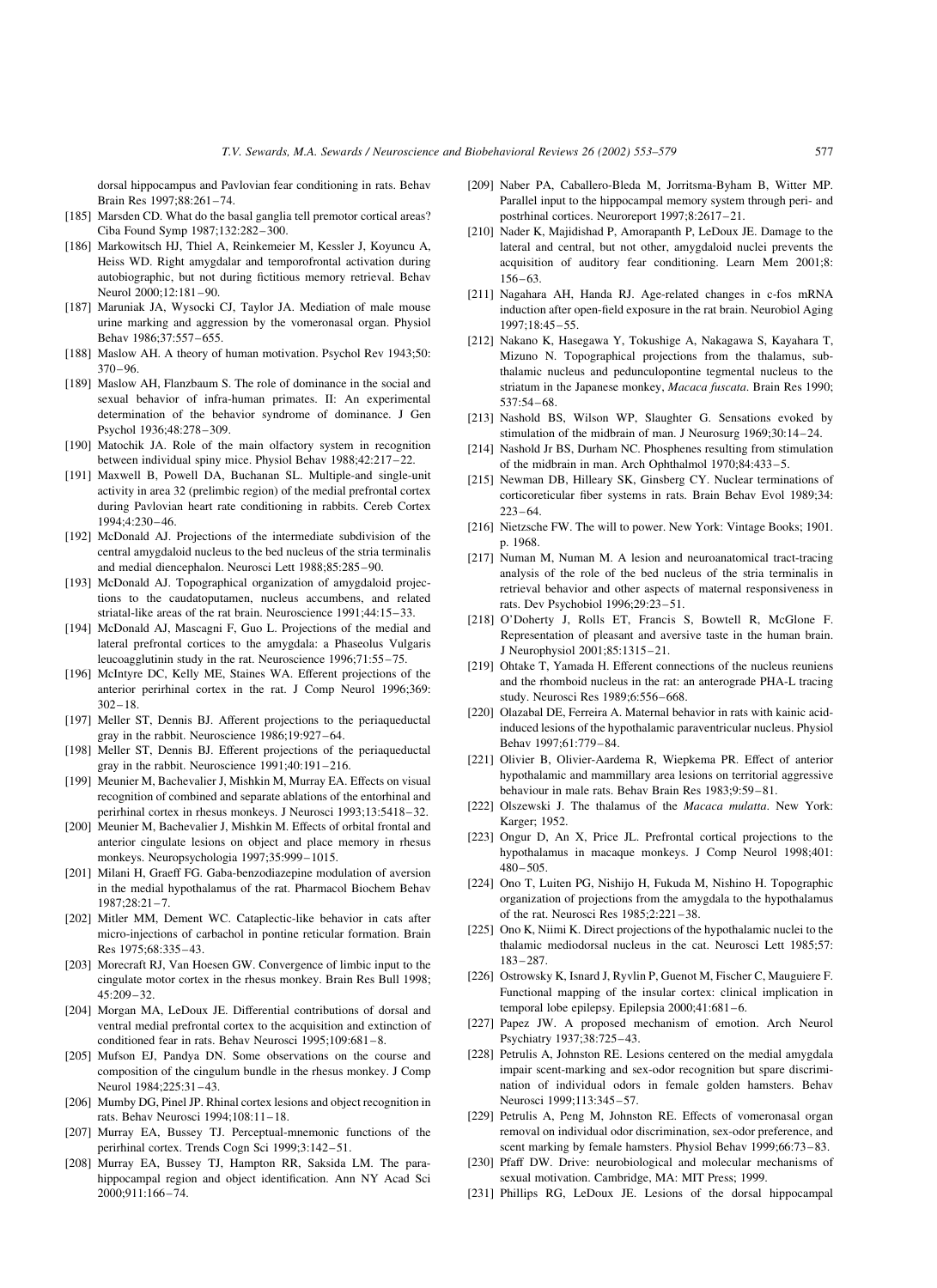dorsal hippocampus and Pavlovian fear conditioning in rats. Behav Brain Res 1997;88:261–74.

[185] Marsden CD. What do the basal ganglia tell premotor cortical areas? Ciba Found Symp 1987;132:282–300.

[186] Markowitsch HJ, Thiel A, Reinkemeier M, Kessler J, Koyuncu A, Heiss WD. Right amygdalar and temporofrontal activation during autobiographic, but not during fictitious memory retrieval. Behav Neurol 2000;12:181–90.

[187] Maruniak JA, Wysocki CJ, Taylor JA. Mediation of male mouse urine marking and aggression by the vomeronasal organ. Physiol Behav 1986;37:557–655.

[188] Maslow AH. A theory of human motivation. Psychol Rev 1943;50: 370–96.

[189] Maslow AH, Flanzbaum S. The role of dominance in the social and sexual behavior of infra-human primates. II: An experimental determination of the behavior syndrome of dominance. J Gen Psychol 1936;48:278–309.

[190] Matochik JA. Role of the main olfactory system in recognition between individual spiny mice. Physiol Behav 1988;42:217–22.

[191] Maxwell B, Powell DA, Buchanan SL. Multiple-and single-unit activity in area 32 (prelimbic region) of the medial prefrontal cortex during Pavlovian heart rate conditioning in rabbits. Cereb Cortex 1994;4:230–46.

[192] McDonald AJ. Projections of the intermediate subdivision of the central amygdaloid nucleus to the bed nucleus of the stria terminalis and medial diencephalon. Neurosci Lett 1988;85:285–90.

[193] McDonald AJ. Topographical organization of amygdaloid projections to the caudatoputamen, nucleus accumbens, and related striatal-like areas of the rat brain. Neuroscience 1991;44:15–33.

[194] McDonald AJ, Mascagni F, Guo L. Projections of the medial and lateral prefrontal cortices to the amygdala: a Phaseolus Vulgaris leucoagglutinin study in the rat. Neuroscience 1996;71:55–75.

[195] McIntyre DC, Kelly ME, Staines WA. Efferent projections of the anterior perirhinal cortex in the rat. J Comp Neurol 1996;369: 302–18.

[197] Meller ST, Dennis BJ. Afferent projections to the periaqueductal gray in the rabbit. Neuroscience 1986;19:927–64.

[198] Meller ST, Dennis BJ. Efferent projections of the periaqueductal gray in the rabbit. Neuroscience 1991;40:191–216.

[199] Meunier M, Bachevalier J, Mishkin M, Murray EA. Effects on visual recognition of combined and separate ablations of the entorhinal and perirhinal cortex in rhesus monkeys. J Neurosci 1993;13:5418–32.

[200] Meunier M, Bachevalier J, Mishkin M. Effects of orbital frontal and anterior cingulate lesions on object and place memory in rhesus monkeys. Neuropsychologia 1997;35:999–1015.

[201] Milani H, Graeff FG. Gaba-benzodiazepine modulation of aversion in the medial hypothalamus of the rat. Pharmacol Biochem Behav 1987;28:21–7.

[202] Mitler MM, Dement WC. Cataplectic-like behavior in cats after micro-injections of carbachol in pontine reticular formation. Brain Res 1975;68:335–43.

[203] Morecraft RJ, Van Hoesen GW. Convergence of limbic input to the cingulate motor cortex in the rhesus monkey. Brain Res Bull 1998; 45:209–32.

[204] Morgan MA, LeDoux JE. Differential contributions of dorsal and ventral medial prefrontal cortex to the acquisition and extinction of conditioned fear in rats. Behav Neurosci 1995;109:681–8.

[205] Mufson EJ, Pandya DN. Some observations on the course and composition of the cingulum bundle in the rhesus monkey. J Comp Neurol 1984;225:31–43.

[206] Mumby DG, Pinel JP. Rhinal cortex lesions and object recognition in rats. Behav Neurosci 1994;108:11–18.

[207] Murray EA, Bussey TJ. Perceptual-mnemonic functions of the perirhinal cortex. Trends Cogn Sci 1999;3:142–51.

[208] Murray EA, Bussey TJ, Hampton RR, Saksida LM. The parahippocampal region and object identification. Ann NY Acad Sci 2000;911:166–74.

[209] Naber PA, Caballero-Bleda M, Jorritsma-Byham B, Witter MP. Parallel input to the hippocampal memory system through peri- and postrhinal cortices. Neuroreport 1997;8:2617–21.

[210] Nader K, Majidishad P, Amorapanth P, LeDoux JE. Damage to the lateral and central, but not other, amygdaloid nuclei prevents the acquisition of auditory fear conditioning. Learn Mem 2001;8: 156–63.

[211] Nagahara AH, Handa RJ. Age-related changes in c-fos mRNA induction after open-field exposure in the rat brain. Neurobiol Aging 1997;18:45–55.

[212] Nakano K, Hasegawa Y, Tokushige A, Nakagawa S, Kayahara T, Mizuno N. Topographical projections from the thalamus, subthalamic nucleus and pedunculopontine tegmental nucleus to the striatum in the Japanese monkey, *Macaca fuscata*. Brain Res 1990; 537:54–68.

[213] Nashold BS, Wilson WP, Slaughter G. Sensations evoked by stimulation of the midbrain of man. J Neurosurg 1969;30:14–24.

[214] Nashold Jr BS, Durham NC. Phosphenes resulting from stimulation of the midbrain in man. Arch Ophthalmol 1970;84:433–5.

[215] Newman DB, Hilleary SK, Ginsberg CY. Nuclear terminations of corticoreticular fiber systems in rats. Brain Behav Evol 1989;34: 223–64.

[216] Nietzsche FW. The will to power. New York: Vintage Books; 1901. p. 1968.

[217] Numan M, Numan M. A lesion and neuroanatomical tract-tracing analysis of the role of the bed nucleus of the stria terminalis in retrieval behavior and other aspects of maternal responsiveness in rats. Dev Psychobiol 1996;29:23–51.

[218] O'Doherty J, Rolls ET, Francis S, Bowtell R, McGlone F. Representation of pleasant and aversive taste in the human brain. J Neurophysiol 2001;85:1315–21.

[219] Ohtake T, Yamada H. Efferent connections of the nucleus reuniens and the rhomboid nucleus in the rat: an anterograde PHA-L tracing study. Neurosci Res 1989;6:556–668.

[220] Olazabal DE, Ferreira A. Maternal behavior in rats with kainic acid-induced lesions of the hypothalamic paraventricular nucleus. Physiol Behav 1997;61:779–84.

[221] Olivier B, Olivier-Aardema R, Wiepkema PR. Effect of anterior hypothalamic and mammillary area lesions on territorial aggressive behaviour in male rats. Behav Brain Res 1983;9:59–81.

[222] Olszewski J. The thalamus of the *Macaca mulatta*. New York: Karger; 1952.

[223] Ongur D, An X, Price JL. Prefrontal cortical projections to the hypothalamus in macaque monkeys. J Comp Neurol 1998;401: 480–505.

[224] Ono T, Luiten PG, Nishijo H, Fukuda M, Nishino H. Topographic organization of projections from the amygdala to the hypothalamus of the rat. Neurosci Res 1985;2:221–38.

[225] Ono K, Niimi K. Direct projections of the hypothalamic nuclei to the thalamic mediodorsal nucleus in the cat. Neurosci Lett 1985;57: 183–287.

[226] Ostrowsky K, Isnard J, Ryvlin P, Guenot M, Fischer C, Mauguiere F. Functional mapping of the insular cortex: clinical implication in temporal lobe epilepsy. Epilepsia 2000;41:681–6.

[227] Papez JW. A proposed mechanism of emotion. Arch Neurol Psychiatry 1937;38:725–43.

[228] Petrulis A, Johnston RE. Lesions centered on the medial amygdala impair scent-marking and sex-odor recognition but spare discrimination of individual odors in female golden hamsters. Behav Neurosci 1999;113:345–57.

[229] Petrulis A, Peng M, Johnston RE. Effects of vomeronasal organ removal on individual odor discrimination, sex-odor preference, and scent marking by female hamsters. Physiol Behav 1999;66:73–83.

[230] Pfaff DW. Drive: neurobiological and molecular mechanisms of sexual motivation. Cambridge, MA: MIT Press; 1999.

[231] Phillips RG, LeDoux JE. Lesions of the dorsal hippocampal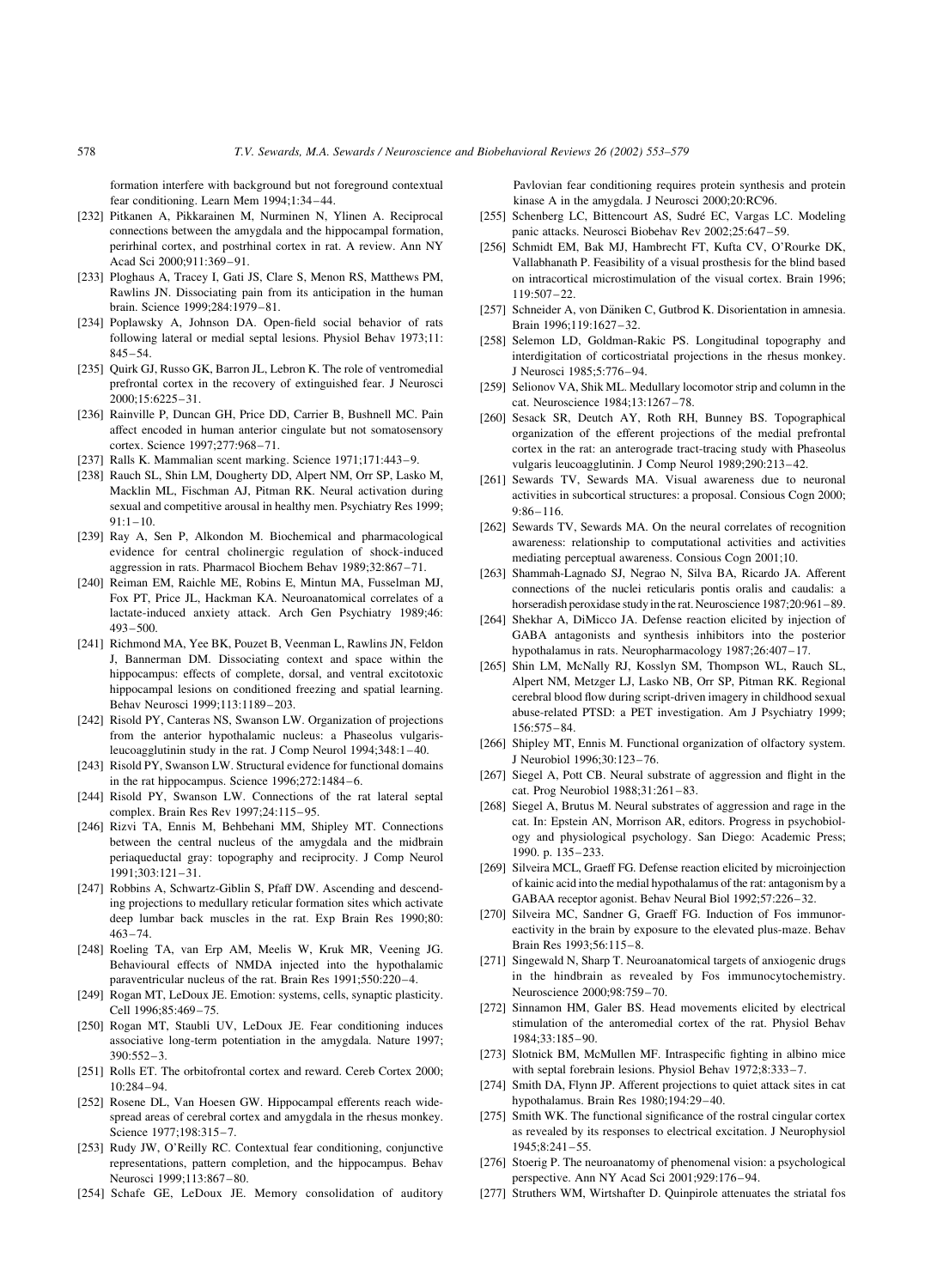formation interfere with background but not foreground contextual fear conditioning. Learn Mem 1994;1:34–44.

[232] Pitkanen A, Pikkarainen M, Nurminen N, Ylinen A. Reciprocal connections between the amygdala and the hippocampal formation, perirhinal cortex, and postrhinal cortex in rat. A review. Ann NY Acad Sci 2000;911:369–91.

[233] Ploghaus A, Tracey I, Gati JS, Clare S, Menon RS, Matthews PM, Rawlins JN. Dissociating pain from its anticipation in the human brain. Science 1999;284:1979–81.

[234] Poplawsky A, Johnson DA. Open-field social behavior of rats following lateral or medial septal lesions. Physiol Behav 1973;11: 845–54.

[235] Quirk GJ, Russo GK, Barron JL, Lebron K. The role of ventromedial prefrontal cortex in the recovery of extinguished fear. J Neurosci 2000;15:6225–31.

[236] Rainville P, Duncan GH, Price DD, Carrier B, Bushnell MC. Pain affect encoded in human anterior cingulate but not somatosensory cortex. Science 1997;277:968–71.

[237] Ralls K. Mammalian scent marking. Science 1971;171:443–9.

[238] Rauch SL, Shin LM, Dougherty DD, Alpert NM, Orr SP, Lasko M, Macklin ML, Fischman AJ, Pitman RK. Neural activation during sexual and competitive arousal in healthy men. Psychiatry Res 1999; 91:1–10.

[239] Ray A, Sen P, Alkondon M. Biochemical and pharmacological evidence for central cholinergic regulation of shock-induced aggression in rats. Pharmacol Biochem Behav 1989;32:867–71.

[240] Reiman EM, Raichle ME, Robins E, Mintun MA, Fusselman MJ, Fox PT, Price JL, Hackman KA. Neuroanatomical correlates of a lactate-induced anxiety attack. Arch Gen Psychiatry 1989;46: 493–500.

[241] Richmond MA, Yee BK, Pouzet B, Veenman L, Rawlins JN, Feldon J, Bannerman DM. Dissociating context and space within the hippocampus: effects of complete, dorsal, and ventral excitotoxic hippocampal lesions on conditioned freezing and spatial learning. Behav Neurosci 1999;113:1189–203.

[242] Risold PY, Canteras NS, Swanson LW. Organization of projections from the anterior hypothalamic nucleus: a Phaseolus vulgaris-leucoagglutinin study in the rat. J Comp Neurol 1994;348:1–40.

[243] Risold PY, Swanson LW. Structural evidence for functional domains in the rat hippocampus. Science 1996;272:1484–6.

[244] Risold PY, Swanson LW. Connections of the rat lateral septal complex. Brain Res Rev 1997;24:115–95.

[246] Rizvi TA, Ennis M, Behbehani MM, Shipley MT. Connections between the central nucleus of the amygdala and the midbrain periaqueductal gray: topography and reciprocity. J Comp Neurol 1991;303:121–31.

[247] Robbins A, Schwartz-Giblin S, Pfaff DW. Ascending and descending projections to medullary reticular formation sites which activate deep lumbar back muscles in the rat. Exp Brain Res 1990;80: 463–74.

[248] Roeling TA, van Erp AM, Meelis W, Kruk MR, Veening JG. Behavioural effects of NMDA injected into the hypothalamic paraventricular nucleus of the rat. Brain Res 1991;550:220–4.

[249] Rogan MT, LeDoux JE. Emotion: systems, cells, synaptic plasticity. Cell 1996;85:469–75.

[250] Rogan MT, Staubli UV, LeDoux JE. Fear conditioning induces associative long-term potentiation in the amygdala. Nature 1997; 390:552–3.

[251] Rolls ET. The orbitofrontal cortex and reward. Cereb Cortex 2000; 10:284–94.

[252] Rosene DL, Van Hoesen GW. Hippocampal efferents reach widespread areas of cerebral cortex and amygdala in the rhesus monkey. Science 1977;198:315–7.

[253] Rudy JW, O'Reilly RC. Contextual fear conditioning, conjunctive representations, pattern completion, and the hippocampus. Behav Neurosci 1999;113:867–80.

[254] Schafe GE, LeDoux JE. Memory consolidation of auditory Pavlovian fear conditioning requires protein synthesis and protein kinase A in the amygdala. J Neurosci 2000;20:RC96.

[255] Schenberg LC, Bittencourt AS, Sudré EC, Vargas LC. Modeling panic attacks. Neurosci Biobehav Rev 2002;25:647–59.

[256] Schmidt EM, Bak MJ, Hambrecht FT, Kufta CV, O'Rourke DK, Vallabhanath P. Feasibility of a visual prosthesis for the blind based on intracortical microstimulation of the visual cortex. Brain 1996; 119:507–22.

[257] Schneider A, von Däniken C, Gutbrod K. Disorientation in amnesia. Brain 1996;119:1627–32.

[258] Selemon LD, Goldman-Rakic PS. Longitudinal topography and interdigitation of corticostriatal projections in the rhesus monkey. J Neurosci 1985;5:776–94.

[259] Selionov VA, Shik ML. Medullary locomotor strip and column in the cat. Neuroscience 1984;13:1267–78.

[260] Sesack SR, Deutch AY, Roth RH, Bunney BS. Topographical organization of the efferent projections of the medial prefrontal cortex in the rat: an anterograde tract-tracing study with Phaseolus vulgaris leucoagglutinin. J Comp Neurol 1989;290:213–42.

[261] Sewards TV, Sewards MA. Visual awareness due to neuronal activities in subcortical structures: a proposal. Consious Cogn 2000; 9:86–116.

[262] Sewards TV, Sewards MA. On the neural correlates of recognition awareness: relationship to computational activities and activities mediating perceptual awareness. Consious Cogn 2001;10.

[263] Shammah-Lagnado SJ, Negrao N, Silva BA, Ricardo JA. Afferent connections of the nuclei reticularis pontis oralis and caudalis: a horseradish peroxidase study in the rat. Neuroscience 1987;20:961–89.

[264] Shekhar A, DiMicco JA. Defense reaction elicited by injection of GABA antagonists and synthesis inhibitors into the posterior hypothalamus in rats. Neuropharmacology 1987;26:407–17.

[265] Shin LM, McNally RJ, Kosslyn SM, Thompson WL, Rauch SL, Alpert NM, Metzger LJ, Lasko NB, Orr SP, Pitman RK. Regional cerebral blood flow during script-driven imagery in childhood sexual abuse-related PTSD: a PET investigation. Am J Psychiatry 1999; 156:575–84.

[266] Shipley MT, Ennis M. Functional organization of olfactory system. J Neurobiol 1996;30:123–76.

[267] Siegel A, Pott CB. Neural substrate of aggression and flight in the cat. Prog Neurobiol 1988;31:261–83.

[268] Siegel A, Brutus M. Neural substrates of aggression and rage in the cat. In: Epstein AN, Morrison AR, editors. Progress in psychobiology and physiological psychology. San Diego: Academic Press; 1990. p. 135–233.

[269] Silveira MCL, Graeff FG. Defense reaction elicited by microinjection of kainic acid into the medial hypothalamus of the rat: antagonism by a GABAA receptor agonist. Behav Neural Biol 1992;57:226–32.

[270] Silveira MC, Sandner G, Graeff FG. Induction of Fos immunoreactivity in the brain by exposure to the elevated plus-maze. Behav Brain Res 1993;56:115–8.

[271] Singewald N, Sharp T. Neuroanatomical targets of anxiogenic drugs in the hindbrain as revealed by Fos immunocytochemistry. Neuroscience 2000;98:759–70.

[272] Sinnamon HM, Galer BS. Head movements elicited by electrical stimulation of the anteromedial cortex of the rat. Physiol Behav 1984;33:185–90.

[273] Slotnick BM, McMullen MF. Intraspecific fighting in albino mice with septal forebrain lesions. Physiol Behav 1972;8:333–7.

[274] Smith DA, Flynn JP. Afferent projections to quiet attack sites in cat hypothalamus. Brain Res 1980;194:29–40.

[275] Smith WK. The functional significance of the rostral cingular cortex as revealed by its responses to electrical excitation. J Neurophysiol 1945;8:241–55.

[276] Stoerig P. The neuroanatomy of phenomenal vision: a psychological perspective. Ann NY Acad Sci 2001;929:176–94.

[277] Struthers WM, Wirtshafter D. Quinpirole attenuates the striatal fos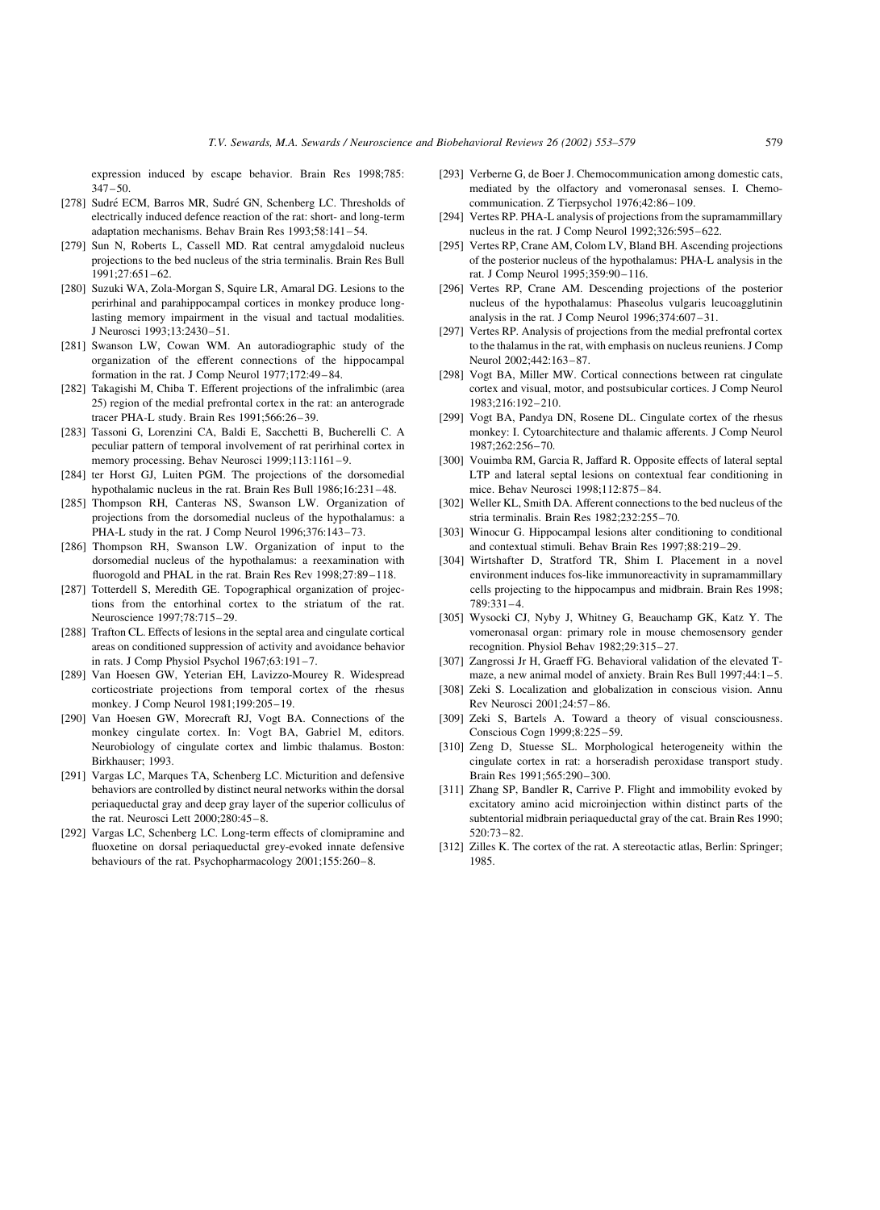expression induced by escape behavior. Brain Res 1998;785: 347–50.

[278] Sudré ECM, Barros MR, Sudré GN, Schenberg LC. Thresholds of electrically induced defence reaction of the rat: short- and long-term adaptation mechanisms. Behav Brain Res 1993;58:141–54.

[279] Sun N, Roberts L, Cassell MD. Rat central amygdaloid nucleus projections to the bed nucleus of the stria terminalis. Brain Res Bull 1991;27:651–62.

[280] Suzuki WA, Zola-Morgan S, Squire LR, Amaral DG. Lesions to the perirhinal and parahippocampal cortices in monkey produce long-lasting memory impairment in the visual and tactual modalities. J Neurosci 1993;13:2430–51.

[281] Swanson LW, Cowan WM. An autoradiographic study of the organization of the efferent connections of the hippocampal formation in the rat. J Comp Neurol 1977;172:49–84.

[282] Takagishi M, Chiba T. Efferent projections of the infralimbic (area 25) region of the medial prefrontal cortex in the rat: an anterograde tracer PHA-L study. Brain Res 1991;566:26–39.

[283] Tassoni G, Lorenzini CA, Baldi E, Sacchetti B, Bucherelli C. A peculiar pattern of temporal involvement of rat perirhinal cortex in memory processing. Behav Neurosci 1999;113:1161–9.

[284] ter Horst GJ, Luiten PGM. The projections of the dorsomedial hypothalamic nucleus in the rat. Brain Res Bull 1986;16:231–48.

[285] Thompson RH, Canteras NS, Swanson LW. Organization of projections from the dorsomedial nucleus of the hypothalamus: a PHA-L study in the rat. J Comp Neurol 1996;376:143–73.

[286] Thompson RH, Swanson LW. Organization of input to the dorsomedial nucleus of the hypothalamus: a reexamination with fluorogold and PHAL in the rat. Brain Res Rev 1998;27:89–118.

[287] Totterdell S, Meredith GE. Topographical organization of projections from the entorhinal cortex to the striatum of the rat. Neuroscience 1997;78:715–29.

[288] Trafton CL. Effects of lesions in the septal area and cingulate cortical areas on conditioned suppression of activity and avoidance behavior in rats. J Comp Physiol Psychol 1967;63:191–7.

[289] Van Hoesen GW, Yeterian EH, Lavizzo-Mourey R. Widespread corticostriate projections from temporal cortex of the rhesus monkey. J Comp Neurol 1981;199:205–19.

[290] Van Hoesen GW, Morecraft RJ, Vogt BA. Connections of the monkey cingulate cortex. In: Vogt BA, Gabriel M, editors. Neurobiology of cingulate cortex and limbic thalamus. Boston: Birkhauser; 1993.

[291] Vargas LC, Marques TA, Schenberg LC. Micturition and defensive behaviors are controlled by distinct neural networks within the dorsal periaqueductal gray and deep gray layer of the superior colliculus of the rat. Neurosci Lett 2000;280:45–8.

[292] Vargas LC, Schenberg LC. Long-term effects of clomipramine and fluoxetine on dorsal periaqueductal grey-evoked innate defensive behaviours of the rat. Psychopharmacology 2001;155:260–8.

[293] Verberne G, de Boer J. Chemocommunication among domestic cats, mediated by the olfactory and vomeronasal senses. I. Chemocommunication. Z Tierpsychol 1976;42:86–109.

[294] Vertes RP. PHA-L analysis of projections from the supramammillary nucleus in the rat. J Comp Neurol 1992;326:595–622.

[295] Vertes RP, Crane AM, Colom LV, Bland BH. Ascending projections of the posterior nucleus of the hypothalamus: PHA-L analysis in the rat. J Comp Neurol 1995;359:90–116.

[296] Vertes RP, Crane AM. Descending projections of the posterior nucleus of the hypothalamus: Phaseolus vulgaris leucoagglutinin analysis in the rat. J Comp Neurol 1996;374:607–31.

[297] Vertes RP. Analysis of projections from the medial prefrontal cortex to the thalamus in the rat, with emphasis on nucleus reuniens. J Comp Neurol 2002;442:163–87.

[298] Vogt BA, Miller MW. Cortical connections between rat cingulate cortex and visual, motor, and postsubicular cortices. J Comp Neurol 1983;216:192–210.

[299] Vogt BA, Pandya DN, Rosene DL. Cingulate cortex of the rhesus monkey: I. Cytoarchitecture and thalamic afferents. J Comp Neurol 1987;262:256–70.

[300] Vouimba RM, Garcia R, Jaffard R. Opposite effects of lateral septal LTP and lateral septal lesions on contextual fear conditioning in mice. Behav Neurosci 1998;112:875–84.

[302] Weller KL, Smith DA. Afferent connections to the bed nucleus of the stria terminalis. Brain Res 1982;232:255–70.

[303] Winocur G. Hippocampal lesions alter conditioning to conditional and contextual stimuli. Behav Brain Res 1997;88:219–29.

[304] Wirtshafter D, Stratford TR, Shim I. Placement in a novel environment induces fos-like immunoreactivity in supramammillary cells projecting to the hippocampus and midbrain. Brain Res 1998; 789:331–4.

[305] Wysocki CJ, Nyby J, Whitney G, Beauchamp GK, Katz Y. The vomeronasal organ: primary role in mouse chemosensory gender recognition. Physiol Behav 1982;29:315–27.

[307] Zangrossi Jr H, Graeff FG. Behavioral validation of the elevated T-maze, a new animal model of anxiety. Brain Res Bull 1997;44:1–5.

[308] Zeki S. Localization and globalization in conscious vision. Annu Rev Neurosci 2001;24:57–86.

[309] Zeki S, Bartels A. Toward a theory of visual consciousness. Conscious Cogn 1999;8:225–59.

[310] Zeng D, Stuesse SL. Morphological heterogeneity within the cingulate cortex in rat: a horseradish peroxidase transport study. Brain Res 1991;565:290–300.

[311] Zhang SP, Bandler R, Carrive P. Flight and immobility evoked by excitatory amino acid microinjection within distinct parts of the subtentorial midbrain periaqueductal gray of the cat. Brain Res 1990; 520:73–82.

[312] Zilles K. The cortex of the rat. A stereotactic atlas, Berlin: Springer; 1985.